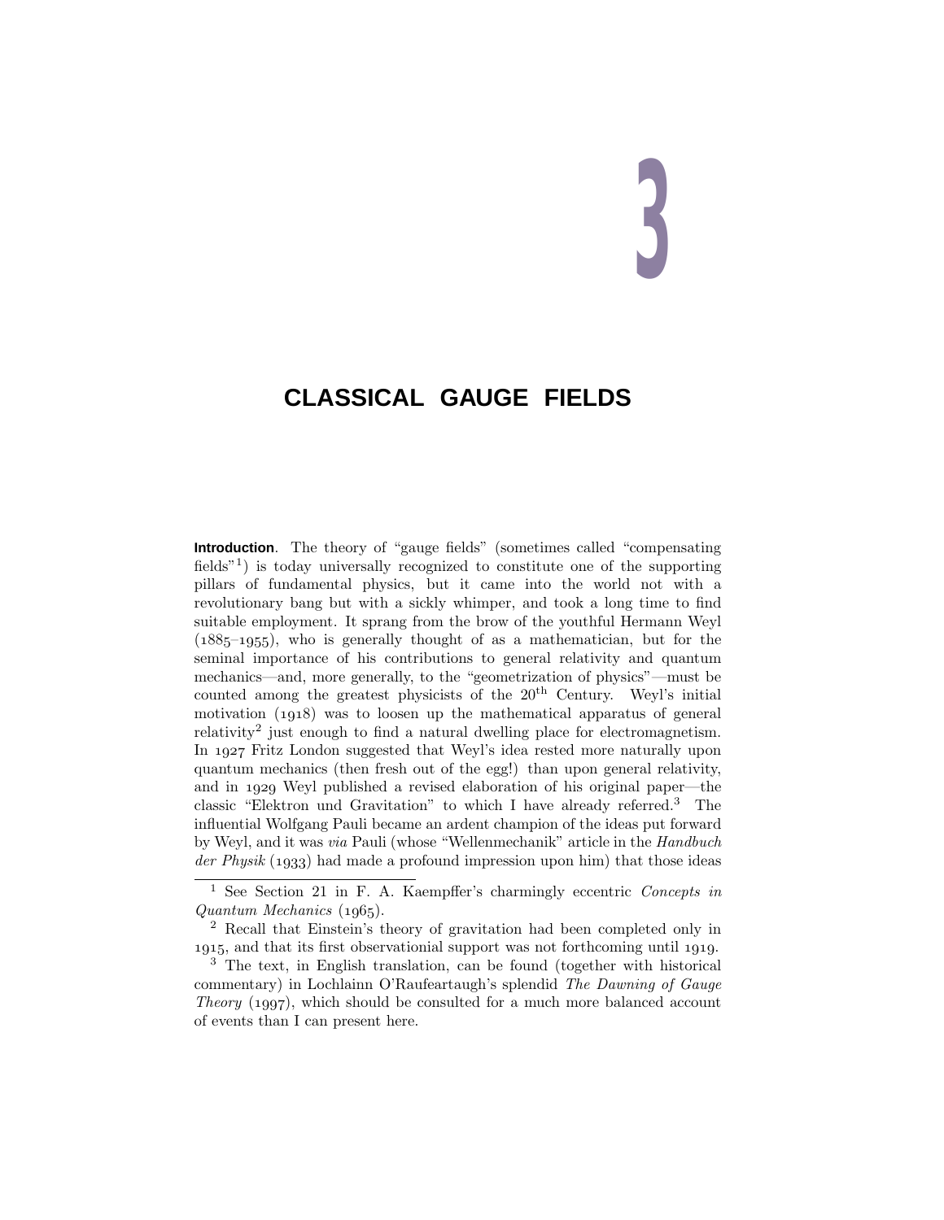# 3

# CLASSICAL GAUGE FIELDS

**Introduction**. The theory of "gauge fields" (sometimes called "compensating fields"[1]) is today universally recognized to constitute one of the supporting pillars of fundamental physics, but it came into the world not with a revolutionary bang but with a sickly whimper, and took a long time to find suitable employment. It sprang from the brow of the youthful Hermann Weyl (1885–1955), who is generally thought of as a mathematician, but for the seminal importance of his contributions to general relativity and quantum mechanics—and, more generally, to the "geometrization of physics"—must be counted among the greatest physicists of the 20$^{\text{th}}$ Century. Weyl's initial motivation (1918) was to loosen up the mathematical apparatus of general relativity[2] just enough to find a natural dwelling place for electromagnetism. In 1927 Fritz London suggested that Weyl's idea rested more naturally upon quantum mechanics (then fresh out of the egg!) than upon general relativity, and in 1929 Weyl published a revised elaboration of his original paper—the classic "Elektron und Gravitation" to which I have already referred.[3] The influential Wolfgang Pauli became an ardent champion of the ideas put forward by Weyl, and it was *via* Pauli (whose "Wellenmechanik" article in the *Handbuch der Physik* (1933) had made a profound impression upon him) that those ideas

---

[1] See Section 21 in F. A. Kaempffer's charmingly eccentric *Concepts in Quantum Mechanics* (1965).

[2] Recall that Einstein's theory of gravitation had been completed only in 1915, and that its first observationial support was not forthcoming until 1919.

[3] The text, in English translation, can be found (together with historical commentary) in Lochlainn O'Raufeartaugh's splendid *The Dawning of Gauge Theory* (1997), which should be consulted for a much more balanced account of events than I can present here.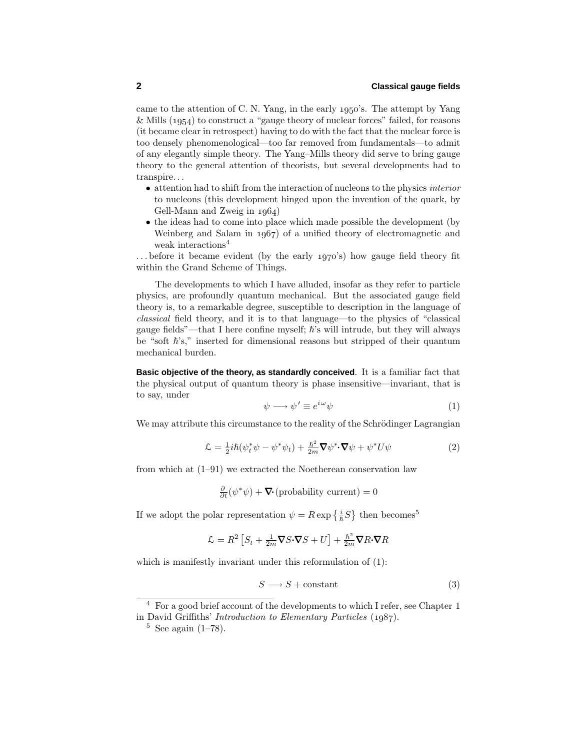came to the attention of C. N. Yang, in the early 1950's. The attempt by Yang & Mills (1954) to construct a "gauge theory of nuclear forces" failed, for reasons (it became clear in retrospect) having to do with the fact that the nuclear force is too densely phenomenological—too far removed from fundamentals—to admit of any elegantly simple theory. The Yang–Mills theory did serve to bring gauge theory to the general attention of theorists, but several developments had to transpire. . .

- attention had to shift from the interaction of nucleons to the physics *interior* to nucleons (this development hinged upon the invention of the quark, by Gell-Mann and Zweig in 1964)
- the ideas had to come into place which made possible the development (by Weinberg and Salam in 1967) of a unified theory of electromagnetic and weak interactions[4]

. . . before it became evident (by the early 1970's) how gauge field theory fit within the Grand Scheme of Things.

The developments to which I have alluded, insofar as they refer to particle physics, are profoundly quantum mechanical. But the associated gauge field theory is, to a remarkable degree, susceptible to description in the language of *classical* field theory, and it is to that language—to the physics of "classical gauge fields"—that I here confine myself; $\hbar$'s will intrude, but they will always be "soft $\hbar$'s," inserted for dimensional reasons but stripped of their quantum mechanical burden.

**Basic objective of the theory, as standardly conceived**. It is a familiar fact that the physical output of quantum theory is phase insensitive—invariant, that is to say, under

$$\psi \longrightarrow \psi' \equiv e^{i\omega}\psi \tag{1}$$

We may attribute this circumstance to the reality of the Schrödinger Lagrangian

$$\mathcal{L} = \tfrac{1}{2}i\hbar(\psi_t^*\psi - \psi^*\psi_t) + \tfrac{\hbar^2}{2m}\boldsymbol{\nabla}\psi^*\!\cdot\!\boldsymbol{\nabla}\psi + \psi^*U\psi \tag{2}$$

from which at (1–91) we extracted the Noetherean conservation law

$$\tfrac{\partial}{\partial t}(\psi^*\psi) + \boldsymbol{\nabla}\!\cdot(\text{probability current}) = 0$$

If we adopt the polar representation $\psi = R\exp\left\{\frac{i}{\hbar}S\right\}$ then becomes[5]

$$\mathcal{L} = R^2\left[S_t + \tfrac{1}{2m}\boldsymbol{\nabla}S\!\cdot\!\boldsymbol{\nabla}S + U\right] + \tfrac{\hbar^2}{2m}\boldsymbol{\nabla}R\!\cdot\!\boldsymbol{\nabla}R$$

which is manifestly invariant under this reformulation of (1):

$$S \longrightarrow S + \text{constant} \tag{3}$$

---

[4] For a good brief account of the developments to which I refer, see Chapter 1 in David Griffiths' *Introduction to Elementary Particles* (1987).

[5] See again (1–78).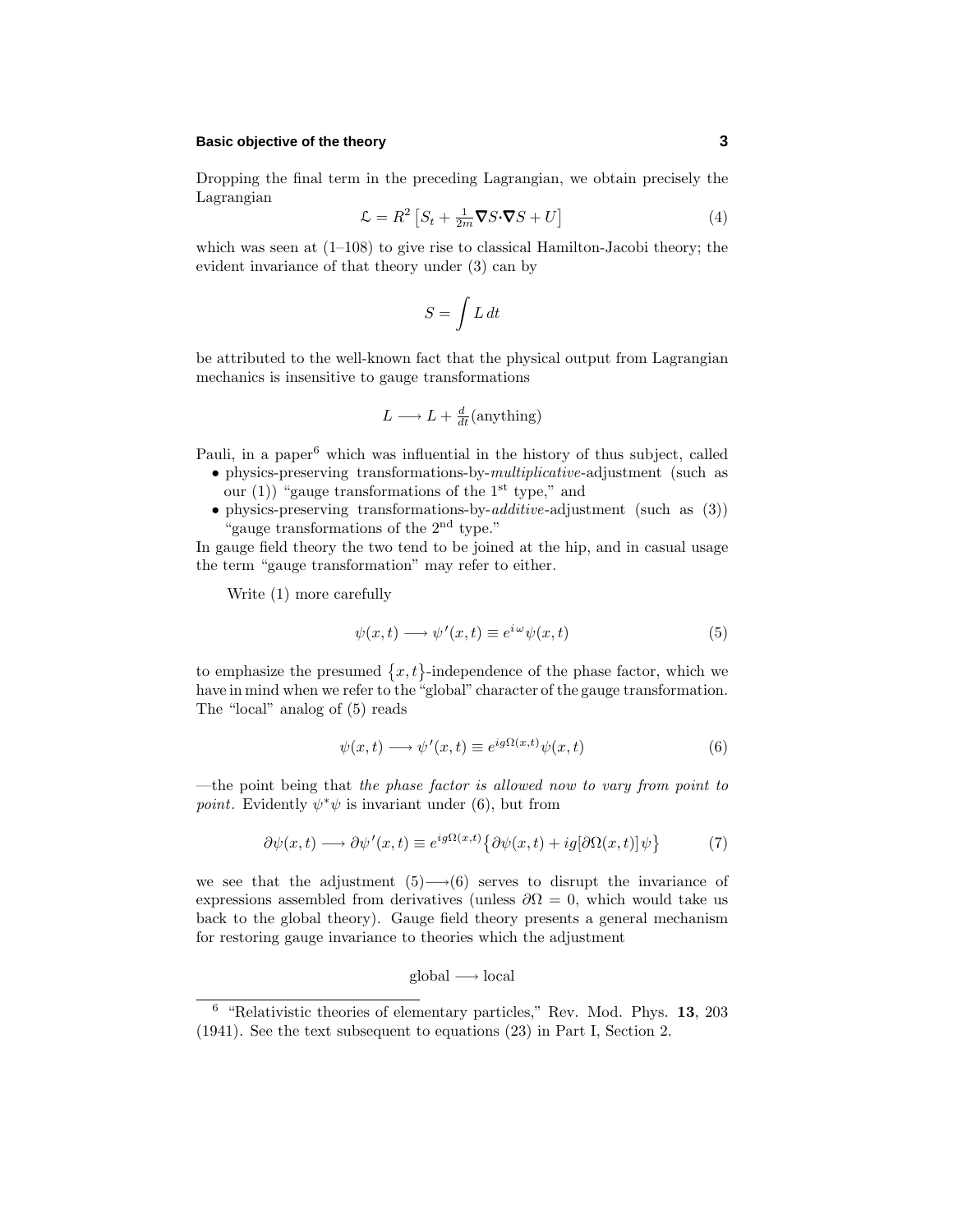Dropping the final term in the preceding Lagrangian, we obtain precisely the Lagrangian

$$\mathcal{L} = R^2\left[S_t + \tfrac{1}{2m}\nabla S\cdot\nabla S + U\right] \tag{4}$$

which was seen at (1–108) to give rise to classical Hamilton-Jacobi theory; the evident invariance of that theory under (3) can by

$$S = \int L\,dt$$

be attributed to the well-known fact that the physical output from Lagrangian mechanics is insensitive to gauge transformations

$$L \longrightarrow L + \tfrac{d}{dt}(\text{anything})$$

Pauli, in a paper[6] which was influential in the history of thus subject, called

- physics-preserving transformations-by-*multiplicative*-adjustment (such as our (1)) "gauge transformations of the 1st type," and
- physics-preserving transformations-by-*additive*-adjustment (such as (3)) "gauge transformations of the 2nd type."

In gauge field theory the two tend to be joined at the hip, and in casual usage the term "gauge transformation" may refer to either.

Write (1) more carefully

$$\psi(x,t) \longrightarrow \psi'(x,t) \equiv e^{i\,\omega}\psi(x,t) \tag{5}$$

to emphasize the presumed $\{x,t\}$-independence of the phase factor, which we have in mind when we refer to the "global" character of the gauge transformation. The "local" analog of (5) reads

$$\psi(x,t) \longrightarrow \psi'(x,t) \equiv e^{ig\Omega(x,t)}\psi(x,t) \tag{6}$$

—the point being that *the phase factor is allowed now to vary from point to point*. Evidently $\psi^*\psi$ is invariant under (6), but from

$$\partial\psi(x,t) \longrightarrow \partial\psi'(x,t) \equiv e^{ig\Omega(x,t)}\big\{\partial\psi(x,t) + ig[\partial\Omega(x,t)]\,\psi\big\} \tag{7}$$

we see that the adjustment (5)$\longrightarrow$(6) serves to disrupt the invariance of expressions assembled from derivatives (unless $\partial\Omega = 0$, which would take us back to the global theory). Gauge field theory presents a general mechanism for restoring gauge invariance to theories which the adjustment

$$\text{global} \longrightarrow \text{local}$$

[6] "Relativistic theories of elementary particles," Rev. Mod. Phys. **13**, 203 (1941). See the text subsequent to equations (23) in Part I, Section 2.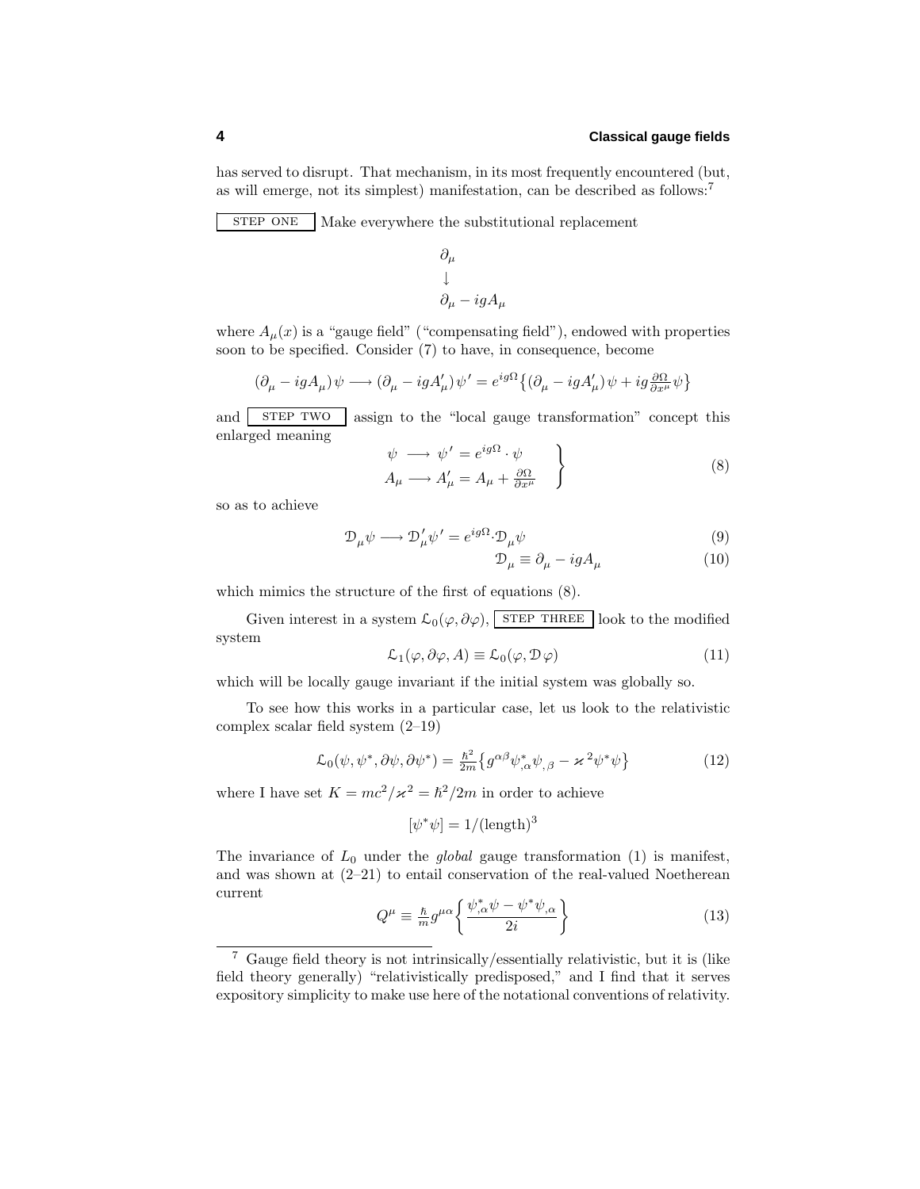has served to disrupt. That mechanism, in its most frequently encountered (but, as will emerge, not its simplest) manifestation, can be described as follows:[7]

STEP ONE Make everywhere the substitutional replacement

$$\begin{array}{l}\partial_\mu \\ \downarrow \\ \partial_\mu - igA_\mu\end{array}$$

where $A_\mu(x)$ is a "gauge field" ("compensating field"), endowed with properties soon to be specified. Consider (7) to have, in consequence, become

$$(\partial_\mu - igA_\mu)\,\psi \longrightarrow (\partial_\mu - igA'_\mu)\,\psi' = e^{ig\Omega}\big\{(\partial_\mu - igA'_\mu)\,\psi + ig\tfrac{\partial\Omega}{\partial x^\mu}\psi\big\}$$

and STEP TWO assign to the "local gauge transformation" concept this enlarged meaning

$$\left.\begin{array}{l}\psi \;\longrightarrow\; \psi' = e^{ig\Omega}\cdot\psi \\ A_\mu \longrightarrow A'_\mu = A_\mu + \frac{\partial\Omega}{\partial x^\mu}\end{array}\right\} \tag{8}$$

so as to achieve

$$\mathcal{D}_\mu\psi \longrightarrow \mathcal{D}'_\mu\psi' = e^{ig\Omega}\cdot\mathcal{D}_\mu\psi \tag{9}$$

$$\mathcal{D}_\mu \equiv \partial_\mu - igA_\mu \tag{10}$$

which mimics the structure of the first of equations (8).

Given interest in a system $\mathcal{L}_0(\varphi, \partial\varphi)$, STEP THREE look to the modified system

$$\mathcal{L}_1(\varphi, \partial\varphi, A) \equiv \mathcal{L}_0(\varphi, \mathcal{D}\,\varphi) \tag{11}$$

which will be locally gauge invariant if the initial system was globally so.

To see how this works in a particular case, let us look to the relativistic complex scalar field system (2–19)

$$\mathcal{L}_0(\psi, \psi^*, \partial\psi, \partial\psi^*) = \tfrac{\hbar^2}{2m}\big\{g^{\alpha\beta}\psi^*_{,\alpha}\psi_{,\beta} - \varkappa^2\psi^*\psi\big\} \tag{12}$$

where I have set $K = mc^2/\varkappa^2 = \hbar^2/2m$ in order to achieve

$$[\psi^*\psi] = 1/(\text{length})^3$$

The invariance of $L_0$ under the *global* gauge transformation (1) is manifest, and was shown at (2–21) to entail conservation of the real-valued Noetherean current

$$Q^\mu \equiv \tfrac{\hbar}{m}g^{\mu\alpha}\bigg\{\frac{\psi^*_{,\alpha}\psi - \psi^*\psi_{,\alpha}}{2i}\bigg\} \tag{13}$$

---

[7] Gauge field theory is not intrinsically/essentially relativistic, but it is (like field theory generally) "relativistically predisposed," and I find that it serves expository simplicity to make use here of the notational conventions of relativity.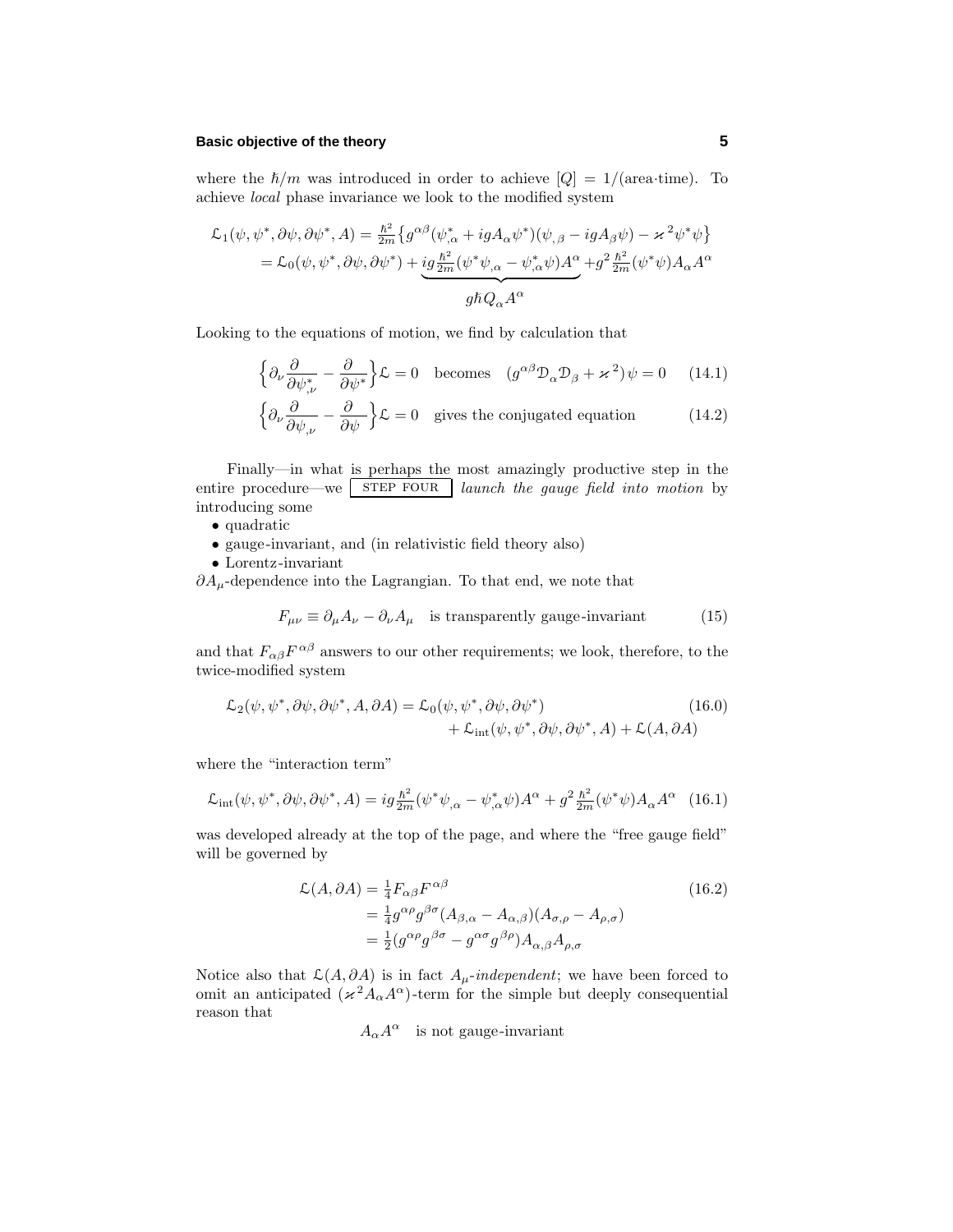where the $\hbar/m$ was introduced in order to achieve $[Q] = 1/(\text{area}\cdot\text{time})$. To achieve *local* phase invariance we look to the modified system

$$
\begin{aligned}
\mathcal{L}_1(\psi,\psi^*,\partial\psi,\partial\psi^*,A) &= \tfrac{\hbar^2}{2m}\big\{g^{\alpha\beta}(\psi^*_{,\alpha}+igA_\alpha\psi^*)(\psi_{,\beta}-igA_\beta\psi)-\varkappa^2\psi^*\psi\big\}\\
&= \mathcal{L}_0(\psi,\psi^*,\partial\psi,\partial\psi^*) + \underbrace{ig\tfrac{\hbar^2}{2m}(\psi^*\psi_{,\alpha}-\psi^*_{,\alpha}\psi)A^\alpha}_{g\hbar Q_\alpha A^\alpha} + g^2\tfrac{\hbar^2}{2m}(\psi^*\psi)A_\alpha A^\alpha
\end{aligned}
$$

Looking to the equations of motion, we find by calculation that

$$
\Big\{\partial_\nu\frac{\partial}{\partial\psi^*_{,\nu}}-\frac{\partial}{\partial\psi^*}\Big\}\mathcal{L}=0 \quad\text{becomes}\quad (g^{\alpha\beta}\mathcal{D}_\alpha\mathcal{D}_\beta+\varkappa^2)\psi=0 \tag{14.1}
$$

$$
\Big\{\partial_\nu\frac{\partial}{\partial\psi_{,\nu}}-\frac{\partial}{\partial\psi}\Big\}\mathcal{L}=0 \quad\text{gives the conjugated equation} \tag{14.2}
$$

Finally—in what is perhaps the most amazingly productive step in the entire procedure—we STEP FOUR *launch the gauge field into motion* by introducing some

- quadratic
- gauge-invariant, and (in relativistic field theory also)
- Lorentz-invariant

$\partial A_\mu$-dependence into the Lagrangian. To that end, we note that

$$
F_{\mu\nu}\equiv\partial_\mu A_\nu-\partial_\nu A_\mu \quad\text{is transparently gauge-invariant} \tag{15}
$$

and that $F_{\alpha\beta}F^{\alpha\beta}$ answers to our other requirements; we look, therefore, to the twice-modified system

$$
\begin{aligned}
\mathcal{L}_2(\psi,\psi^*,\partial\psi,\partial\psi^*,A,\partial A) &= \mathcal{L}_0(\psi,\psi^*,\partial\psi,\partial\psi^*)\\
&\quad + \mathcal{L}_{\text{int}}(\psi,\psi^*,\partial\psi,\partial\psi^*,A)+\mathcal{L}(A,\partial A)
\end{aligned} \tag{16.0}
$$

where the "interaction term"

$$
\mathcal{L}_{\text{int}}(\psi,\psi^*,\partial\psi,\partial\psi^*,A) = ig\tfrac{\hbar^2}{2m}(\psi^*\psi_{,\alpha}-\psi^*_{,\alpha}\psi)A^\alpha + g^2\tfrac{\hbar^2}{2m}(\psi^*\psi)A_\alpha A^\alpha \tag{16.1}
$$

was developed already at the top of the page, and where the "free gauge field" will be governed by

$$
\begin{aligned}
\mathcal{L}(A,\partial A) &= \tfrac{1}{4}F_{\alpha\beta}F^{\alpha\beta}\\
&= \tfrac{1}{4}g^{\alpha\rho}g^{\beta\sigma}(A_{\beta,\alpha}-A_{\alpha,\beta})(A_{\sigma,\rho}-A_{\rho,\sigma})\\
&= \tfrac{1}{2}(g^{\alpha\rho}g^{\beta\sigma}-g^{\alpha\sigma}g^{\beta\rho})A_{\alpha,\beta}A_{\rho,\sigma}
\end{aligned} \tag{16.2}
$$

Notice also that $\mathcal{L}(A,\partial A)$ is in fact $A_\mu$-*independent*; we have been forced to omit an anticipated $(\varkappa^2 A_\alpha A^\alpha)$-term for the simple but deeply consequential reason that

$$
A_\alpha A^\alpha \quad\text{is not gauge-invariant}
$$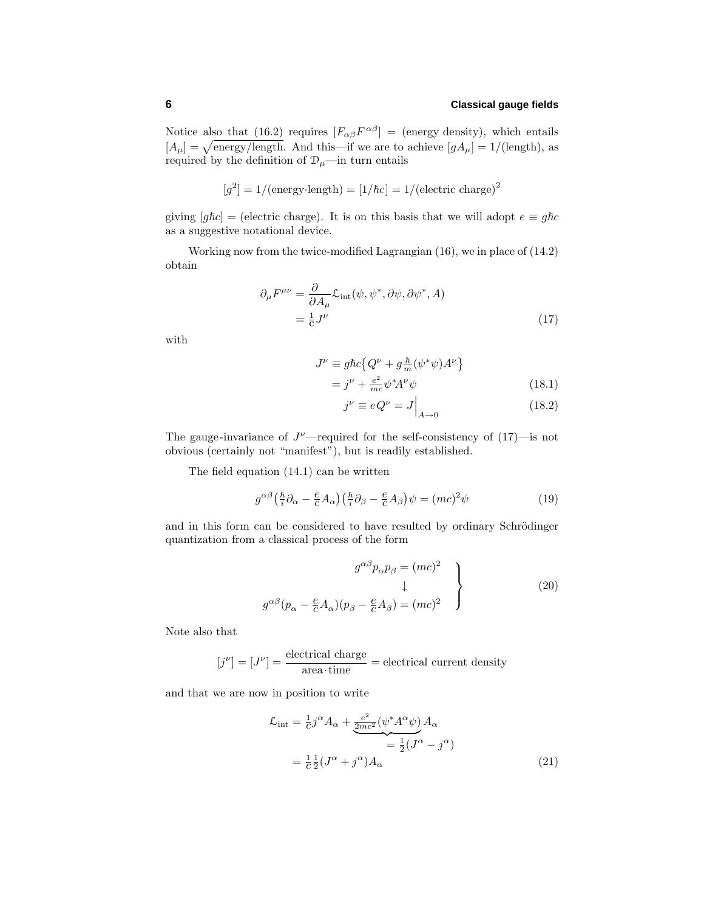Notice also that (16.2) requires $[F_{\alpha\beta}F^{\alpha\beta}] = $ (energy density), which entails $[A_\mu] = \sqrt{\text{energy/length}}$. And this—if we are to achieve $[gA_\mu] = 1/(\text{length})$, as required by the definition of $\mathcal{D}_\mu$—in turn entails

$$[g^2] = 1/(\text{energy}\cdot\text{length}) = [1/\hbar c] = 1/(\text{electric charge})^2$$

giving $[g\hbar c] = $ (electric charge). It is on this basis that we will adopt $e \equiv g\hbar c$ as a suggestive notational device.

Working now from the twice-modified Lagrangian (16), we in place of (14.2) obtain

$$\begin{aligned} \partial_\mu F^{\mu\nu} &= \frac{\partial}{\partial A_\mu}\mathcal{L}_{\text{int}}(\psi, \psi^*, \partial\psi, \partial\psi^*, A) \\ &= \tfrac{1}{c}J^\nu \end{aligned} \tag{17}$$

with

$$\begin{aligned} J^\nu &\equiv g\hbar c\big\{Q^\nu + g\tfrac{\hbar}{m}(\psi^*\psi)A^\nu\big\} \\ &= j^\nu + \tfrac{e^2}{mc}\psi^* A^\nu\psi \end{aligned} \tag{18.1}$$

$$j^\nu \equiv eQ^\nu = J\Big|_{A\to 0} \tag{18.2}$$

The gauge-invariance of $J^\nu$—required for the self-consistency of (17)—is not obvious (certainly not "manifest"), but is readily established.

The field equation (14.1) can be written

$$g^{\alpha\beta}\big(\tfrac{\hbar}{i}\partial_\alpha - \tfrac{e}{c}A_\alpha\big)\big(\tfrac{\hbar}{i}\partial_\beta - \tfrac{e}{c}A_\beta\big)\psi = (mc)^2\psi \tag{19}$$

and in this form can be considered to have resulted by ordinary Schrödinger quantization from a classical process of the form

$$\left.\begin{aligned} g^{\alpha\beta}p_\alpha p_\beta &= (mc)^2 \\ &\downarrow \\ g^{\alpha\beta}(p_\alpha - \tfrac{e}{c}A_\alpha)(p_\beta - \tfrac{e}{c}A_\beta) &= (mc)^2 \end{aligned}\right\} \tag{20}$$

Note also that

$$[j^\nu] = [J^\nu] = \frac{\text{electrical charge}}{\text{area}\cdot\text{time}} = \text{electrical current density}$$

and that we are now in position to write

$$\begin{aligned} \mathcal{L}_{\text{int}} &= \tfrac{1}{c}j^\alpha A_\alpha + \underbrace{\tfrac{e^2}{2mc^2}(\psi^* A^\alpha\psi)}_{=\,\frac{1}{2}(J^\alpha - j^\alpha)} A_\alpha \\ &= \tfrac{1}{c}\tfrac{1}{2}(J^\alpha + j^\alpha)A_\alpha \end{aligned} \tag{21}$$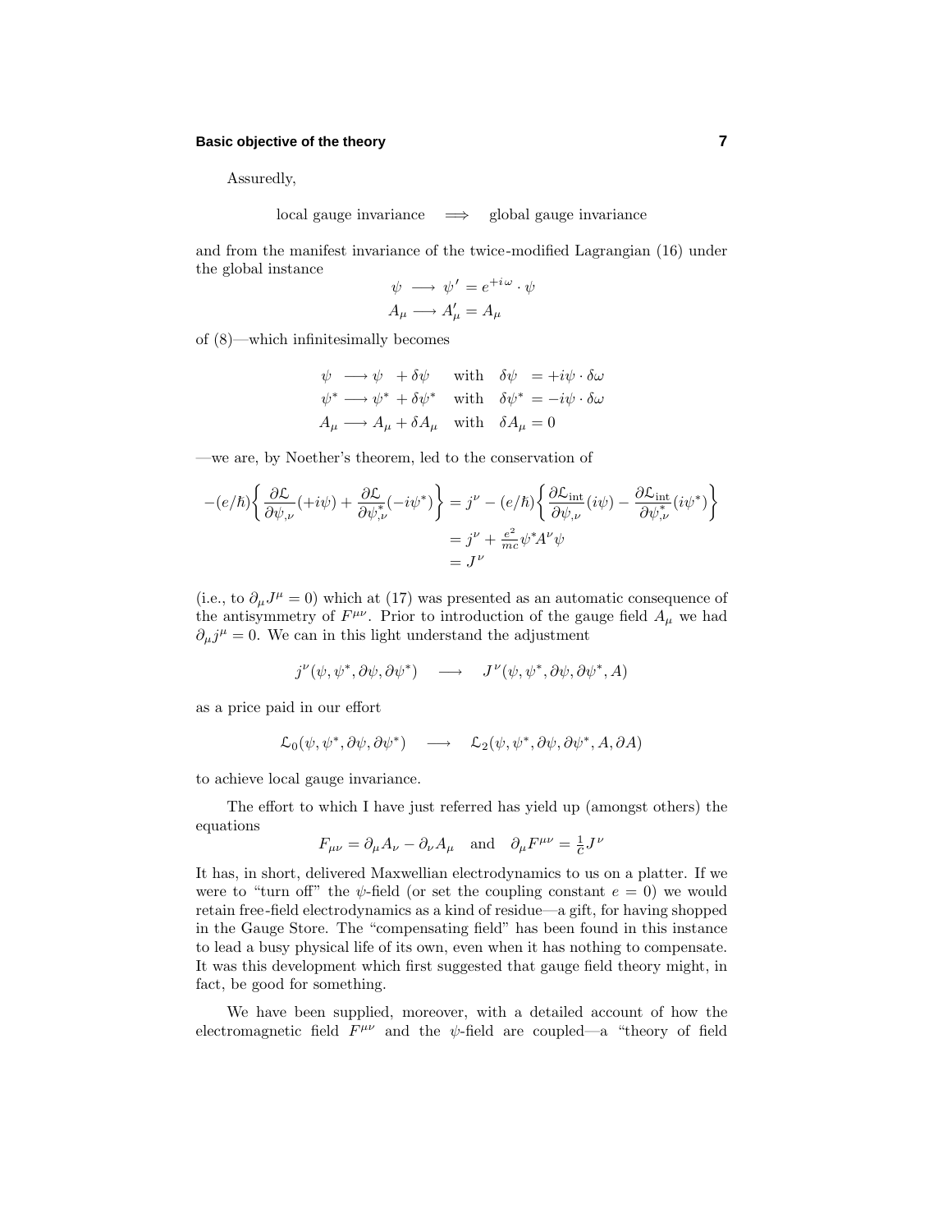Assuredly,

$$\text{local gauge invariance} \quad \Longrightarrow \quad \text{global gauge invariance}$$

and from the manifest invariance of the twice-modified Lagrangian (16) under the global instance

$$\psi \longrightarrow \psi' = e^{+i\omega} \cdot \psi$$
$$A_\mu \longrightarrow A'_\mu = A_\mu$$

of (8)—which infinitesimally becomes

$$\begin{aligned}
\psi &\longrightarrow \psi \;\;+ \delta\psi \quad &&\text{with} \quad \delta\psi \;\;= +i\psi \cdot \delta\omega \\
\psi^* &\longrightarrow \psi^* + \delta\psi^* \quad &&\text{with} \quad \delta\psi^* = -i\psi \cdot \delta\omega \\
A_\mu &\longrightarrow A_\mu + \delta A_\mu \quad &&\text{with} \quad \delta A_\mu = 0
\end{aligned}$$

—we are, by Noether's theorem, led to the conservation of

$$\begin{aligned}
-(e/\hbar)\left\{ \frac{\partial \mathcal{L}}{\partial \psi_{,\nu}}(+i\psi) + \frac{\partial \mathcal{L}}{\partial \psi^*_{,\nu}}(-i\psi^*) \right\} &= j^\nu - (e/\hbar)\left\{ \frac{\partial \mathcal{L}_{\text{int}}}{\partial \psi_{,\nu}}(i\psi) - \frac{\partial \mathcal{L}_{\text{int}}}{\partial \psi^*_{,\nu}}(i\psi^*) \right\} \\
&= j^\nu + \tfrac{e^2}{mc}\psi^* A^\nu \psi \\
&= J^\nu
\end{aligned}$$

(i.e., to $\partial_\mu J^\mu = 0$) which at (17) was presented as an automatic consequence of the antisymmetry of $F^{\mu\nu}$. Prior to introduction of the gauge field $A_\mu$ we had $\partial_\mu j^\mu = 0$. We can in this light understand the adjustment

$$j^\nu(\psi, \psi^*, \partial\psi, \partial\psi^*) \quad \longrightarrow \quad J^\nu(\psi, \psi^*, \partial\psi, \partial\psi^*, A)$$

as a price paid in our effort

$$\mathcal{L}_0(\psi, \psi^*, \partial\psi, \partial\psi^*) \quad \longrightarrow \quad \mathcal{L}_2(\psi, \psi^*, \partial\psi, \partial\psi^*, A, \partial A)$$

to achieve local gauge invariance.

The effort to which I have just referred has yield up (amongst others) the equations

$$F_{\mu\nu} = \partial_\mu A_\nu - \partial_\nu A_\mu \quad \text{and} \quad \partial_\mu F^{\mu\nu} = \tfrac{1}{c} J^\nu$$

It has, in short, delivered Maxwellian electrodynamics to us on a platter. If we were to "turn off" the $\psi$-field (or set the coupling constant $e = 0$) we would retain free-field electrodynamics as a kind of residue—a gift, for having shopped in the Gauge Store. The "compensating field" has been found in this instance to lead a busy physical life of its own, even when it has nothing to compensate. It was this development which first suggested that gauge field theory might, in fact, be good for something.

We have been supplied, moreover, with a detailed account of how the electromagnetic field $F^{\mu\nu}$ and the $\psi$-field are coupled—a "theory of field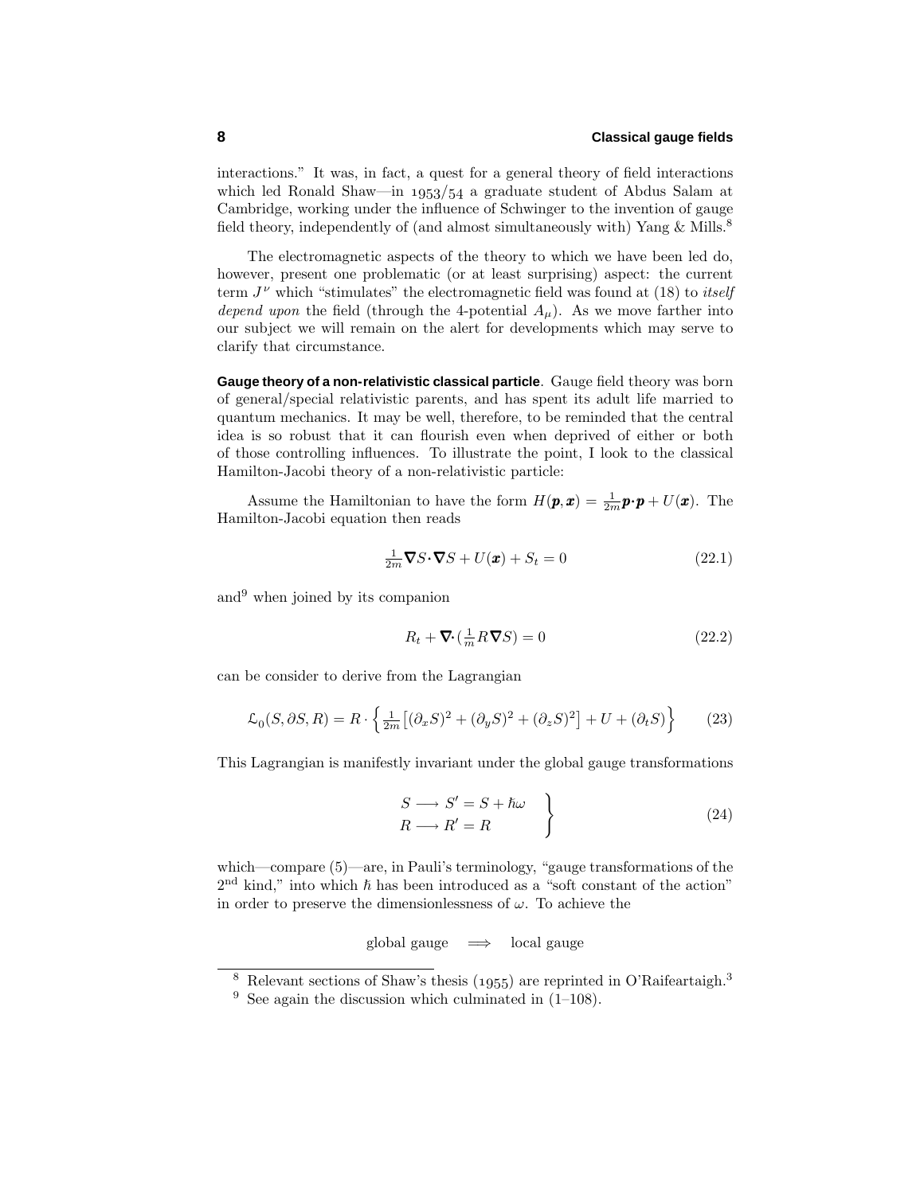interactions." It was, in fact, a quest for a general theory of field interactions which led Ronald Shaw—in 1953/54 a graduate student of Abdus Salam at Cambridge, working under the influence of Schwinger to the invention of gauge field theory, independently of (and almost simultaneously with) Yang & Mills.[8]

The electromagnetic aspects of the theory to which we have been led do, however, present one problematic (or at least surprising) aspect: the current term $J^\nu$ which "stimulates" the electromagnetic field was found at (18) to *itself depend upon* the field (through the 4-potential $A_\mu$). As we move farther into our subject we will remain on the alert for developments which may serve to clarify that circumstance.

**Gauge theory of a non-relativistic classical particle**. Gauge field theory was born of general/special relativistic parents, and has spent its adult life married to quantum mechanics. It may be well, therefore, to be reminded that the central idea is so robust that it can flourish even when deprived of either or both of those controlling influences. To illustrate the point, I look to the classical Hamilton-Jacobi theory of a non-relativistic particle:

Assume the Hamiltonian to have the form $H(\boldsymbol{p},\boldsymbol{x}) = \frac{1}{2m}\boldsymbol{p}\cdot\boldsymbol{p} + U(\boldsymbol{x})$. The Hamilton-Jacobi equation then reads

$$\tfrac{1}{2m}\boldsymbol{\nabla}S\cdot\boldsymbol{\nabla}S + U(\boldsymbol{x}) + S_t = 0 \tag{22.1}$$

and[9] when joined by its companion

$$R_t + \boldsymbol{\nabla}\cdot(\tfrac{1}{m}R\boldsymbol{\nabla}S) = 0 \tag{22.2}$$

can be consider to derive from the Lagrangian

$$\mathcal{L}_0(S,\partial S,R) = R\cdot\Big\{\tfrac{1}{2m}\big[(\partial_x S)^2 + (\partial_y S)^2 + (\partial_z S)^2\big] + U + (\partial_t S)\Big\} \tag{23}$$

This Lagrangian is manifestly invariant under the global gauge transformations

$$\left.\begin{array}{l} S \longrightarrow S' = S + \hbar\omega \\ R \longrightarrow R' = R \end{array}\right\} \tag{24}$$

which—compare (5)—are, in Pauli's terminology, "gauge transformations of the 2nd kind," into which $\hbar$ has been introduced as a "soft constant of the action" in order to preserve the dimensionlessness of $\omega$. To achieve the

$$\text{global gauge} \quad \Longrightarrow \quad \text{local gauge}$$

---

[8] Relevant sections of Shaw's thesis (1955) are reprinted in O'Raifeartaigh.[3]

[9] See again the discussion which culminated in (1–108).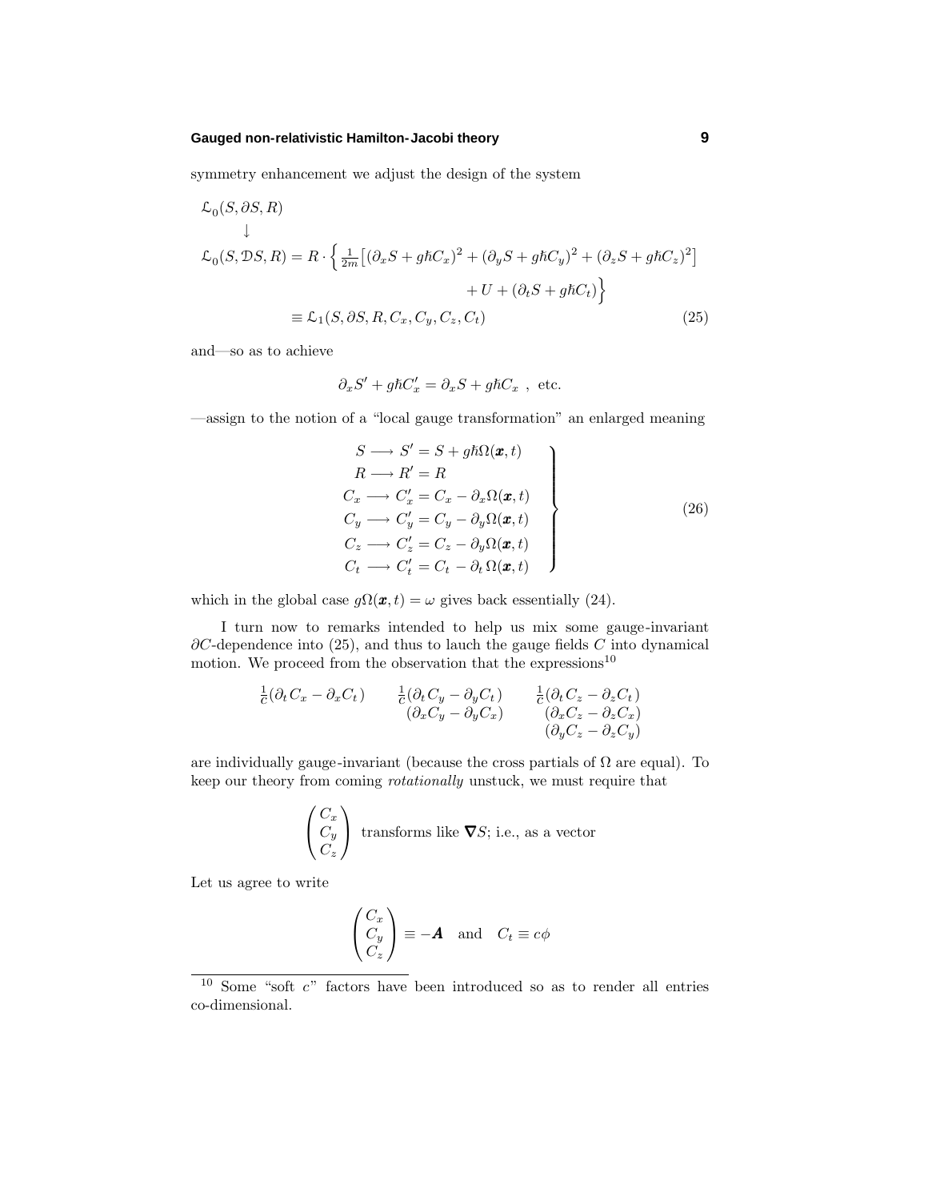symmetry enhancement we adjust the design of the system

$$
\begin{aligned}
&\mathcal{L}_0(S, \partial S, R)\\
&\qquad\downarrow\\
&\mathcal{L}_0(S, \mathcal{D}S, R) = R\cdot\Big\{\tfrac{1}{2m}\big[(\partial_x S + g\hbar C_x)^2 + (\partial_y S + g\hbar C_y)^2 + (\partial_z S + g\hbar C_z)^2\big]\\
&\qquad\qquad\qquad\qquad\qquad + U + (\partial_t S + g\hbar C_t)\Big\}\\
&\qquad\qquad\equiv \mathcal{L}_1(S, \partial S, R, C_x, C_y, C_z, C_t)
\end{aligned}
\tag{25}
$$

and—so as to achieve

$$
\partial_x S' + g\hbar C_x' = \partial_x S + g\hbar C_x \ , \ \text{etc.}
$$

—assign to the notion of a "local gauge transformation" an enlarged meaning

$$
\left.
\begin{aligned}
S &\longrightarrow S' = S + g\hbar\Omega(\boldsymbol{x}, t)\\
R &\longrightarrow R' = R\\
C_x &\longrightarrow C_x' = C_x - \partial_x\Omega(\boldsymbol{x}, t)\\
C_y &\longrightarrow C_y' = C_y - \partial_y\Omega(\boldsymbol{x}, t)\\
C_z &\longrightarrow C_z' = C_z - \partial_y\Omega(\boldsymbol{x}, t)\\
C_t &\longrightarrow C_t' = C_t - \partial_t\Omega(\boldsymbol{x}, t)
\end{aligned}
\right\}
\tag{26}
$$

which in the global case $g\Omega(\boldsymbol{x}, t) = \omega$ gives back essentially (24).

I turn now to remarks intended to help us mix some gauge-invariant $\partial C$-dependence into (25), and thus to lauch the gauge fields $C$ into dynamical motion. We proceed from the observation that the expressions[10]

$$
\begin{array}{ccc}
\frac{1}{c}(\partial_t C_x - \partial_x C_t) & \frac{1}{c}(\partial_t C_y - \partial_y C_t) & \frac{1}{c}(\partial_t C_z - \partial_z C_t)\\
 & (\partial_x C_y - \partial_y C_x) & (\partial_x C_z - \partial_z C_x)\\
 & & (\partial_y C_z - \partial_z C_y)
\end{array}
$$

are individually gauge-invariant (because the cross partials of $\Omega$ are equal). To keep our theory from coming *rotationally* unstuck, we must require that

$$
\begin{pmatrix} C_x\\ C_y\\ C_z \end{pmatrix} \text{ transforms like } \boldsymbol{\nabla}S\text{; i.e., as a vector}
$$

Let us agree to write

$$
\begin{pmatrix} C_x\\ C_y\\ C_z \end{pmatrix} \equiv -\boldsymbol{A} \quad\text{and}\quad C_t \equiv c\phi
$$

[10] Some "soft $c$" factors have been introduced so as to render all entries co-dimensional.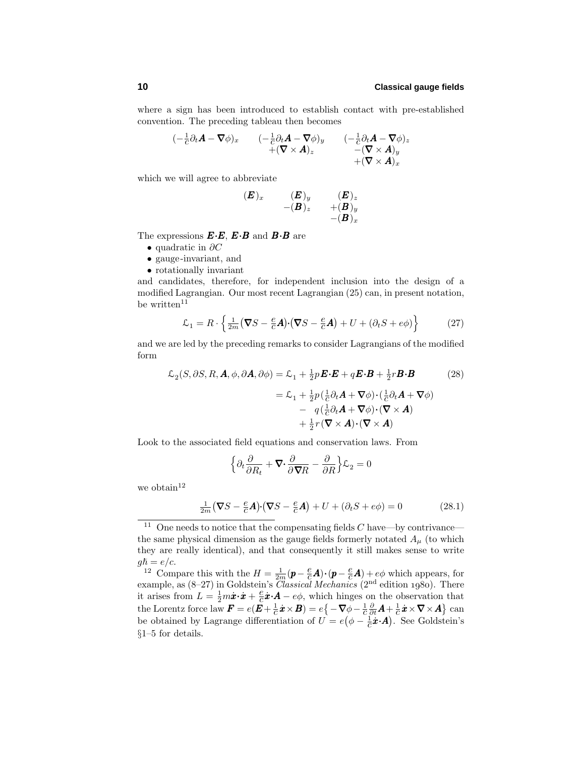where a sign has been introduced to establish contact with pre-established convention. The preceding tableau then becomes

$$
\begin{array}{ccc}
(-\frac{1}{c}\partial_t \boldsymbol{A} - \boldsymbol{\nabla}\phi)_x & (-\frac{1}{c}\partial_t \boldsymbol{A} - \boldsymbol{\nabla}\phi)_y & (-\frac{1}{c}\partial_t \boldsymbol{A} - \boldsymbol{\nabla}\phi)_z \\
 & +(\boldsymbol{\nabla}\times\boldsymbol{A})_z & -(\boldsymbol{\nabla}\times\boldsymbol{A})_y \\
 & & +(\boldsymbol{\nabla}\times\boldsymbol{A})_x
\end{array}
$$

which we will agree to abbreviate

$$
\begin{array}{ccc}
(\boldsymbol{E})_x & (\boldsymbol{E})_y & (\boldsymbol{E})_z \\
 & -(\boldsymbol{B})_z & +(\boldsymbol{B})_y \\
 & & -(\boldsymbol{B})_x
\end{array}
$$

The expressions $\boldsymbol{E}\cdot\boldsymbol{E}$, $\boldsymbol{E}\cdot\boldsymbol{B}$ and $\boldsymbol{B}\cdot\boldsymbol{B}$ are

- quadratic in $\partial C$
- gauge-invariant, and
- rotationally invariant

and candidates, therefore, for independent inclusion into the design of a modified Lagrangian. Our most recent Lagrangian (25) can, in present notation, be written[11]

$$
\mathcal{L}_1 = R\cdot\Big\{\tfrac{1}{2m}\big(\boldsymbol{\nabla}S - \tfrac{e}{c}\boldsymbol{A}\big)\cdot\big(\boldsymbol{\nabla}S - \tfrac{e}{c}\boldsymbol{A}\big) + U + (\partial_t S + e\phi)\Big\} \tag{27}
$$

and we are led by the preceding remarks to consider Lagrangians of the modified form

$$
\begin{aligned}
\mathcal{L}_2(S,\partial S, R, \boldsymbol{A}, \phi, \partial\boldsymbol{A}, \partial\phi) &= \mathcal{L}_1 + \tfrac{1}{2}p\,\boldsymbol{E}\cdot\boldsymbol{E} + q\,\boldsymbol{E}\cdot\boldsymbol{B} + \tfrac{1}{2}r\,\boldsymbol{B}\cdot\boldsymbol{B} \\
&= \mathcal{L}_1 + \tfrac{1}{2}p\,(\tfrac{1}{c}\partial_t\boldsymbol{A} + \boldsymbol{\nabla}\phi)\cdot(\tfrac{1}{c}\partial_t\boldsymbol{A} + \boldsymbol{\nabla}\phi) \\
&\quad\; - \; q\,(\tfrac{1}{c}\partial_t\boldsymbol{A} + \boldsymbol{\nabla}\phi)\cdot(\boldsymbol{\nabla}\times\boldsymbol{A}) \\
&\quad\; + \tfrac{1}{2}r\,(\boldsymbol{\nabla}\times\boldsymbol{A})\cdot(\boldsymbol{\nabla}\times\boldsymbol{A})
\end{aligned} \tag{28}
$$

Look to the associated field equations and conservation laws. From

$$
\Big\{\partial_t\frac{\partial}{\partial R_t} + \boldsymbol{\nabla}\cdot\frac{\partial}{\partial\boldsymbol{\nabla}R} - \frac{\partial}{\partial R}\Big\}\mathcal{L}_2 = 0
$$

we obtain[12]

$$
\tfrac{1}{2m}\big(\boldsymbol{\nabla}S - \tfrac{e}{c}\boldsymbol{A}\big)\cdot\big(\boldsymbol{\nabla}S - \tfrac{e}{c}\boldsymbol{A}\big) + U + (\partial_t S + e\phi) = 0 \tag{28.1}
$$

---

[11] One needs to notice that the compensating fields $C$ have—by contrivance—the same physical dimension as the gauge fields formerly notated $A_\mu$ (to which they are really identical), and that consequently it still makes sense to write $g\hbar = e/c$.

[12] Compare this with the $H = \frac{1}{2m}(\boldsymbol{p} - \frac{e}{c}\boldsymbol{A})\cdot(\boldsymbol{p} - \frac{e}{c}\boldsymbol{A}) + e\phi$ which appears, for example, as (8–27) in Goldstein's *Classical Mechanics* (2nd edition 1980). There it arises from $L = \frac{1}{2}m\dot{\boldsymbol{x}}\cdot\dot{\boldsymbol{x}} + \frac{e}{c}\dot{\boldsymbol{x}}\cdot\boldsymbol{A} - e\phi$, which hinges on the observation that the Lorentz force law $\boldsymbol{F} = e(\boldsymbol{E} + \frac{1}{c}\dot{\boldsymbol{x}}\times\boldsymbol{B}) = e\big\{-\boldsymbol{\nabla}\phi - \frac{1}{c}\frac{\partial}{\partial t}\boldsymbol{A} + \frac{1}{c}\dot{\boldsymbol{x}}\times\boldsymbol{\nabla}\times\boldsymbol{A}\big\}$ can be obtained by Lagrange differentiation of $U = e\big(\phi - \frac{1}{c}\dot{\boldsymbol{x}}\cdot\boldsymbol{A}\big)$. See Goldstein's §1–5 for details.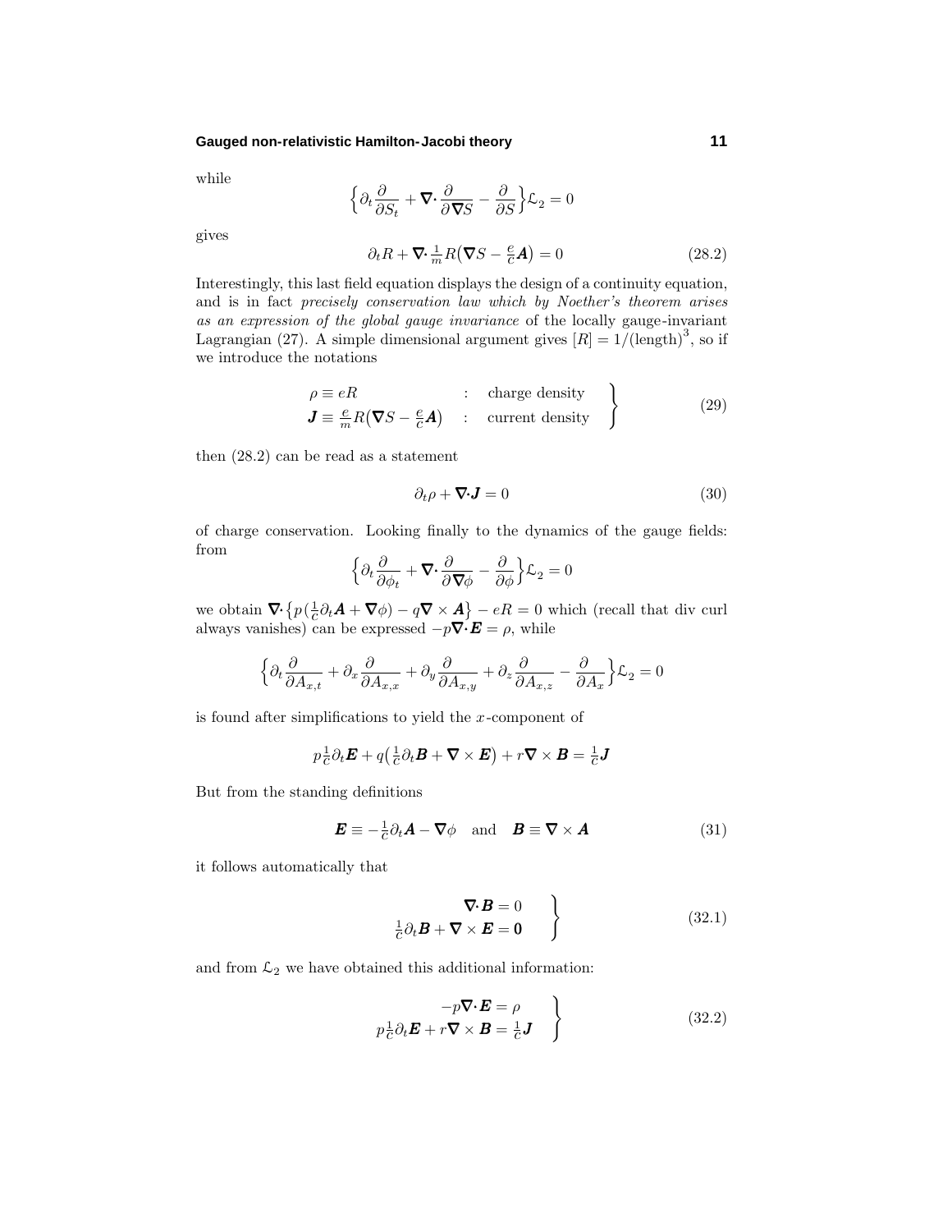while

$$\Big\{\partial_t \frac{\partial}{\partial S_t} + \boldsymbol{\nabla}\!\cdot \frac{\partial}{\partial \boldsymbol{\nabla} S} - \frac{\partial}{\partial S}\Big\}\mathcal{L}_2 = 0$$

gives

$$\partial_t R + \boldsymbol{\nabla}\!\cdot \tfrac{1}{m} R\big(\boldsymbol{\nabla} S - \tfrac{e}{c}\boldsymbol{A}\big) = 0 \tag{28.2}$$

Interestingly, this last field equation displays the design of a continuity equation, and is in fact *precisely conservation law which by Noether's theorem arises as an expression of the global gauge invariance* of the locally gauge-invariant Lagrangian (27). A simple dimensional argument gives $[R] = 1/(\text{length})^3$, so if we introduce the notations

$$\left.\begin{array}{lll} \rho \equiv eR & : & \text{charge density} \\ \boldsymbol{J} \equiv \frac{e}{m} R\big(\boldsymbol{\nabla} S - \frac{e}{c}\boldsymbol{A}\big) & : & \text{current density} \end{array}\right\} \tag{29}$$

then (28.2) can be read as a statement

$$\partial_t \rho + \boldsymbol{\nabla}\!\cdot \boldsymbol{J} = 0 \tag{30}$$

of charge conservation. Looking finally to the dynamics of the gauge fields: from

$$\Big\{\partial_t \frac{\partial}{\partial \phi_t} + \boldsymbol{\nabla}\!\cdot \frac{\partial}{\partial \boldsymbol{\nabla} \phi} - \frac{\partial}{\partial \phi}\Big\}\mathcal{L}_2 = 0$$

we obtain $\boldsymbol{\nabla}\!\cdot\big\{p(\frac{1}{c}\partial_t \boldsymbol{A} + \boldsymbol{\nabla}\phi) - q\boldsymbol{\nabla}\times\boldsymbol{A}\big\} - eR = 0$ which (recall that div curl always vanishes) can be expressed $-p\boldsymbol{\nabla}\!\cdot\boldsymbol{E} = \rho$, while

$$\Big\{\partial_t \frac{\partial}{\partial A_{x,t}} + \partial_x \frac{\partial}{\partial A_{x,x}} + \partial_y \frac{\partial}{\partial A_{x,y}} + \partial_z \frac{\partial}{\partial A_{x,z}} - \frac{\partial}{\partial A_x}\Big\}\mathcal{L}_2 = 0$$

is found after simplifications to yield the $x$-component of

$$p\tfrac{1}{c}\partial_t \boldsymbol{E} + q\big(\tfrac{1}{c}\partial_t \boldsymbol{B} + \boldsymbol{\nabla}\times\boldsymbol{E}\big) + r\boldsymbol{\nabla}\times\boldsymbol{B} = \tfrac{1}{c}\boldsymbol{J}$$

But from the standing definitions

$$\boldsymbol{E} \equiv -\tfrac{1}{c}\partial_t \boldsymbol{A} - \boldsymbol{\nabla}\phi \quad \text{and} \quad \boldsymbol{B} \equiv \boldsymbol{\nabla}\times\boldsymbol{A} \tag{31}$$

it follows automatically that

$$\left.\begin{array}{r} \boldsymbol{\nabla}\!\cdot\boldsymbol{B} = 0 \\ \frac{1}{c}\partial_t \boldsymbol{B} + \boldsymbol{\nabla}\times\boldsymbol{E} = \boldsymbol{0} \end{array}\right\} \tag{32.1}$$

and from $\mathcal{L}_2$ we have obtained this additional information:

$$\left.\begin{array}{r} -p\boldsymbol{\nabla}\!\cdot\boldsymbol{E} = \rho \\ p\frac{1}{c}\partial_t \boldsymbol{E} + r\boldsymbol{\nabla}\times\boldsymbol{B} = \frac{1}{c}\boldsymbol{J} \end{array}\right\} \tag{32.2}$$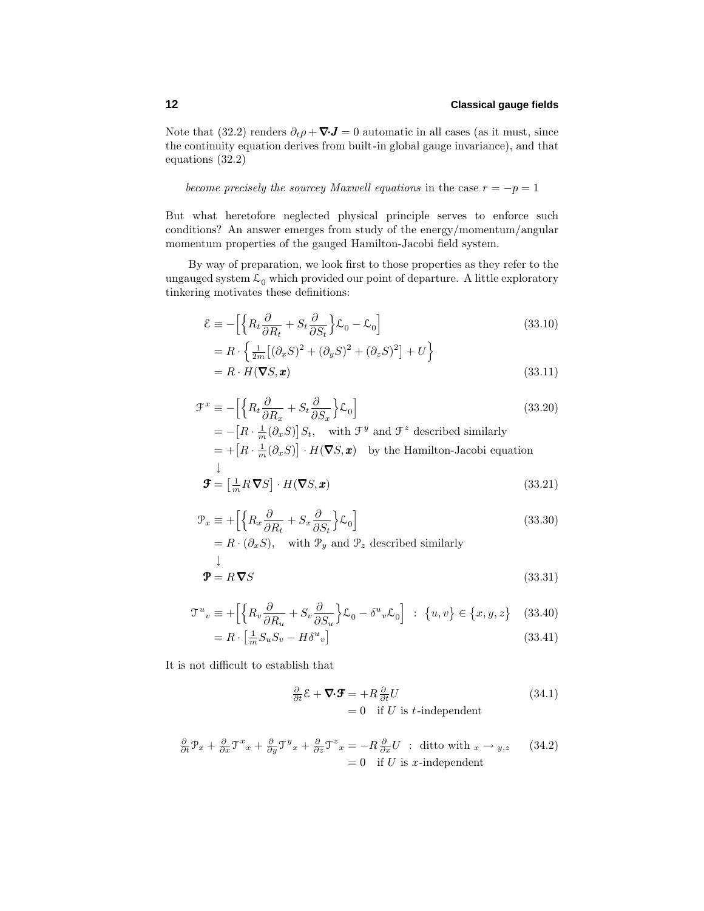Note that (32.2) renders $\partial_t\rho + \boldsymbol{\nabla}\!\cdot\!\boldsymbol{J} = 0$ automatic in all cases (as it must, since the continuity equation derives from built-in global gauge invariance), and that equations (32.2)

> *become precisely the sourcey Maxwell equations* in the case $r = -p = 1$

But what heretofore neglected physical principle serves to enforce such conditions? An answer emerges from study of the energy/momentum/angular momentum properties of the gauged Hamilton-Jacobi field system.

By way of preparation, we look first to those properties as they refer to the ungauged system $\mathcal{L}_0$ which provided our point of departure. A little exploratory tinkering motivates these definitions:

$$
\begin{aligned}
\mathcal{E} &\equiv -\Big[\Big\{R_t\frac{\partial}{\partial R_t} + S_t\frac{\partial}{\partial S_t}\Big\}\mathcal{L}_0 - \mathcal{L}_0\Big] && (33.10)\\
&= R\cdot\Big\{\tfrac{1}{2m}\big[(\partial_x S)^2 + (\partial_y S)^2 + (\partial_z S)^2\big] + U\Big\}\\
&= R\cdot H(\boldsymbol{\nabla}S, \boldsymbol{x}) && (33.11)
\end{aligned}
$$

$$
\begin{aligned}
\mathcal{F}^x &\equiv -\Big[\Big\{R_t\frac{\partial}{\partial R_x} + S_t\frac{\partial}{\partial S_x}\Big\}\mathcal{L}_0\Big] && (33.20)\\
&= -\big[R\cdot\tfrac{1}{m}(\partial_x S)\big]S_t, \quad \text{with } \mathcal{F}^y \text{ and } \mathcal{F}^z \text{ described similarly}\\
&= +\big[R\cdot\tfrac{1}{m}(\partial_x S)\big]\cdot H(\boldsymbol{\nabla}S,\boldsymbol{x}) \quad \text{by the Hamilton-Jacobi equation}\\
&\downarrow\\
\boldsymbol{\mathcal{F}} &= \big[\tfrac{1}{m}R\,\boldsymbol{\nabla}S\big]\cdot H(\boldsymbol{\nabla}S,\boldsymbol{x}) && (33.21)
\end{aligned}
$$

$$
\begin{aligned}
\mathcal{P}_x &\equiv +\Big[\Big\{R_x\frac{\partial}{\partial R_t} + S_x\frac{\partial}{\partial S_t}\Big\}\mathcal{L}_0\Big] && (33.30)\\
&= R\cdot(\partial_x S), \quad \text{with } \mathcal{P}_y \text{ and } \mathcal{P}_z \text{ described similarly}\\
&\downarrow\\
\boldsymbol{\mathcal{P}} &= R\,\boldsymbol{\nabla}S && (33.31)
\end{aligned}
$$

$$
\begin{aligned}
\mathcal{T}^u{}_v &\equiv +\Big[\Big\{R_v\frac{\partial}{\partial R_u} + S_v\frac{\partial}{\partial S_u}\Big\}\mathcal{L}_0 - \delta^u{}_v\mathcal{L}_0\Big] \;:\; \{u,v\}\in\{x,y,z\} && (33.40)\\
&= R\cdot\big[\tfrac{1}{m}S_uS_v - H\delta^u{}_v\big] && (33.41)
\end{aligned}
$$

It is not difficult to establish that

$$
\begin{aligned}
\tfrac{\partial}{\partial t}\mathcal{E} + \boldsymbol{\nabla}\!\cdot\!\boldsymbol{\mathcal{F}} &= +R\,\tfrac{\partial}{\partial t}U && (34.1)\\
&= 0 \quad \text{if } U \text{ is } t\text{-independent}
\end{aligned}
$$

$$
\begin{aligned}
\tfrac{\partial}{\partial t}\mathcal{P}_x + \tfrac{\partial}{\partial x}\mathcal{T}^x{}_x + \tfrac{\partial}{\partial y}\mathcal{T}^y{}_x + \tfrac{\partial}{\partial z}\mathcal{T}^z{}_x &= -R\,\tfrac{\partial}{\partial x}U \;:\; \text{ditto with } {}_x \to {}_{y,z} && (34.2)\\
&= 0 \quad \text{if } U \text{ is } x\text{-independent}
\end{aligned}
$$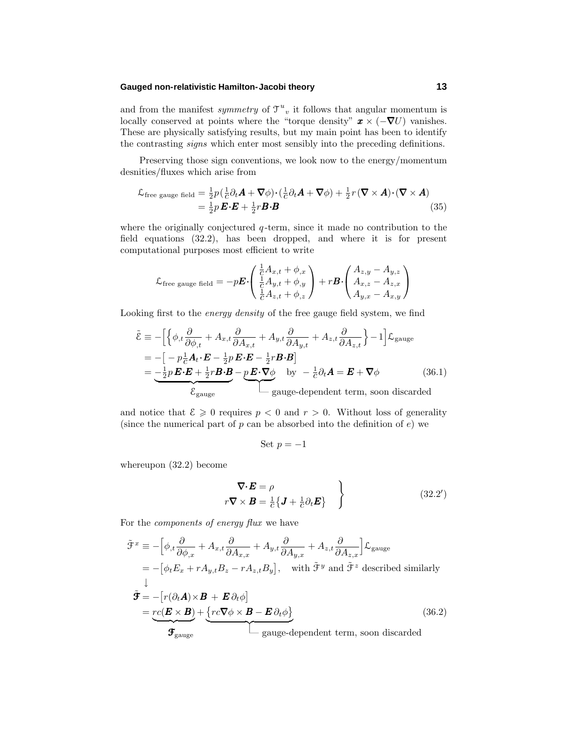and from the manifest *symmetry* of $\mathcal{T}^u{}_v$ it follows that angular momentum is locally conserved at points where the "torque density" $\boldsymbol{x} \times (-\boldsymbol{\nabla} U)$ vanishes. These are physically satisfying results, but my main point has been to identify the contrasting *signs* which enter most sensibly into the preceding definitions.

Preserving those sign conventions, we look now to the energy/momentum desnities/fluxes which arise from

$$
\begin{aligned}
\mathcal{L}_{\text{free gauge field}} &= \tfrac{1}{2}p\,(\tfrac{1}{c}\partial_t \boldsymbol{A} + \boldsymbol{\nabla}\phi)\boldsymbol{\cdot}(\tfrac{1}{c}\partial_t \boldsymbol{A} + \boldsymbol{\nabla}\phi) + \tfrac{1}{2}r\,(\boldsymbol{\nabla}\times\boldsymbol{A})\boldsymbol{\cdot}(\boldsymbol{\nabla}\times\boldsymbol{A}) \\
&= \tfrac{1}{2}p\,\boldsymbol{E}\boldsymbol{\cdot}\boldsymbol{E} + \tfrac{1}{2}r\boldsymbol{B}\boldsymbol{\cdot}\boldsymbol{B}
\end{aligned}
\tag{35}
$$

where the originally conjectured $q$-term, since it made no contribution to the field equations (32.2), has been dropped, and where it is for present computational purposes most efficient to write

$$
\mathcal{L}_{\text{free gauge field}} = -p\boldsymbol{E}\boldsymbol{\cdot}\begin{pmatrix} \frac{1}{c}A_{x,t} + \phi_{,x} \\ \frac{1}{c}A_{y,t} + \phi_{,y} \\ \frac{1}{c}A_{z,t} + \phi_{,z} \end{pmatrix} + r\boldsymbol{B}\boldsymbol{\cdot}\begin{pmatrix} A_{z,y} - A_{y,z} \\ A_{x,z} - A_{z,x} \\ A_{y,x} - A_{x,y} \end{pmatrix}
$$

Looking first to the *energy density* of the free gauge field system, we find

$$
\begin{aligned}
\tilde{\mathcal{E}} &\equiv -\Big[\Big\{\phi_{,t}\frac{\partial}{\partial\phi_{,t}} + A_{x,t}\frac{\partial}{\partial A_{x,t}} + A_{y,t}\frac{\partial}{\partial A_{y,t}} + A_{z,t}\frac{\partial}{\partial A_{z,t}}\Big\} - 1\Big]\mathcal{L}_{\text{gauge}} \\
&= -\big[-p\tfrac{1}{c}\boldsymbol{A}_t\boldsymbol{\cdot}\boldsymbol{E} - \tfrac{1}{2}p\,\boldsymbol{E}\boldsymbol{\cdot}\boldsymbol{E} - \tfrac{1}{2}r\boldsymbol{B}\boldsymbol{\cdot}\boldsymbol{B}\big] \\
&= \underbrace{-\tfrac{1}{2}p\,\boldsymbol{E}\boldsymbol{\cdot}\boldsymbol{E} + \tfrac{1}{2}r\boldsymbol{B}\boldsymbol{\cdot}\boldsymbol{B}}_{\mathcal{E}_{\text{gauge}}} - \underbrace{p\,\boldsymbol{E}\boldsymbol{\cdot}\boldsymbol{\nabla}\phi}_{\text{gauge-dependent term, soon discarded}} \quad \text{by} \ \ -\tfrac{1}{c}\partial_t\boldsymbol{A} = \boldsymbol{E} + \boldsymbol{\nabla}\phi
\end{aligned}
\tag{36.1}
$$

and notice that $\mathcal{E} \geqslant 0$ requires $p < 0$ and $r > 0$. Without loss of generality (since the numerical part of $p$ can be absorbed into the definition of $e$) we

$$
\text{Set } p = -1
$$

whereupon (32.2) become

$$
\left.
\begin{aligned}
\boldsymbol{\nabla}\boldsymbol{\cdot}\boldsymbol{E} &= \rho \\
r\boldsymbol{\nabla}\times\boldsymbol{B} &= \tfrac{1}{c}\big\{\boldsymbol{J} + \tfrac{1}{c}\partial_t\boldsymbol{E}\big\}
\end{aligned}
\right\}
\tag{32.2$'$}
$$

For the *components of energy flux* we have

$$
\begin{aligned}
\tilde{\mathcal{F}}^x &\equiv -\Big[\phi_{,t}\frac{\partial}{\partial\phi_{,x}} + A_{x,t}\frac{\partial}{\partial A_{x,x}} + A_{y,t}\frac{\partial}{\partial A_{y,x}} + A_{z,t}\frac{\partial}{\partial A_{z,x}}\Big]\mathcal{L}_{\text{gauge}} \\
&= -\big[\phi_t E_x + rA_{y,t}B_z - rA_{z,t}B_y\big], \quad \text{with } \tilde{\mathcal{F}}^y \text{ and } \tilde{\mathcal{F}}^z \text{ described similarly} \\
&\downarrow \\
\tilde{\boldsymbol{\mathcal{F}}} &= -\big[r(\partial_t\boldsymbol{A})\times\boldsymbol{B} + \boldsymbol{E}\,\partial_t\phi\big] \\
&= \underbrace{rc(\boldsymbol{E}\times\boldsymbol{B})}_{\boldsymbol{\mathcal{F}}_{\text{gauge}}} + \underbrace{\big\{rc\boldsymbol{\nabla}\phi\times\boldsymbol{B} - \boldsymbol{E}\,\partial_t\phi\big\}}_{\text{gauge-dependent term, soon discarded}}
\end{aligned}
\tag{36.2}
$$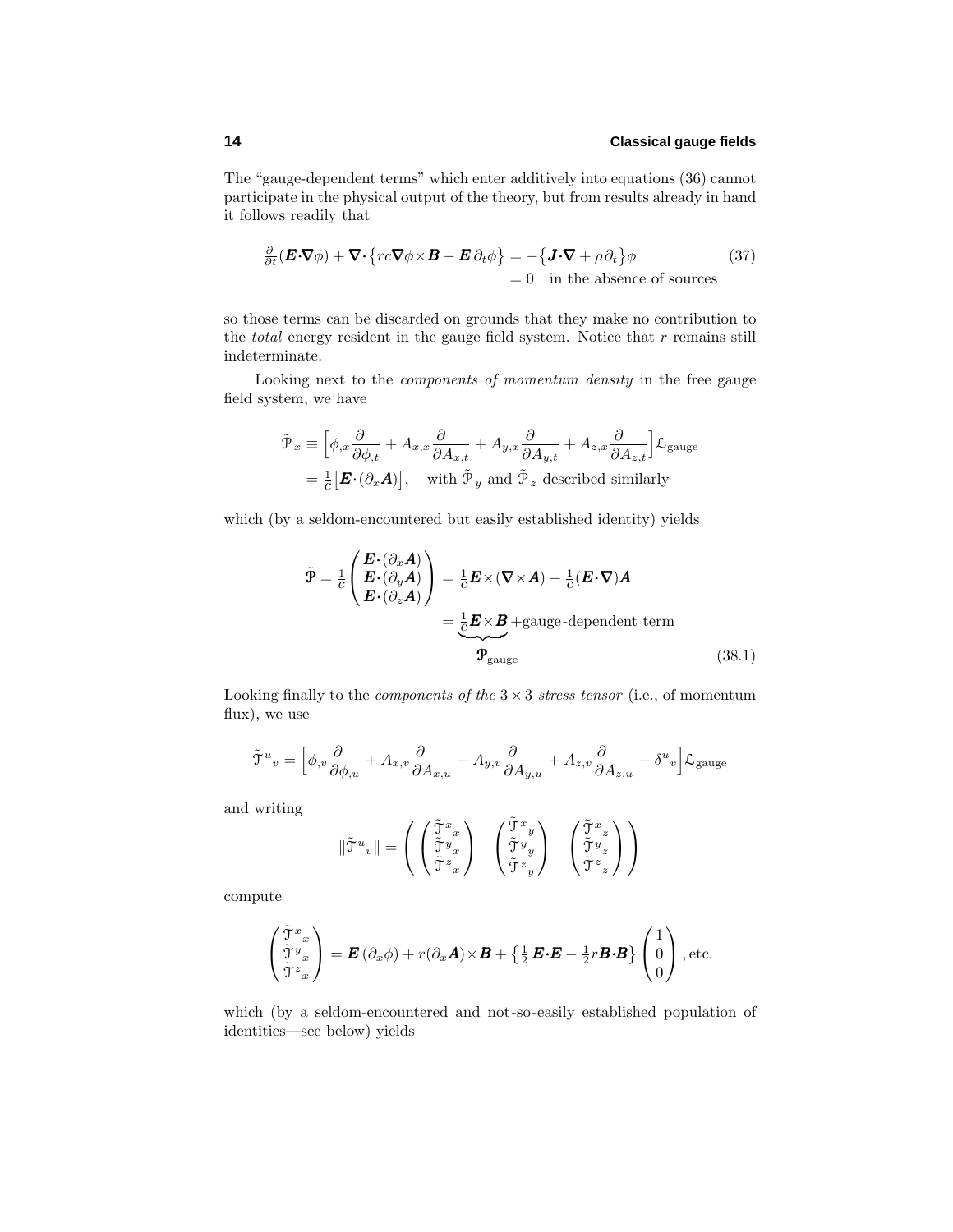The "gauge-dependent terms" which enter additively into equations (36) cannot participate in the physical output of the theory, but from results already in hand it follows readily that

$$\tfrac{\partial}{\partial t}(\boldsymbol{E}\cdot\boldsymbol{\nabla}\phi) + \boldsymbol{\nabla}\cdot\big\{rc\boldsymbol{\nabla}\phi\times\boldsymbol{B} - \boldsymbol{E}\,\partial_t\phi\big\} = -\big\{\boldsymbol{J}\cdot\boldsymbol{\nabla} + \rho\,\partial_t\big\}\phi \tag{37}$$
$$= 0 \quad \text{in the absence of sources}$$

so those terms can be discarded on grounds that they make no contribution to the *total* energy resident in the gauge field system. Notice that $r$ remains still indeterminate.

Looking next to the *components of momentum density* in the free gauge field system, we have

$$\begin{aligned}\tilde{\mathcal{P}}_x &\equiv \Big[\phi_{,x}\frac{\partial}{\partial\phi_{,t}} + A_{x,x}\frac{\partial}{\partial A_{x,t}} + A_{y,x}\frac{\partial}{\partial A_{y,t}} + A_{z,x}\frac{\partial}{\partial A_{z,t}}\Big]\mathcal{L}_{\text{gauge}}\\ &= \tfrac{1}{c}\big[\boldsymbol{E}\cdot(\partial_x\boldsymbol{A})\big], \quad \text{with } \tilde{\mathcal{P}}_y \text{ and } \tilde{\mathcal{P}}_z \text{ described similarly}\end{aligned}$$

which (by a seldom-encountered but easily established identity) yields

$$\begin{aligned}\tilde{\boldsymbol{\mathcal{P}}} = \tfrac{1}{c}\begin{pmatrix}\boldsymbol{E}\cdot(\partial_x\boldsymbol{A})\\ \boldsymbol{E}\cdot(\partial_y\boldsymbol{A})\\ \boldsymbol{E}\cdot(\partial_z\boldsymbol{A})\end{pmatrix} &= \tfrac{1}{c}\boldsymbol{E}\times(\boldsymbol{\nabla}\times\boldsymbol{A}) + \tfrac{1}{c}(\boldsymbol{E}\cdot\boldsymbol{\nabla})\boldsymbol{A}\\ &= \underbrace{\tfrac{1}{c}\boldsymbol{E}\times\boldsymbol{B}}_{\boldsymbol{\mathcal{P}}_{\text{gauge}}} + \text{gauge-dependent term}\end{aligned} \tag{38.1}$$

Looking finally to the *components of the* $3\times3$ *stress tensor* (i.e., of momentum flux), we use

$$\tilde{\mathcal{T}}^u{}_v = \Big[\phi_{,v}\frac{\partial}{\partial\phi_{,u}} + A_{x,v}\frac{\partial}{\partial A_{x,u}} + A_{y,v}\frac{\partial}{\partial A_{y,u}} + A_{z,v}\frac{\partial}{\partial A_{z,u}} - \delta^u{}_v\Big]\mathcal{L}_{\text{gauge}}$$

and writing

$$\|\tilde{\mathcal{T}}^u{}_v\| = \left(\begin{pmatrix}\tilde{\mathcal{T}}^x{}_x\\ \tilde{\mathcal{T}}^y{}_x\\ \tilde{\mathcal{T}}^z{}_x\end{pmatrix}\begin{pmatrix}\tilde{\mathcal{T}}^x{}_y\\ \tilde{\mathcal{T}}^y{}_y\\ \tilde{\mathcal{T}}^z{}_y\end{pmatrix}\begin{pmatrix}\tilde{\mathcal{T}}^x{}_z\\ \tilde{\mathcal{T}}^y{}_z\\ \tilde{\mathcal{T}}^z{}_z\end{pmatrix}\right)$$

compute

$$\begin{pmatrix}\tilde{\mathcal{T}}^x{}_x\\ \tilde{\mathcal{T}}^y{}_x\\ \tilde{\mathcal{T}}^z{}_x\end{pmatrix} = \boldsymbol{E}\,(\partial_x\phi) + r(\partial_x\boldsymbol{A})\times\boldsymbol{B} + \big\{\tfrac{1}{2}\,\boldsymbol{E}\cdot\boldsymbol{E} - \tfrac{1}{2}r\boldsymbol{B}\cdot\boldsymbol{B}\big\}\begin{pmatrix}1\\0\\0\end{pmatrix}, \text{etc.}$$

which (by a seldom-encountered and not-so-easily established population of identities—see below) yields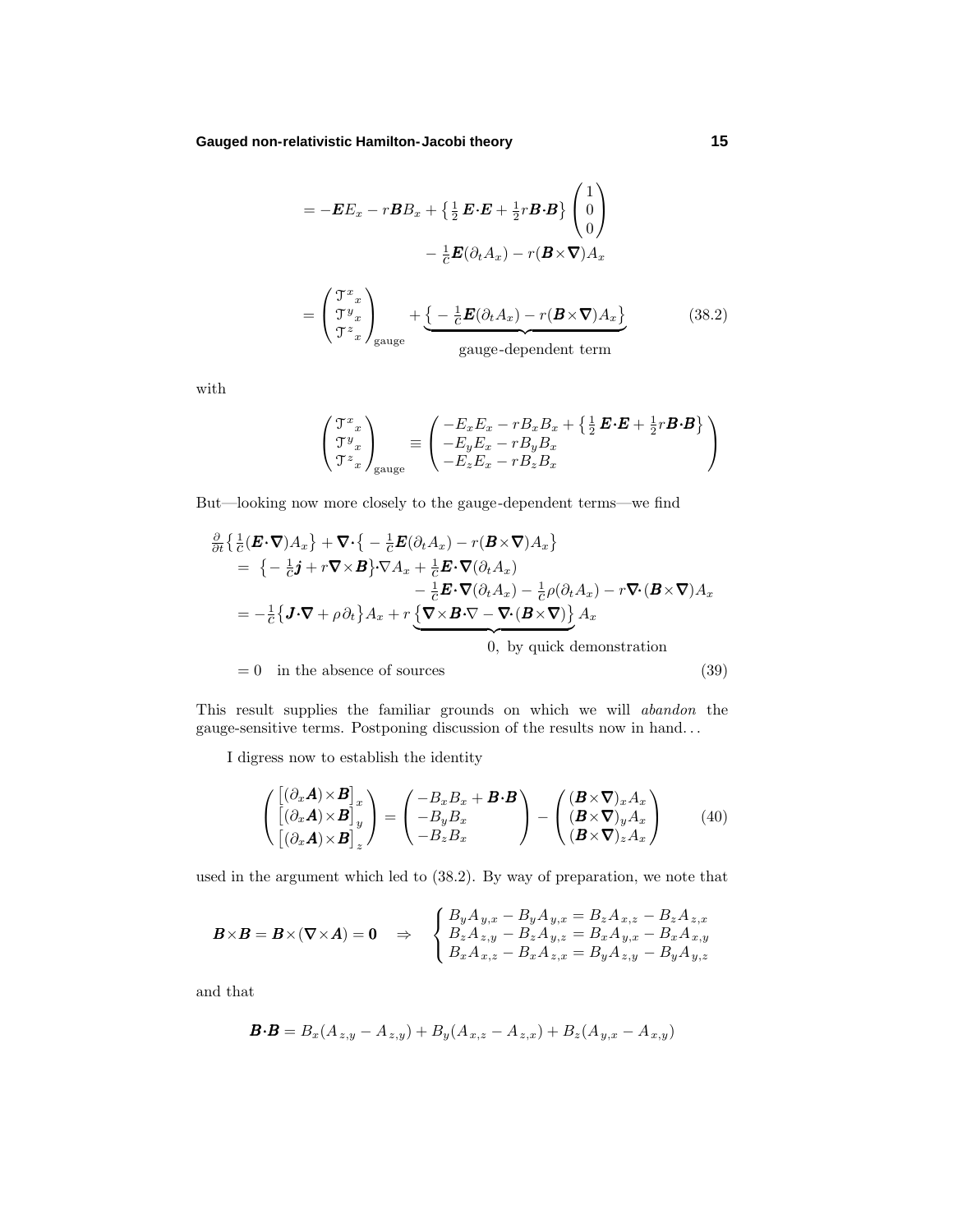$$
\begin{aligned}
&= -\boldsymbol{E}E_x - r\boldsymbol{B}B_x + \left\{\tfrac{1}{2}\,\boldsymbol{E}\boldsymbol{\cdot}\boldsymbol{E} + \tfrac{1}{2}r\boldsymbol{B}\boldsymbol{\cdot}\boldsymbol{B}\right\}\begin{pmatrix}1\\0\\0\end{pmatrix} \\
&\qquad\qquad - \tfrac{1}{c}\boldsymbol{E}(\partial_t A_x) - r(\boldsymbol{B}\times\boldsymbol{\nabla})A_x \\
&= \begin{pmatrix}\mathfrak{T}^x{}_x\\ \mathfrak{T}^y{}_x\\ \mathfrak{T}^z{}_x\end{pmatrix}_{\text{gauge}} + \underbrace{\left\{-\tfrac{1}{c}\boldsymbol{E}(\partial_t A_x) - r(\boldsymbol{B}\times\boldsymbol{\nabla})A_x\right\}}_{\text{gauge-dependent term}}
\end{aligned}
\tag{38.2}
$$

with

$$
\begin{pmatrix}\mathfrak{T}^x{}_x\\ \mathfrak{T}^y{}_x\\ \mathfrak{T}^z{}_x\end{pmatrix}_{\text{gauge}} \equiv \begin{pmatrix} -E_xE_x - rB_xB_x + \left\{\tfrac{1}{2}\,\boldsymbol{E}\boldsymbol{\cdot}\boldsymbol{E} + \tfrac{1}{2}r\boldsymbol{B}\boldsymbol{\cdot}\boldsymbol{B}\right\}\\ -E_yE_x - rB_yB_x \\ -E_zE_x - rB_zB_x\end{pmatrix}
$$

But—looking now more closely to the gauge-dependent terms—we find

$$
\begin{aligned}
&\tfrac{\partial}{\partial t}\left\{\tfrac{1}{c}(\boldsymbol{E}\boldsymbol{\cdot}\boldsymbol{\nabla})A_x\right\} + \boldsymbol{\nabla}\boldsymbol{\cdot}\left\{-\tfrac{1}{c}\boldsymbol{E}(\partial_t A_x) - r(\boldsymbol{B}\times\boldsymbol{\nabla})A_x\right\} \\
&\quad= \left\{-\tfrac{1}{c}\boldsymbol{j} + r\boldsymbol{\nabla}\times\boldsymbol{B}\right\}\boldsymbol{\cdot}\nabla A_x + \tfrac{1}{c}\boldsymbol{E}\boldsymbol{\cdot}\boldsymbol{\nabla}(\partial_t A_x) \\
&\qquad\qquad - \tfrac{1}{c}\boldsymbol{E}\boldsymbol{\cdot}\boldsymbol{\nabla}(\partial_t A_x) - \tfrac{1}{c}\rho(\partial_t A_x) - r\boldsymbol{\nabla}\boldsymbol{\cdot}(\boldsymbol{B}\times\boldsymbol{\nabla})A_x \\
&\quad= -\tfrac{1}{c}\left\{\boldsymbol{J}\boldsymbol{\cdot}\boldsymbol{\nabla} + \rho\,\partial_t\right\}A_x + r\underbrace{\left\{\boldsymbol{\nabla}\times\boldsymbol{B}\boldsymbol{\cdot}\nabla - \boldsymbol{\nabla}\boldsymbol{\cdot}(\boldsymbol{B}\times\boldsymbol{\nabla})\right\}}_{0,\ \text{by quick demonstration}}A_x \\
&\quad= 0 \quad \text{in the absence of sources}
\end{aligned}
\tag{39}
$$

This result supplies the familiar grounds on which we will *abandon* the gauge-sensitive terms. Postponing discussion of the results now in hand...

I digress now to establish the identity

$$
\begin{pmatrix}\left[(\partial_x\boldsymbol{A})\times\boldsymbol{B}\right]_x\\ \left[(\partial_x\boldsymbol{A})\times\boldsymbol{B}\right]_y\\ \left[(\partial_x\boldsymbol{A})\times\boldsymbol{B}\right]_z\end{pmatrix} = \begin{pmatrix}-B_xB_x + \boldsymbol{B}\boldsymbol{\cdot}\boldsymbol{B}\\ -B_yB_x\\ -B_zB_x\end{pmatrix} - \begin{pmatrix}(\boldsymbol{B}\times\boldsymbol{\nabla})_xA_x\\ (\boldsymbol{B}\times\boldsymbol{\nabla})_yA_x\\ (\boldsymbol{B}\times\boldsymbol{\nabla})_zA_x\end{pmatrix}
\tag{40}
$$

used in the argument which led to (38.2). By way of preparation, we note that

$$
\boldsymbol{B}\times\boldsymbol{B} = \boldsymbol{B}\times(\boldsymbol{\nabla}\times\boldsymbol{A}) = \boldsymbol{0} \quad\Rightarrow\quad \begin{cases} B_yA_{y,x} - B_yA_{y,x} = B_zA_{x,z} - B_zA_{z,x}\\ B_zA_{z,y} - B_zA_{y,z} = B_xA_{y,x} - B_xA_{x,y}\\ B_xA_{x,z} - B_xA_{z,x} = B_yA_{z,y} - B_yA_{y,z}\end{cases}
$$

and that

$$
\boldsymbol{B}\boldsymbol{\cdot}\boldsymbol{B} = B_x(A_{z,y} - A_{z,y}) + B_y(A_{x,z} - A_{z,x}) + B_z(A_{y,x} - A_{x,y})
$$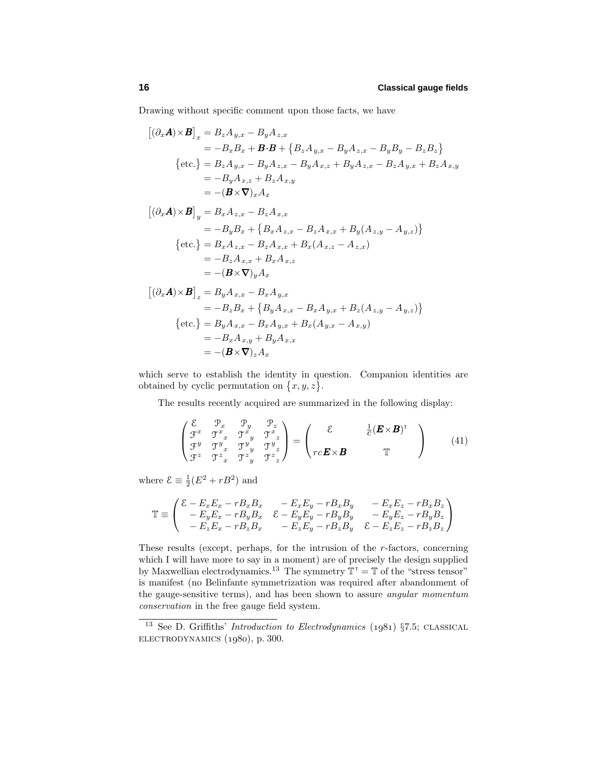Drawing without specific comment upon those facts, we have

$$
\begin{aligned}
\big[(\partial_x \boldsymbol{A})\times\boldsymbol{B}\big]_x &= B_z A_{y,x} - B_y A_{z,x} \\
&= -B_x B_x + \boldsymbol{B}\cdot\boldsymbol{B} + \big\{B_z A_{y,x} - B_y A_{z,x} - B_y B_y - B_z B_z\big\} \\
\big\{\text{etc.}\big\} &= B_z A_{y,x} - B_y A_{z,x} - B_y A_{x,z} + B_y A_{z,x} - B_z A_{y,x} + B_z A_{x,y} \\
&= -B_y A_{x,z} + B_z A_{x,y} \\
&= -(\boldsymbol{B}\times\boldsymbol{\nabla})_x A_x
\end{aligned}
$$

$$
\begin{aligned}
\big[(\partial_x \boldsymbol{A})\times\boldsymbol{B}\big]_y &= B_x A_{z,x} - B_z A_{x,x} \\
&= -B_y B_x + \big\{B_x A_{z,x} - B_z A_{x,x} + B_y(A_{z,y} - A_{y,z})\big\} \\
\big\{\text{etc.}\big\} &= B_x A_{z,x} - B_z A_{x,x} + B_x(A_{x,z} - A_{z,x}) \\
&= -B_z A_{x,x} + B_x A_{x,z} \\
&= -(\boldsymbol{B}\times\boldsymbol{\nabla})_y A_x
\end{aligned}
$$

$$
\begin{aligned}
\big[(\partial_x \boldsymbol{A})\times\boldsymbol{B}\big]_z &= B_y A_{x,x} - B_x A_{y,x} \\
&= -B_z B_x + \big\{B_y A_{x,x} - B_x A_{y,x} + B_z(A_{z,y} - A_{y,z})\big\} \\
\big\{\text{etc.}\big\} &= B_y A_{x,x} - B_x A_{y,x} + B_x(A_{y,x} - A_{x,y}) \\
&= -B_x A_{x,y} + B_y A_{x,x} \\
&= -(\boldsymbol{B}\times\boldsymbol{\nabla})_z A_x
\end{aligned}
$$

which serve to establish the identity in question. Companion identities are obtained by cyclic permutation on $\{x, y, z\}$.

The results recently acquired are summarized in the following display:

$$
\begin{pmatrix}
\mathcal{E} & \mathcal{P}_x & \mathcal{P}_y & \mathcal{P}_z \\
\mathcal{F}^x & \mathcal{T}^x{}_x & \mathcal{T}^x{}_y & \mathcal{T}^x{}_z \\
\mathcal{F}^y & \mathcal{T}^y{}_x & \mathcal{T}^y{}_y & \mathcal{T}^y{}_z \\
\mathcal{F}^z & \mathcal{T}^z{}_x & \mathcal{T}^z{}_y & \mathcal{T}^z{}_z
\end{pmatrix}
=
\begin{pmatrix}
\mathcal{E} & \frac{1}{c}(\boldsymbol{E}\times\boldsymbol{B})^{\mathsf{T}} \\
 & \\
rc\,\boldsymbol{E}\times\boldsymbol{B} & \mathbb{T}
\end{pmatrix}
\tag{41}
$$

where $\mathcal{E} \equiv \frac{1}{2}(E^2 + rB^2)$ and

$$
\mathbb{T} \equiv
\begin{pmatrix}
\mathcal{E} - E_x E_x - r B_x B_x & -E_x E_y - r B_x B_y & -E_x E_z - r B_x B_z \\
-E_y E_x - r B_y B_x & \mathcal{E} - E_y E_y - r B_y B_y & -E_y E_z - r B_y B_z \\
-E_z E_x - r B_z B_x & -E_z E_y - r B_z B_y & \mathcal{E} - E_z E_z - r B_z B_z
\end{pmatrix}
$$

These results (except, perhaps, for the intrusion of the $r$-factors, concerning which I will have more to say in a moment) are of precisely the design supplied by Maxwellian electrodynamics.[13] The symmetry $\mathbb{T}^{\mathsf{T}} = \mathbb{T}$ of the "stress tensor" is manifest (no Belinfante symmetrization was required after abandonment of the gauge-sensitive terms), and has been shown to assure *angular momentum conservation* in the free gauge field system.

---

[13] See D. Griffiths' *Introduction to Electrodynamics* (1981) §7.5; CLASSICAL ELECTRODYNAMICS (1980), p. 300.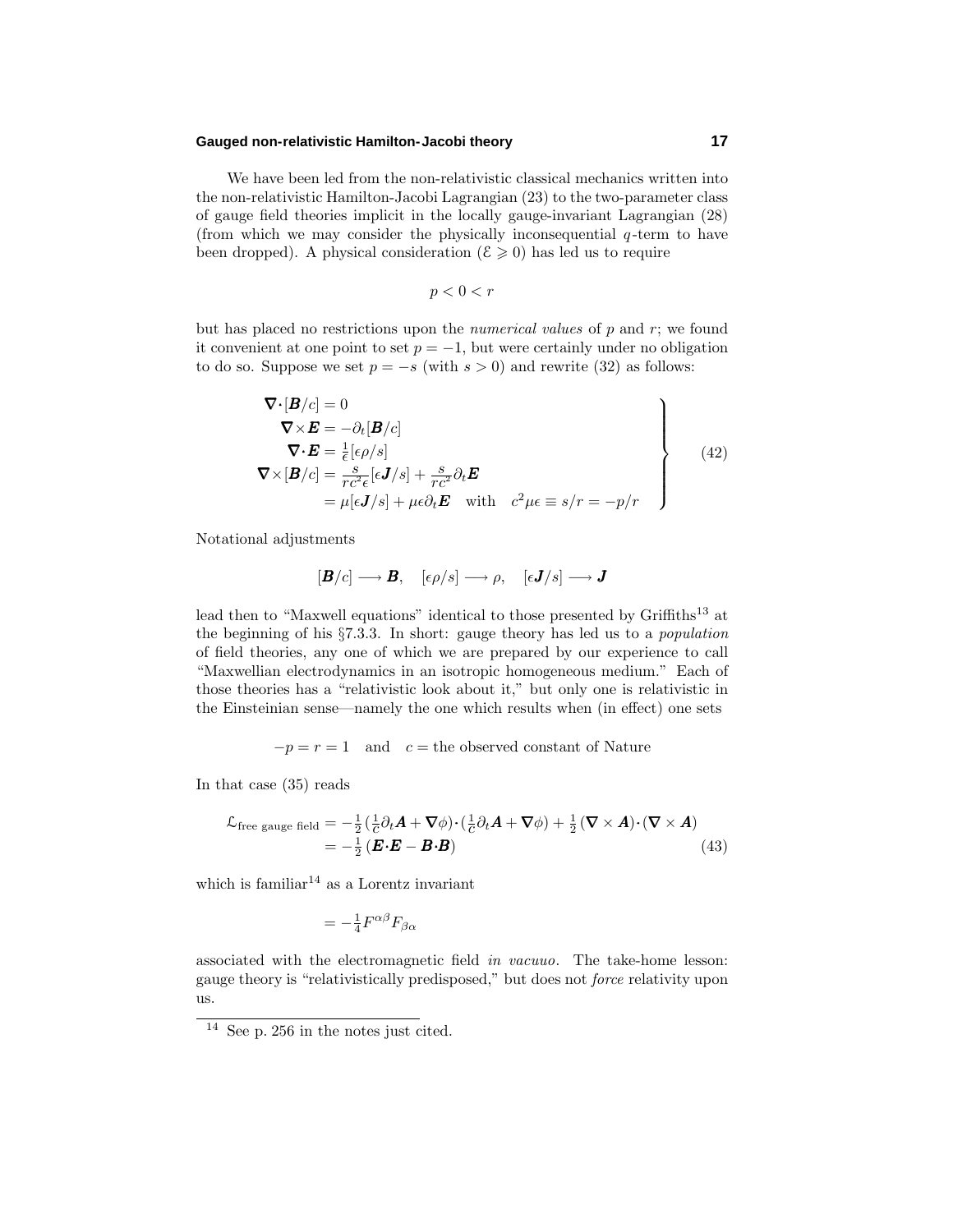We have been led from the non-relativistic classical mechanics written into the non-relativistic Hamilton-Jacobi Lagrangian (23) to the two-parameter class of gauge field theories implicit in the locally gauge-invariant Lagrangian (28) (from which we may consider the physically inconsequential $q$-term to have been dropped). A physical consideration ($\mathcal{E} \geqslant 0$) has led us to require

$$p < 0 < r$$

but has placed no restrictions upon the *numerical values* of $p$ and $r$; we found it convenient at one point to set $p = -1$, but were certainly under no obligation to do so. Suppose we set $p = -s$ (with $s > 0$) and rewrite (32) as follows:

$$\left.\begin{aligned}
\boldsymbol{\nabla}\cdot[\boldsymbol{B}/c] &= 0 \\
\boldsymbol{\nabla}\times\boldsymbol{E} &= -\partial_t[\boldsymbol{B}/c] \\
\boldsymbol{\nabla}\cdot\boldsymbol{E} &= \tfrac{1}{\epsilon}[\epsilon\rho/s] \\
\boldsymbol{\nabla}\times[\boldsymbol{B}/c] &= \tfrac{s}{rc^2\epsilon}[\epsilon\boldsymbol{J}/s] + \tfrac{s}{rc^2}\partial_t\boldsymbol{E} \\
&= \mu[\epsilon\boldsymbol{J}/s] + \mu\epsilon\partial_t\boldsymbol{E} \quad \text{with} \quad c^2\mu\epsilon \equiv s/r = -p/r
\end{aligned}\right\} \tag{42}$$

Notational adjustments

$$[\boldsymbol{B}/c] \longrightarrow \boldsymbol{B}, \quad [\epsilon\rho/s] \longrightarrow \rho, \quad [\epsilon\boldsymbol{J}/s] \longrightarrow \boldsymbol{J}$$

lead then to "Maxwell equations" identical to those presented by Griffiths[13] at the beginning of his §7.3.3. In short: gauge theory has led us to a *population* of field theories, any one of which we are prepared by our experience to call "Maxwellian electrodynamics in an isotropic homogeneous medium." Each of those theories has a "relativistic look about it," but only one is relativistic in the Einsteinian sense—namely the one which results when (in effect) one sets

$$-p = r = 1 \quad \text{and} \quad c = \text{the observed constant of Nature}$$

In that case (35) reads

$$\begin{aligned}
\mathcal{L}_{\text{free gauge field}} &= -\tfrac{1}{2}\left(\tfrac{1}{c}\partial_t\boldsymbol{A} + \boldsymbol{\nabla}\phi\right)\cdot\left(\tfrac{1}{c}\partial_t\boldsymbol{A} + \boldsymbol{\nabla}\phi\right) + \tfrac{1}{2}\left(\boldsymbol{\nabla}\times\boldsymbol{A}\right)\cdot\left(\boldsymbol{\nabla}\times\boldsymbol{A}\right) \\
&= -\tfrac{1}{2}\left(\boldsymbol{E}\cdot\boldsymbol{E} - \boldsymbol{B}\cdot\boldsymbol{B}\right)
\end{aligned} \tag{43}$$

which is familiar[14] as a Lorentz invariant

$$= -\tfrac{1}{4}F^{\alpha\beta}F_{\beta\alpha}$$

associated with the electromagnetic field *in vacuuo*. The take-home lesson: gauge theory is "relativistically predisposed," but does not *force* relativity upon us.

---

[14] See p. 256 in the notes just cited.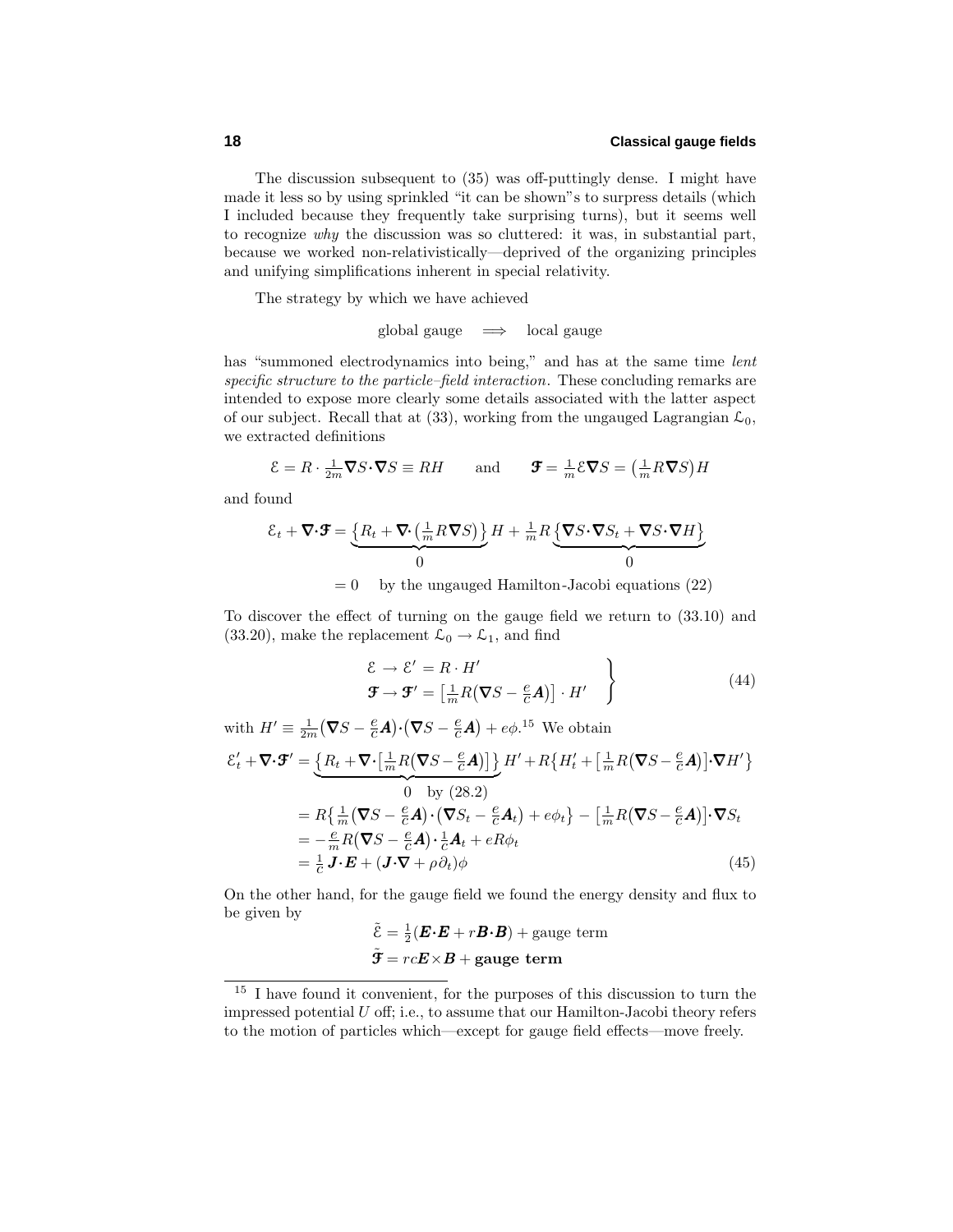The discussion subsequent to (35) was off-puttingly dense. I might have made it less so by using sprinkled "it can be shown"s to surpress details (which I included because they frequently take surprising turns), but it seems well to recognize *why* the discussion was so cluttered: it was, in substantial part, because we worked non-relativistically—deprived of the organizing principles and unifying simplifications inherent in special relativity.

The strategy by which we have achieved

$$\text{global gauge} \quad\Longrightarrow\quad \text{local gauge}$$

has "summoned electrodynamics into being," and has at the same time *lent specific structure to the particle–field interaction*. These concluding remarks are intended to expose more clearly some details associated with the latter aspect of our subject. Recall that at (33), working from the ungauged Lagrangian $\mathcal{L}_0$, we extracted definitions

$$\mathcal{E} = R\cdot\tfrac{1}{2m}\boldsymbol{\nabla}S\cdot\boldsymbol{\nabla}S \equiv RH \qquad\text{and}\qquad \boldsymbol{\mathcal{F}} = \tfrac{1}{m}\mathcal{E}\boldsymbol{\nabla}S = \big(\tfrac{1}{m}R\boldsymbol{\nabla}S\big)H$$

and found

$$\begin{aligned}\mathcal{E}_t + \boldsymbol{\nabla}\cdot\boldsymbol{\mathcal{F}} &= \underbrace{\big\{R_t + \boldsymbol{\nabla}\cdot\big(\tfrac{1}{m}R\boldsymbol{\nabla}S\big)\big\}}_{0}H + \tfrac{1}{m}R\underbrace{\big\{\boldsymbol{\nabla}S\cdot\boldsymbol{\nabla}S_t + \boldsymbol{\nabla}S\cdot\boldsymbol{\nabla}H\big\}}_{0}\\ &= 0 \quad \text{by the ungauged Hamilton-Jacobi equations (22)}\end{aligned}$$

To discover the effect of turning on the gauge field we return to (33.10) and (33.20), make the replacement $\mathcal{L}_0 \to \mathcal{L}_1$, and find

$$\left.\begin{aligned}\mathcal{E} &\to \mathcal{E}' = R\cdot H'\\ \boldsymbol{\mathcal{F}} &\to \boldsymbol{\mathcal{F}}' = \big[\tfrac{1}{m}R\big(\boldsymbol{\nabla}S - \tfrac{e}{c}\boldsymbol{A}\big)\big]\cdot H'\end{aligned}\right\} \tag{44}$$

with $H' \equiv \frac{1}{2m}\big(\boldsymbol{\nabla}S - \frac{e}{c}\boldsymbol{A}\big)\cdot\big(\boldsymbol{\nabla}S - \frac{e}{c}\boldsymbol{A}\big) + e\phi$.[15] We obtain

$$\begin{aligned}\mathcal{E}'_t + \boldsymbol{\nabla}\cdot\boldsymbol{\mathcal{F}}' &= \underbrace{\big\{R_t + \boldsymbol{\nabla}\cdot\big[\tfrac{1}{m}R\big(\boldsymbol{\nabla}S - \tfrac{e}{c}\boldsymbol{A}\big)\big]\big\}}_{0 \ \text{ by (28.2)}}H' + R\big\{H'_t + \big[\tfrac{1}{m}R\big(\boldsymbol{\nabla}S - \tfrac{e}{c}\boldsymbol{A}\big)\big]\cdot\boldsymbol{\nabla}H'\big\}\\ &= R\big\{\tfrac{1}{m}\big(\boldsymbol{\nabla}S - \tfrac{e}{c}\boldsymbol{A}\big)\cdot\big(\boldsymbol{\nabla}S_t - \tfrac{e}{c}\boldsymbol{A}_t\big) + e\phi_t\big\} - \big[\tfrac{1}{m}R\big(\boldsymbol{\nabla}S - \tfrac{e}{c}\boldsymbol{A}\big)\big]\cdot\boldsymbol{\nabla}S_t\\ &= -\tfrac{e}{m}R\big(\boldsymbol{\nabla}S - \tfrac{e}{c}\boldsymbol{A}\big)\cdot\tfrac{1}{c}\boldsymbol{A}_t + eR\phi_t\\ &= \tfrac{1}{c}\,\boldsymbol{J}\cdot\boldsymbol{E} + (\boldsymbol{J}\cdot\boldsymbol{\nabla} + \rho\partial_t)\phi\end{aligned} \tag{45}$$

On the other hand, for the gauge field we found the energy density and flux to be given by

$$\begin{aligned}\tilde{\mathcal{E}} &= \tfrac{1}{2}(\boldsymbol{E}\cdot\boldsymbol{E} + r\boldsymbol{B}\cdot\boldsymbol{B}) + \text{gauge term}\\ \tilde{\boldsymbol{\mathcal{F}}} &= rc\boldsymbol{E}\times\boldsymbol{B} + \textbf{gauge term}\end{aligned}$$

---

[15] I have found it convenient, for the purposes of this discussion to turn the impressed potential $U$ off; i.e., to assume that our Hamilton-Jacobi theory refers to the motion of particles which—except for gauge field effects—move freely.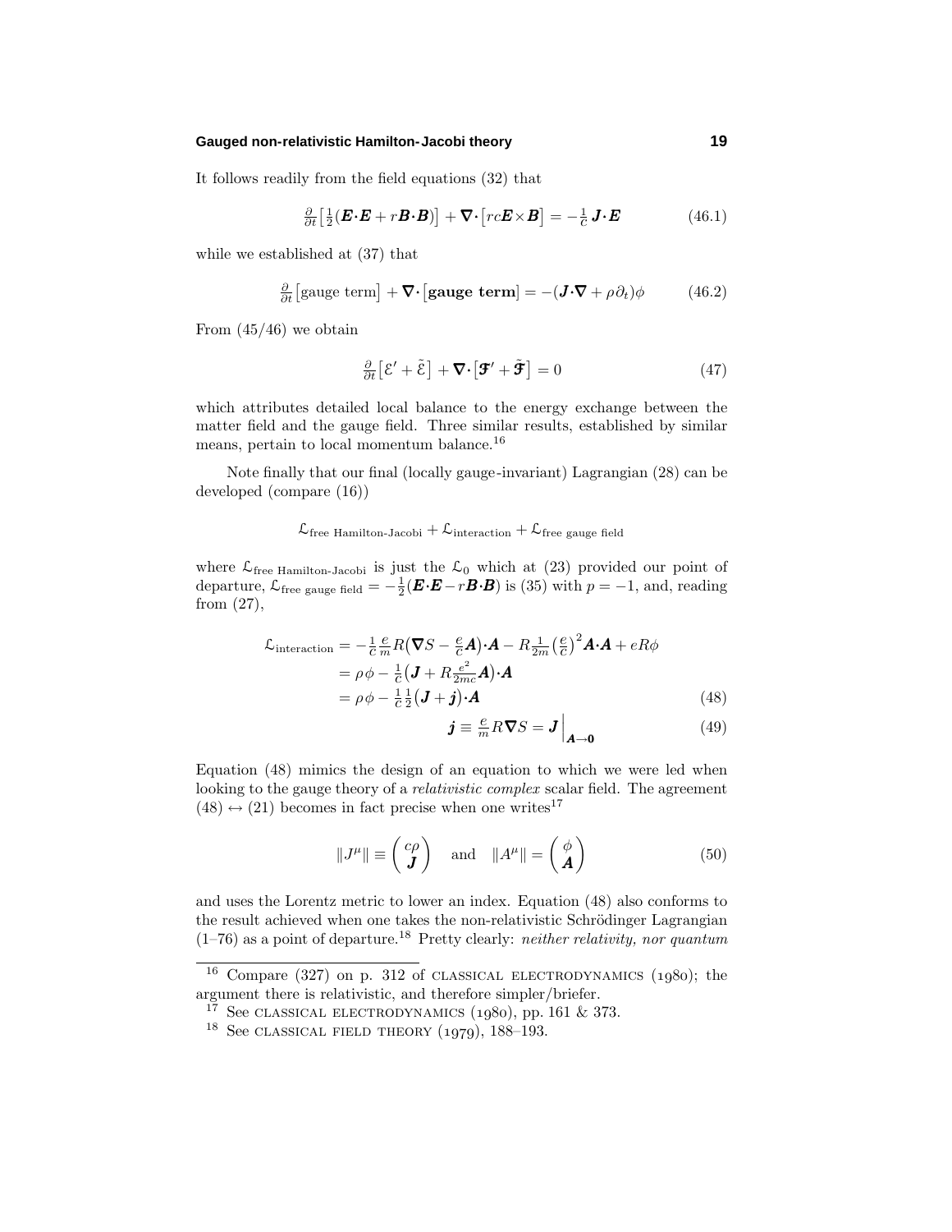It follows readily from the field equations (32) that

$$\tfrac{\partial}{\partial t}\big[\tfrac{1}{2}(\boldsymbol{E}\boldsymbol{\cdot}\boldsymbol{E} + r\boldsymbol{B}\boldsymbol{\cdot}\boldsymbol{B})\big] + \boldsymbol{\nabla}\boldsymbol{\cdot}\big[rc\boldsymbol{E}\times\boldsymbol{B}\big] = -\tfrac{1}{c}\,\boldsymbol{J}\boldsymbol{\cdot}\boldsymbol{E} \tag{46.1}$$

while we established at (37) that

$$\tfrac{\partial}{\partial t}\big[\text{gauge term}\big] + \boldsymbol{\nabla}\boldsymbol{\cdot}\big[\textbf{gauge term}\big] = -(\boldsymbol{J}\boldsymbol{\cdot}\boldsymbol{\nabla} + \rho\,\partial_t)\phi \tag{46.2}$$

From (45/46) we obtain

$$\tfrac{\partial}{\partial t}\big[\,\mathcal{E}' + \tilde{\mathcal{E}}\,\big] + \boldsymbol{\nabla}\boldsymbol{\cdot}\big[\boldsymbol{\mathcal{F}}' + \tilde{\boldsymbol{\mathcal{F}}}\,\big] = 0 \tag{47}$$

which attributes detailed local balance to the energy exchange between the matter field and the gauge field. Three similar results, established by similar means, pertain to local momentum balance.[16]

Note finally that our final (locally gauge-invariant) Lagrangian (28) can be developed (compare (16))

$$\mathcal{L}_{\text{free Hamilton-Jacobi}} + \mathcal{L}_{\text{interaction}} + \mathcal{L}_{\text{free gauge field}}$$

where $\mathcal{L}_{\text{free Hamilton-Jacobi}}$ is just the $\mathcal{L}_0$ which at (23) provided our point of departure, $\mathcal{L}_{\text{free gauge field}} = -\frac{1}{2}(\boldsymbol{E}\boldsymbol{\cdot}\boldsymbol{E} - r\boldsymbol{B}\boldsymbol{\cdot}\boldsymbol{B})$ is (35) with $p = -1$, and, reading from (27),

$$\begin{aligned}
\mathcal{L}_{\text{interaction}} &= -\tfrac{1}{c}\tfrac{e}{m}R\big(\boldsymbol{\nabla}S - \tfrac{e}{c}\boldsymbol{A}\big)\boldsymbol{\cdot}\boldsymbol{A} - R\tfrac{1}{2m}\big(\tfrac{e}{c}\big)^2\boldsymbol{A}\boldsymbol{\cdot}\boldsymbol{A} + eR\phi \\
&= \rho\,\phi - \tfrac{1}{c}\big(\boldsymbol{J} + R\tfrac{e^2}{2mc}\boldsymbol{A}\big)\boldsymbol{\cdot}\boldsymbol{A} \\
&= \rho\,\phi - \tfrac{1}{c}\tfrac{1}{2}\big(\boldsymbol{J} + \boldsymbol{j}\big)\boldsymbol{\cdot}\boldsymbol{A}
\end{aligned} \tag{48}$$

$$\boldsymbol{j} \equiv \tfrac{e}{m}R\boldsymbol{\nabla}S = \boldsymbol{J}\,\Big|_{\boldsymbol{A}\to\boldsymbol{0}} \tag{49}$$

Equation (48) mimics the design of an equation to which we were led when looking to the gauge theory of a *relativistic complex* scalar field. The agreement $(48) \leftrightarrow (21)$ becomes in fact precise when one writes[17]

$$\|J^\mu\| \equiv \begin{pmatrix} c\rho \\ \boldsymbol{J} \end{pmatrix} \quad \text{and} \quad \|A^\mu\| = \begin{pmatrix} \phi \\ \boldsymbol{A} \end{pmatrix} \tag{50}$$

and uses the Lorentz metric to lower an index. Equation (48) also conforms to the result achieved when one takes the non-relativistic Schrödinger Lagrangian (1–76) as a point of departure.[18] Pretty clearly: *neither relativity, nor quantum*

---

[16] Compare (327) on p. 312 of CLASSICAL ELECTRODYNAMICS (1980); the argument there is relativistic, and therefore simpler/briefer.

[17] See CLASSICAL ELECTRODYNAMICS (1980), pp. 161 & 373.

[18] See CLASSICAL FIELD THEORY (1979), 188–193.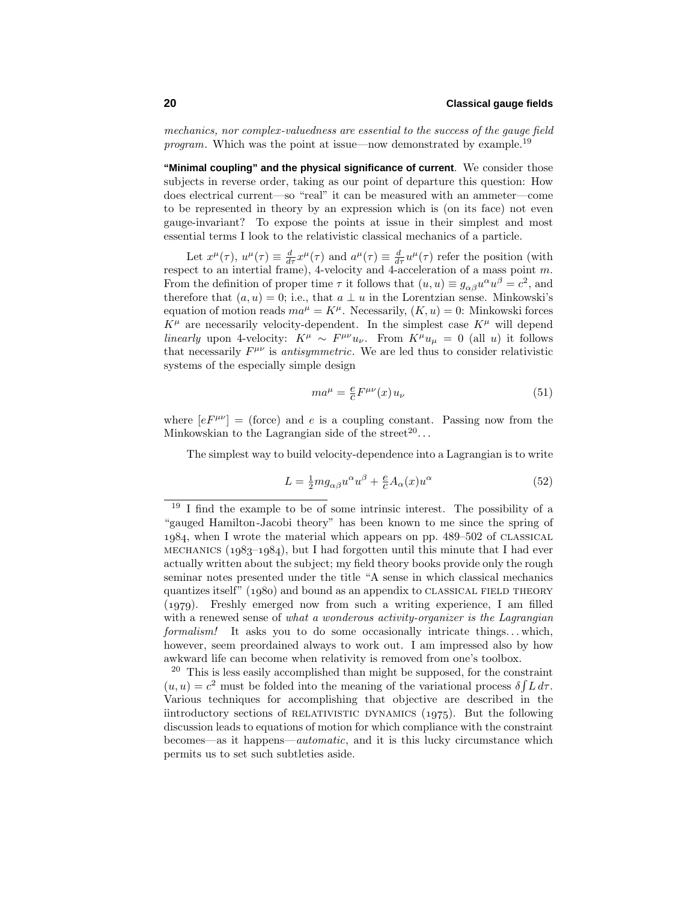*mechanics, nor complex-valuedness are essential to the success of the gauge field program*. Which was the point at issue—now demonstrated by example.[19]

**"Minimal coupling" and the physical significance of current**. We consider those subjects in reverse order, taking as our point of departure this question: How does electrical current—so "real" it can be measured with an ammeter—come to be represented in theory by an expression which is (on its face) not even gauge-invariant? To expose the points at issue in their simplest and most essential terms I look to the relativistic classical mechanics of a particle.

Let $x^\mu(\tau)$, $u^\mu(\tau) \equiv \frac{d}{d\tau}x^\mu(\tau)$ and $a^\mu(\tau) \equiv \frac{d}{d\tau}u^\mu(\tau)$ refer the position (with respect to an intertial frame), 4-velocity and 4-acceleration of a mass point $m$. From the definition of proper time $\tau$ it follows that $(u,u) \equiv g_{\alpha\beta}u^\alpha u^\beta = c^2$, and therefore that $(a,u) = 0$; i.e., that $a \perp u$ in the Lorentzian sense. Minkowski's equation of motion reads $ma^\mu = K^\mu$. Necessarily, $(K,u) = 0$: Minkowski forces $K^\mu$ are necessarily velocity-dependent. In the simplest case $K^\mu$ will depend *linearly* upon 4-velocity: $K^\mu \sim F^{\mu\nu}u_\nu$. From $K^\mu u_\mu = 0$ (all $u$) it follows that necessarily $F^{\mu\nu}$ is *antisymmetric*. We are led thus to consider relativistic systems of the especially simple design

$$ma^\mu = \tfrac{e}{c}F^{\mu\nu}(x)\,u_\nu \tag{51}$$

where $[eF^{\mu\nu}] =$ (force) and $e$ is a coupling constant. Passing now from the Minkowskian to the Lagrangian side of the street[20]...

The simplest way to build velocity-dependence into a Lagrangian is to write

$$L = \tfrac{1}{2}mg_{\alpha\beta}u^\alpha u^\beta + \tfrac{e}{c}A_\alpha(x)u^\alpha \tag{52}$$

---

[19] I find the example to be of some intrinsic interest. The possibility of a "gauged Hamilton-Jacobi theory" has been known to me since the spring of 1984, when I wrote the material which appears on pp. 489–502 of CLASSICAL MECHANICS (1983–1984), but I had forgotten until this minute that I had ever actually written about the subject; my field theory books provide only the rough seminar notes presented under the title "A sense in which classical mechanics quantizes itself" (1980) and bound as an appendix to CLASSICAL FIELD THEORY (1979). Freshly emerged now from such a writing experience, I am filled with a renewed sense of *what a wonderous activity-organizer is the Lagrangian formalism!* It asks you to do some occasionally intricate things... which, however, seem preordained always to work out. I am impressed also by how awkward life can become when relativity is removed from one's toolbox.

[20] This is less easily accomplished than might be supposed, for the constraint $(u,u) = c^2$ must be folded into the meaning of the variational process $\delta\int L\,d\tau$. Various techniques for accomplishing that objective are described in the iintroductory sections of RELATIVISTIC DYNAMICS (1975). But the following discussion leads to equations of motion for which compliance with the constraint becomes—as it happens—*automatic*, and it is this lucky circumstance which permits us to set such subtleties aside.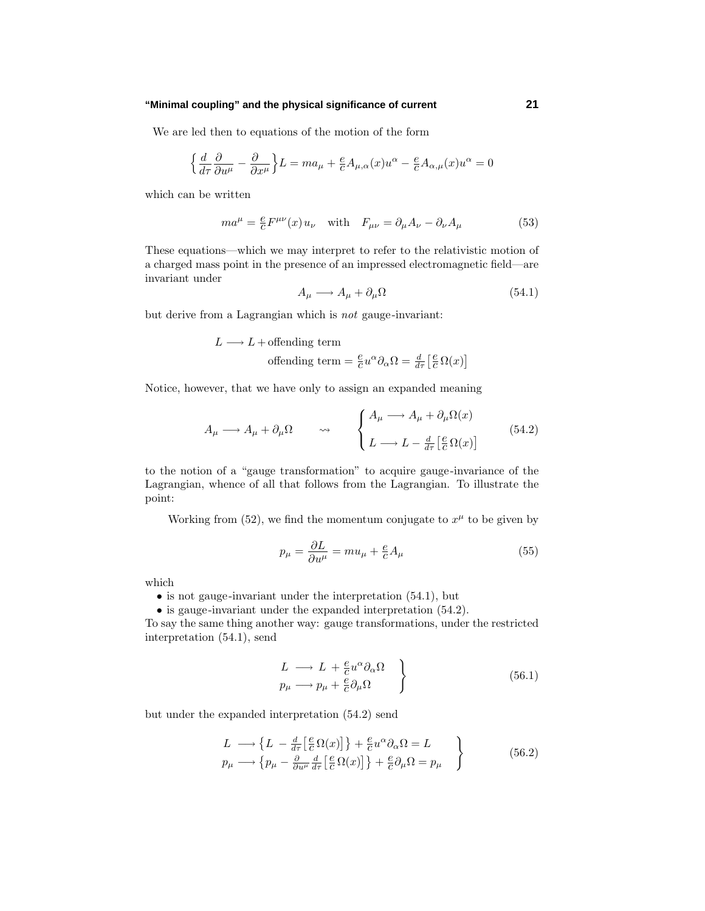We are led then to equations of the motion of the form

$$\Big\{\frac{d}{d\tau}\frac{\partial}{\partial u^\mu}-\frac{\partial}{\partial x^\mu}\Big\}L = ma_\mu + \tfrac{e}{c}A_{\mu,\alpha}(x)u^\alpha - \tfrac{e}{c}A_{\alpha,\mu}(x)u^\alpha = 0$$

which can be written

$$ma^\mu = \tfrac{e}{c}F^{\mu\nu}(x)\,u_\nu \quad \text{with} \quad F_{\mu\nu} = \partial_\mu A_\nu - \partial_\nu A_\mu \tag{53}$$

These equations—which we may interpret to refer to the relativistic motion of a charged mass point in the presence of an impressed electromagnetic field—are invariant under

$$A_\mu \longrightarrow A_\mu + \partial_\mu\Omega \tag{54.1}$$

but derive from a Lagrangian which is *not* gauge-invariant:

$$L \longrightarrow L + \text{offending term}$$
$$\text{offending term} = \tfrac{e}{c}u^\alpha\partial_\alpha\Omega = \tfrac{d}{d\tau}\big[\tfrac{e}{c}\Omega(x)\big]$$

Notice, however, that we have only to assign an expanded meaning

$$A_\mu \longrightarrow A_\mu + \partial_\mu\Omega \qquad \rightsquigarrow \qquad \begin{cases} A_\mu \longrightarrow A_\mu + \partial_\mu\Omega(x) \\ L \longrightarrow L - \tfrac{d}{d\tau}\big[\tfrac{e}{c}\Omega(x)\big] \end{cases} \tag{54.2}$$

to the notion of a "gauge transformation" to acquire gauge-invariance of the Lagrangian, whence of all that follows from the Lagrangian. To illustrate the point:

Working from (52), we find the momentum conjugate to $x^\mu$ to be given by

$$p_\mu = \frac{\partial L}{\partial u^\mu} = mu_\mu + \tfrac{e}{c}A_\mu \tag{55}$$

which

- is not gauge-invariant under the interpretation (54.1), but
- is gauge-invariant under the expanded interpretation (54.2).

To say the same thing another way: gauge transformations, under the restricted interpretation (54.1), send

$$\left.\begin{aligned} L &\longrightarrow L + \tfrac{e}{c}u^\alpha\partial_\alpha\Omega \\ p_\mu &\longrightarrow p_\mu + \tfrac{e}{c}\partial_\mu\Omega \end{aligned}\right\} \tag{56.1}$$

but under the expanded interpretation (54.2) send

$$\left.\begin{aligned} L &\longrightarrow \big\{L - \tfrac{d}{d\tau}\big[\tfrac{e}{c}\Omega(x)\big]\big\} + \tfrac{e}{c}u^\alpha\partial_\alpha\Omega = L \\ p_\mu &\longrightarrow \big\{p_\mu - \tfrac{\partial}{\partial u^\mu}\tfrac{d}{d\tau}\big[\tfrac{e}{c}\Omega(x)\big]\big\} + \tfrac{e}{c}\partial_\mu\Omega = p_\mu \end{aligned}\right\} \tag{56.2}$$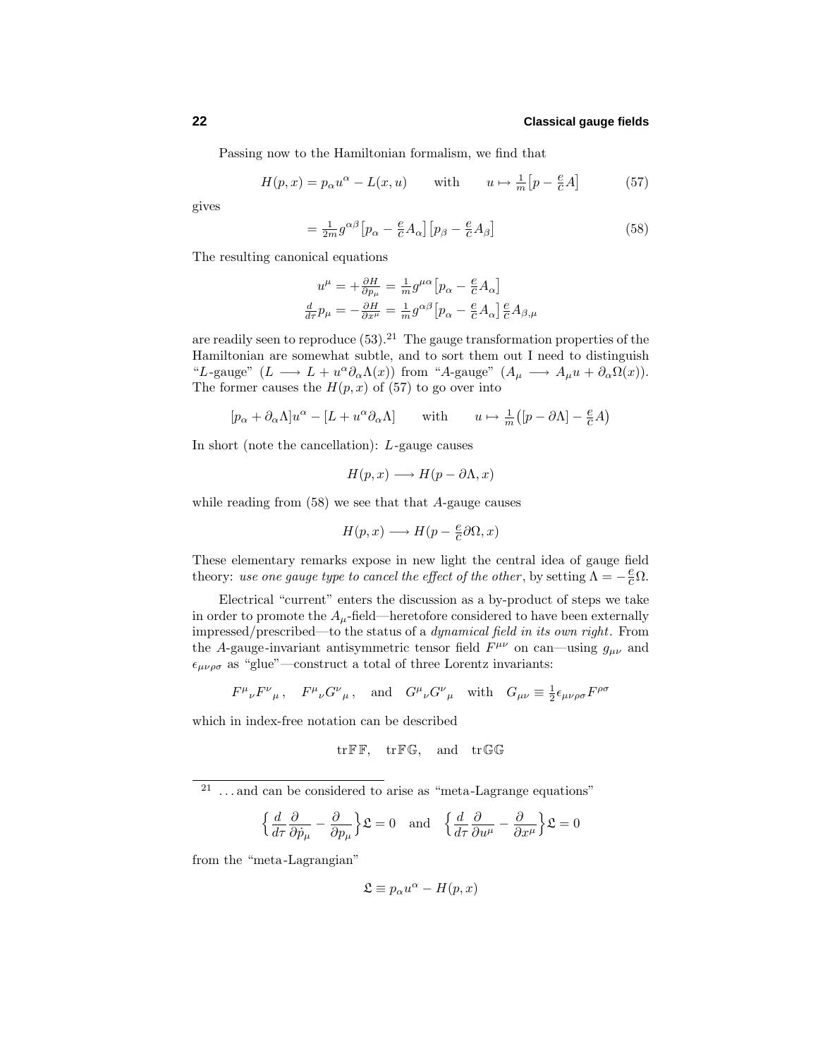Passing now to the Hamiltonian formalism, we find that

$$H(p,x) = p_\alpha u^\alpha - L(x,u) \qquad \text{with} \qquad u \mapsto \tfrac{1}{m}\big[p - \tfrac{e}{c}A\big] \tag{57}$$

gives

$$= \tfrac{1}{2m} g^{\alpha\beta}\big[p_\alpha - \tfrac{e}{c}A_\alpha\big]\big[p_\beta - \tfrac{e}{c}A_\beta\big] \tag{58}$$

The resulting canonical equations

$$\begin{aligned} u^\mu &= +\tfrac{\partial H}{\partial p_\mu} = \tfrac{1}{m} g^{\mu\alpha}\big[p_\alpha - \tfrac{e}{c}A_\alpha\big] \\ \tfrac{d}{d\tau}p_\mu &= -\tfrac{\partial H}{\partial x^\mu} = \tfrac{1}{m} g^{\alpha\beta}\big[p_\alpha - \tfrac{e}{c}A_\alpha\big]\tfrac{e}{c}A_{\beta,\mu} \end{aligned}$$

are readily seen to reproduce (53).[21] The gauge transformation properties of the Hamiltonian are somewhat subtle, and to sort them out I need to distinguish "$L$-gauge" ($L \longrightarrow L + u^\alpha \partial_\alpha \Lambda(x)$) from "$A$-gauge" ($A_\mu \longrightarrow A_\mu u + \partial_\alpha \Omega(x)$). The former causes the $H(p,x)$ of (57) to go over into

$$[p_\alpha + \partial_\alpha \Lambda]u^\alpha - [L + u^\alpha \partial_\alpha \Lambda] \qquad \text{with} \qquad u \mapsto \tfrac{1}{m}\big([p - \partial\Lambda] - \tfrac{e}{c}A\big)$$

In short (note the cancellation): $L$-gauge causes

$$H(p,x) \longrightarrow H(p - \partial\Lambda, x)$$

while reading from (58) we see that that $A$-gauge causes

$$H(p,x) \longrightarrow H(p - \tfrac{e}{c}\partial\Omega, x)$$

These elementary remarks expose in new light the central idea of gauge field theory: *use one gauge type to cancel the effect of the other*, by setting $\Lambda = -\frac{e}{c}\Omega$.

Electrical "current" enters the discussion as a by-product of steps we take in order to promote the $A_\mu$-field—heretofore considered to have been externally impressed/prescribed—to the status of a *dynamical field in its own right*. From the $A$-gauge-invariant antisymmetric tensor field $F^{\mu\nu}$ on can—using $g_{\mu\nu}$ and $\epsilon_{\mu\nu\rho\sigma}$ as "glue"—construct a total of three Lorentz invariants:

$$F^\mu{}_\nu F^\nu{}_\mu\,, \quad F^\mu{}_\nu G^\nu{}_\mu\,, \quad \text{and} \quad G^\mu{}_\nu G^\nu{}_\mu \quad \text{with} \quad G_{\mu\nu} \equiv \tfrac{1}{2}\epsilon_{\mu\nu\rho\sigma}F^{\rho\sigma}$$

which in index-free notation can be described

$$\text{tr}\,\mathbb{F}\mathbb{F}, \quad \text{tr}\,\mathbb{F}\mathbb{G}, \quad \text{and} \quad \text{tr}\,\mathbb{G}\mathbb{G}$$

---

[21] ...and can be considered to arise as "meta-Lagrange equations"

$$\Big\{\frac{d}{d\tau}\frac{\partial}{\partial \dot{p}_\mu} - \frac{\partial}{\partial p_\mu}\Big\}\mathfrak{L} = 0 \quad \text{and} \quad \Big\{\frac{d}{d\tau}\frac{\partial}{\partial u^\mu} - \frac{\partial}{\partial x^\mu}\Big\}\mathfrak{L} = 0$$

from the "meta-Lagrangian"

$$\mathfrak{L} \equiv p_\alpha u^\alpha - H(p,x)$$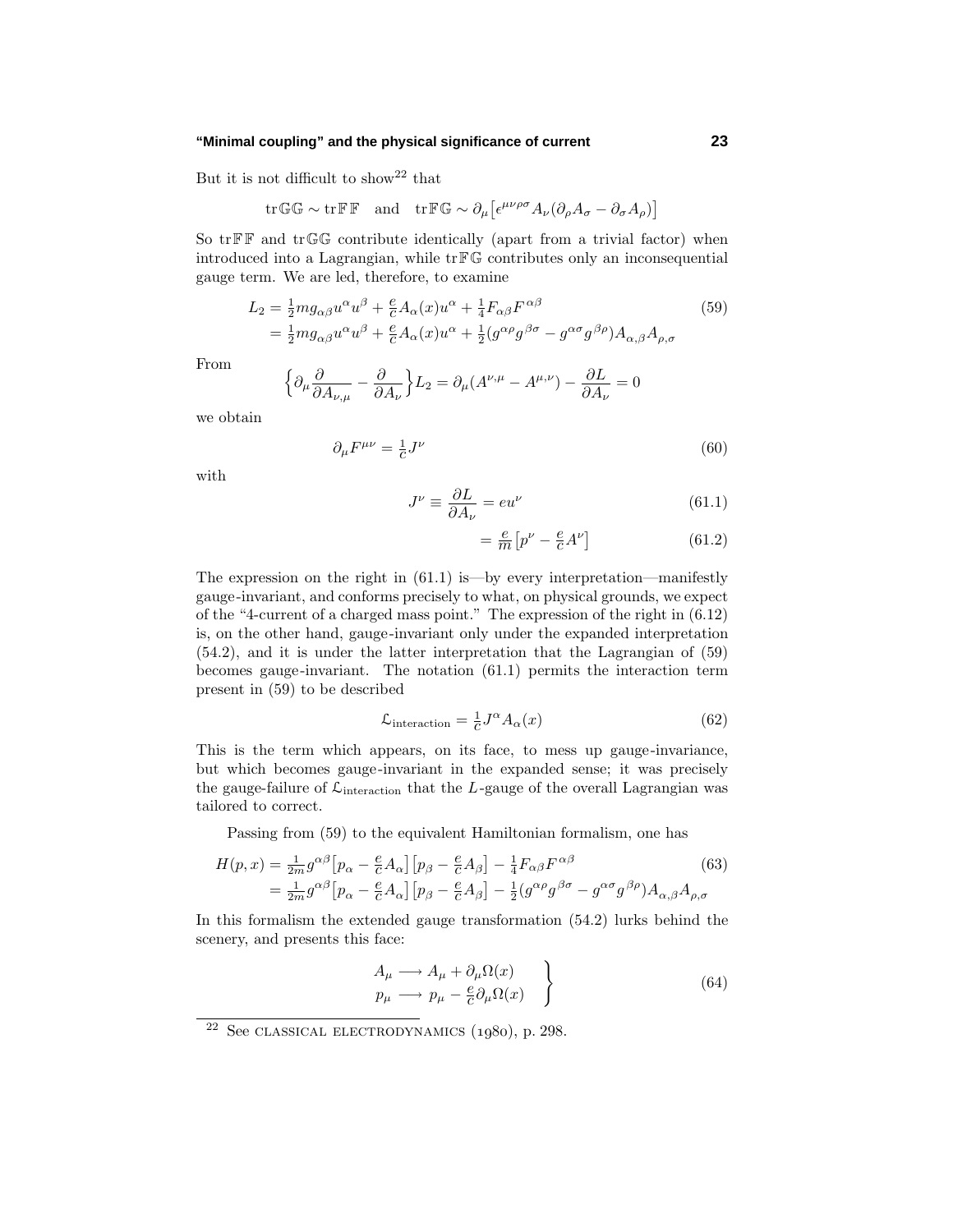But it is not difficult to show[22] that

$$\text{tr}\,\mathbb{G}\mathbb{G} \sim \text{tr}\,\mathbb{F}\mathbb{F} \quad \text{and} \quad \text{tr}\,\mathbb{F}\mathbb{G} \sim \partial_\mu\big[\epsilon^{\mu\nu\rho\sigma}A_\nu(\partial_\rho A_\sigma - \partial_\sigma A_\rho)\big]$$

So $\text{tr}\,\mathbb{F}\mathbb{F}$ and $\text{tr}\,\mathbb{G}\mathbb{G}$ contribute identically (apart from a trivial factor) when introduced into a Lagrangian, while $\text{tr}\,\mathbb{F}\mathbb{G}$ contributes only an inconsequential gauge term. We are led, therefore, to examine

$$\begin{aligned} L_2 &= \tfrac{1}{2}mg_{\alpha\beta}u^\alpha u^\beta + \tfrac{e}{c}A_\alpha(x)u^\alpha + \tfrac{1}{4}F_{\alpha\beta}F^{\alpha\beta} \\ &= \tfrac{1}{2}mg_{\alpha\beta}u^\alpha u^\beta + \tfrac{e}{c}A_\alpha(x)u^\alpha + \tfrac{1}{2}(g^{\alpha\rho}g^{\beta\sigma} - g^{\alpha\sigma}g^{\beta\rho})A_{\alpha,\beta}A_{\rho,\sigma} \end{aligned} \tag{59}$$

From

$$\Big\{\partial_\mu\frac{\partial}{\partial A_{\nu,\mu}} - \frac{\partial}{\partial A_\nu}\Big\}L_2 = \partial_\mu(A^{\nu,\mu} - A^{\mu,\nu}) - \frac{\partial L}{\partial A_\nu} = 0$$

we obtain

$$\partial_\mu F^{\mu\nu} = \tfrac{1}{c}J^\nu \tag{60}$$

with

$$J^\nu \equiv \frac{\partial L}{\partial A_\nu} = eu^\nu \tag{61.1}$$

$$= \tfrac{e}{m}\big[p^\nu - \tfrac{e}{c}A^\nu\big] \tag{61.2}$$

The expression on the right in (61.1) is—by every interpretation—manifestly gauge-invariant, and conforms precisely to what, on physical grounds, we expect of the "4-current of a charged mass point." The expression of the right in (6.12) is, on the other hand, gauge-invariant only under the expanded interpretation (54.2), and it is under the latter interpretation that the Lagrangian of (59) becomes gauge-invariant. The notation (61.1) permits the interaction term present in (59) to be described

$$\mathcal{L}_{\text{interaction}} = \tfrac{1}{c}J^\alpha A_\alpha(x) \tag{62}$$

This is the term which appears, on its face, to mess up gauge-invariance, but which becomes gauge-invariant in the expanded sense; it was precisely the gauge-failure of $\mathcal{L}_{\text{interaction}}$ that the $L$-gauge of the overall Lagrangian was tailored to correct.

Passing from (59) to the equivalent Hamiltonian formalism, one has

$$\begin{aligned} H(p,x) &= \tfrac{1}{2m}g^{\alpha\beta}\big[p_\alpha - \tfrac{e}{c}A_\alpha\big]\big[p_\beta - \tfrac{e}{c}A_\beta\big] - \tfrac{1}{4}F_{\alpha\beta}F^{\alpha\beta} \\ &= \tfrac{1}{2m}g^{\alpha\beta}\big[p_\alpha - \tfrac{e}{c}A_\alpha\big]\big[p_\beta - \tfrac{e}{c}A_\beta\big] - \tfrac{1}{2}(g^{\alpha\rho}g^{\beta\sigma} - g^{\alpha\sigma}g^{\beta\rho})A_{\alpha,\beta}A_{\rho,\sigma} \end{aligned} \tag{63}$$

In this formalism the extended gauge transformation (54.2) lurks behind the scenery, and presents this face:

$$\left.\begin{aligned} A_\mu &\longrightarrow A_\mu + \partial_\mu\Omega(x) \\ p_\mu &\longrightarrow p_\mu - \tfrac{e}{c}\partial_\mu\Omega(x) \end{aligned}\right\} \tag{64}$$

---

[22] See CLASSICAL ELECTRODYNAMICS (1980), p. 298.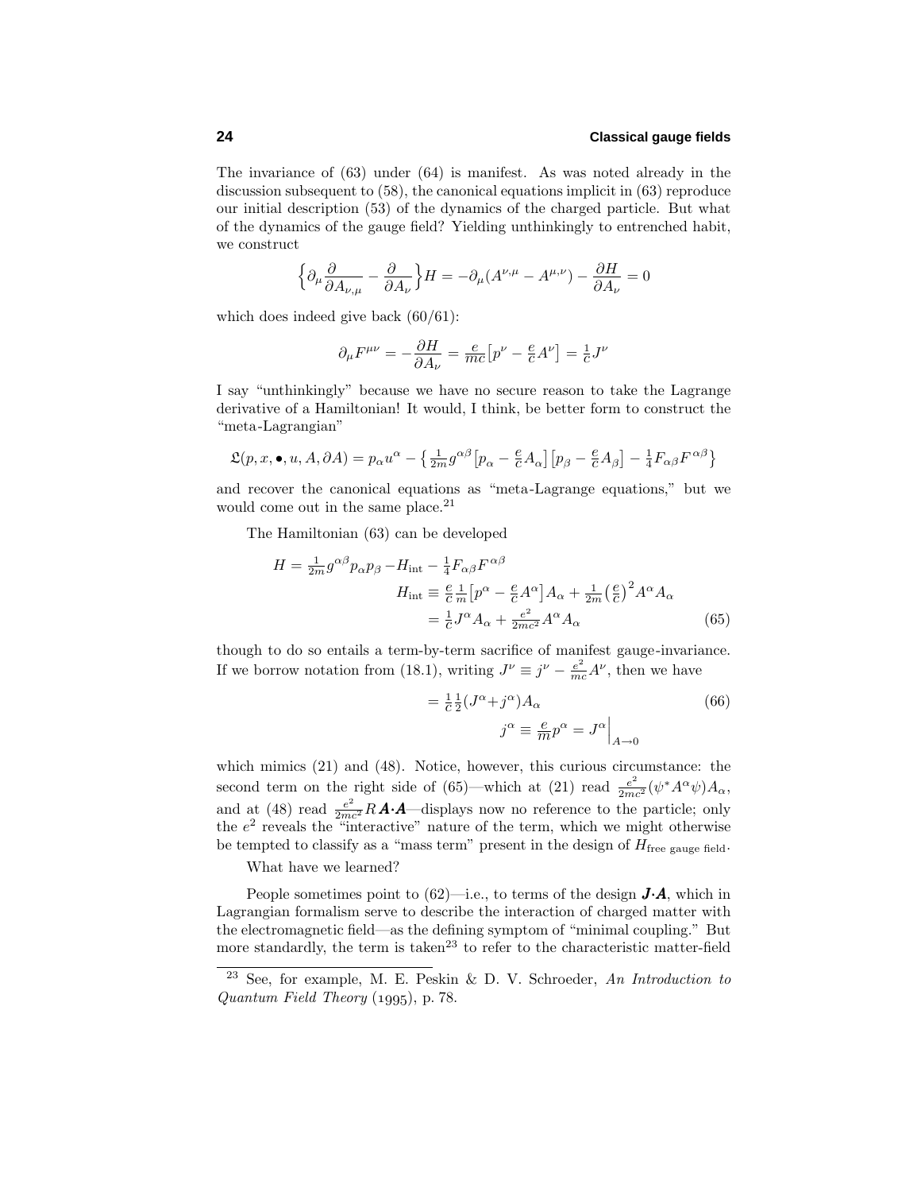The invariance of (63) under (64) is manifest. As was noted already in the discussion subsequent to (58), the canonical equations implicit in (63) reproduce our initial description (53) of the dynamics of the charged particle. But what of the dynamics of the gauge field? Yielding unthinkingly to entrenched habit, we construct

$$\Big\{\partial_\mu \frac{\partial}{\partial A_{\nu,\mu}} - \frac{\partial}{\partial A_\nu}\Big\}H = -\partial_\mu(A^{\nu,\mu} - A^{\mu,\nu}) - \frac{\partial H}{\partial A_\nu} = 0$$

which does indeed give back (60/61):

$$\partial_\mu F^{\mu\nu} = -\frac{\partial H}{\partial A_\nu} = \tfrac{e}{mc}\big[p^\nu - \tfrac{e}{c}A^\nu\big] = \tfrac{1}{c}J^\nu$$

I say "unthinkingly" because we have no secure reason to take the Lagrange derivative of a Hamiltonian! It would, I think, be better form to construct the "meta-Lagrangian"

$$\mathfrak{L}(p, x, \bullet, u, A, \partial A) = p_\alpha u^\alpha - \big\{\tfrac{1}{2m}g^{\alpha\beta}\big[p_\alpha - \tfrac{e}{c}A_\alpha\big]\big[p_\beta - \tfrac{e}{c}A_\beta\big] - \tfrac{1}{4}F_{\alpha\beta}F^{\alpha\beta}\big\}$$

and recover the canonical equations as "meta-Lagrange equations," but we would come out in the same place.[21]

The Hamiltonian (63) can be developed

$$\begin{aligned} H = \tfrac{1}{2m}g^{\alpha\beta}p_\alpha p_\beta - H_{\text{int}} - \tfrac{1}{4}F_{\alpha\beta}F^{\alpha\beta} \\ H_{\text{int}} \equiv \tfrac{e}{c}\tfrac{1}{m}\big[p^\alpha - \tfrac{e}{c}A^\alpha\big]A_\alpha + \tfrac{1}{2m}\big(\tfrac{e}{c}\big)^2 A^\alpha A_\alpha \\ = \tfrac{1}{c}J^\alpha A_\alpha + \tfrac{e^2}{2mc^2}A^\alpha A_\alpha \end{aligned} \tag{65}$$

though to do so entails a term-by-term sacrifice of manifest gauge-invariance. If we borrow notation from (18.1), writing $J^\nu \equiv j^\nu - \frac{e^2}{mc}A^\nu$, then we have

$$\begin{aligned} = \tfrac{1}{c}\tfrac{1}{2}(J^\alpha + j^\alpha)A_\alpha \\ j^\alpha \equiv \tfrac{e}{m}p^\alpha = J^\alpha\Big|_{A\to 0} \end{aligned} \tag{66}$$

which mimics (21) and (48). Notice, however, this curious circumstance: the second term on the right side of (65)—which at (21) read $\frac{e^2}{2mc^2}(\psi^* A^\alpha \psi)A_\alpha$, and at (48) read $\frac{e^2}{2mc^2}R\,\boldsymbol{A}\cdot\boldsymbol{A}$—displays now no reference to the particle; only the $e^2$ reveals the "interactive" nature of the term, which we might otherwise be tempted to classify as a "mass term" present in the design of $H_{\text{free gauge field}}$.

What have we learned?

People sometimes point to (62)—i.e., to terms of the design $\boldsymbol{J}\cdot\boldsymbol{A}$, which in Lagrangian formalism serve to describe the interaction of charged matter with the electromagnetic field—as the defining symptom of "minimal coupling." But more standardly, the term is taken[23] to refer to the characteristic matter-field

[23] See, for example, M. E. Peskin & D. V. Schroeder, *An Introduction to Quantum Field Theory* (1995), p. 78.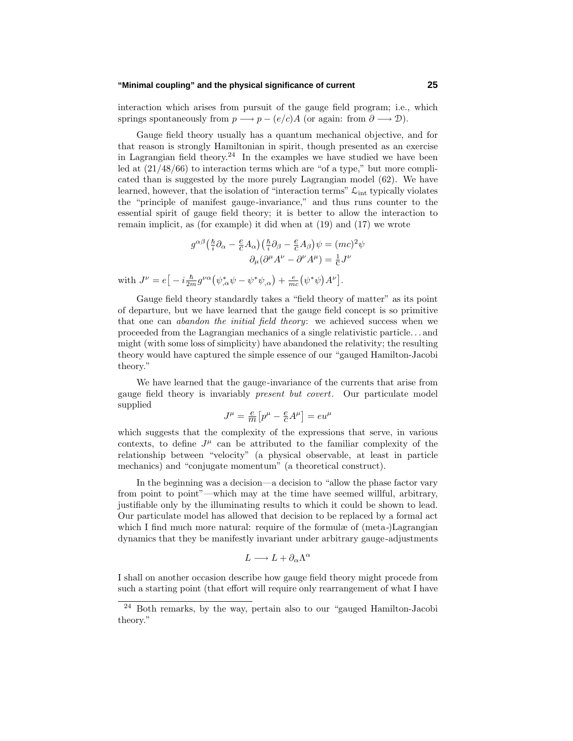interaction which arises from pursuit of the gauge field program; i.e., which springs spontaneously from $p \longrightarrow p - (e/c)A$ (or again: from $\partial \longrightarrow \mathcal{D}$).

Gauge field theory usually has a quantum mechanical objective, and for that reason is strongly Hamiltonian in spirit, though presented as an exercise in Lagrangian field theory.[24] In the examples we have studied we have been led at (21/48/66) to interaction terms which are "of a type," but more complicated than is suggested by the more purely Lagrangian model (62). We have learned, however, that the isolation of "interaction terms" $\mathcal{L}_{\text{int}}$ typically violates the "principle of manifest gauge-invariance," and thus runs counter to the essential spirit of gauge field theory; it is better to allow the interaction to remain implicit, as (for example) it did when at (19) and (17) we wrote

$$g^{\alpha\beta}\big(\tfrac{\hbar}{i}\partial_\alpha - \tfrac{e}{c}A_\alpha\big)\big(\tfrac{\hbar}{i}\partial_\beta - \tfrac{e}{c}A_\beta\big)\psi = (mc)^2\psi$$
$$\partial_\mu(\partial^\mu A^\nu - \partial^\nu A^\mu) = \tfrac{1}{c}J^\nu$$

with $J^\nu = e\big[-i\frac{\hbar}{2m}g^{\nu\alpha}\big(\psi^*_{,\alpha}\psi - \psi^*\psi_{,\alpha}\big) + \frac{e}{mc}\big(\psi^*\psi\big)A^\nu\big]$.

Gauge field theory standardly takes a "field theory of matter" as its point of departure, but we have learned that the gauge field concept is so primitive that one can *abandon the initial field theory*: we achieved success when we proceeded from the Lagrangian mechanics of a single relativistic particle... and might (with some loss of simplicity) have abandoned the relativity; the resulting theory would have captured the simple essence of our "gauged Hamilton-Jacobi theory."

We have learned that the gauge-invariance of the currents that arise from gauge field theory is invariably *present but covert*. Our particulate model supplied

$$J^\mu = \tfrac{e}{m}\big[p^\mu - \tfrac{e}{c}A^\mu\big] = eu^\mu$$

which suggests that the complexity of the expressions that serve, in various contexts, to define $J^\mu$ can be attributed to the familiar complexity of the relationship between "velocity" (a physical observable, at least in particle mechanics) and "conjugate momentum" (a theoretical construct).

In the beginning was a decision—a decision to "allow the phase factor vary from point to point"—which may at the time have seemed willful, arbitrary, justifiable only by the illuminating results to which it could be shown to lead. Our particulate model has allowed that decision to be replaced by a formal act which I find much more natural: require of the formulæ of (meta-)Lagrangian dynamics that they be manifestly invariant under arbitrary gauge-adjustments

$$L \longrightarrow L + \partial_\alpha\Lambda^\alpha$$

I shall on another occasion describe how gauge field theory might procede from such a starting point (that effort will require only rearrangement of what I have

[24] Both remarks, by the way, pertain also to our "gauged Hamilton-Jacobi theory."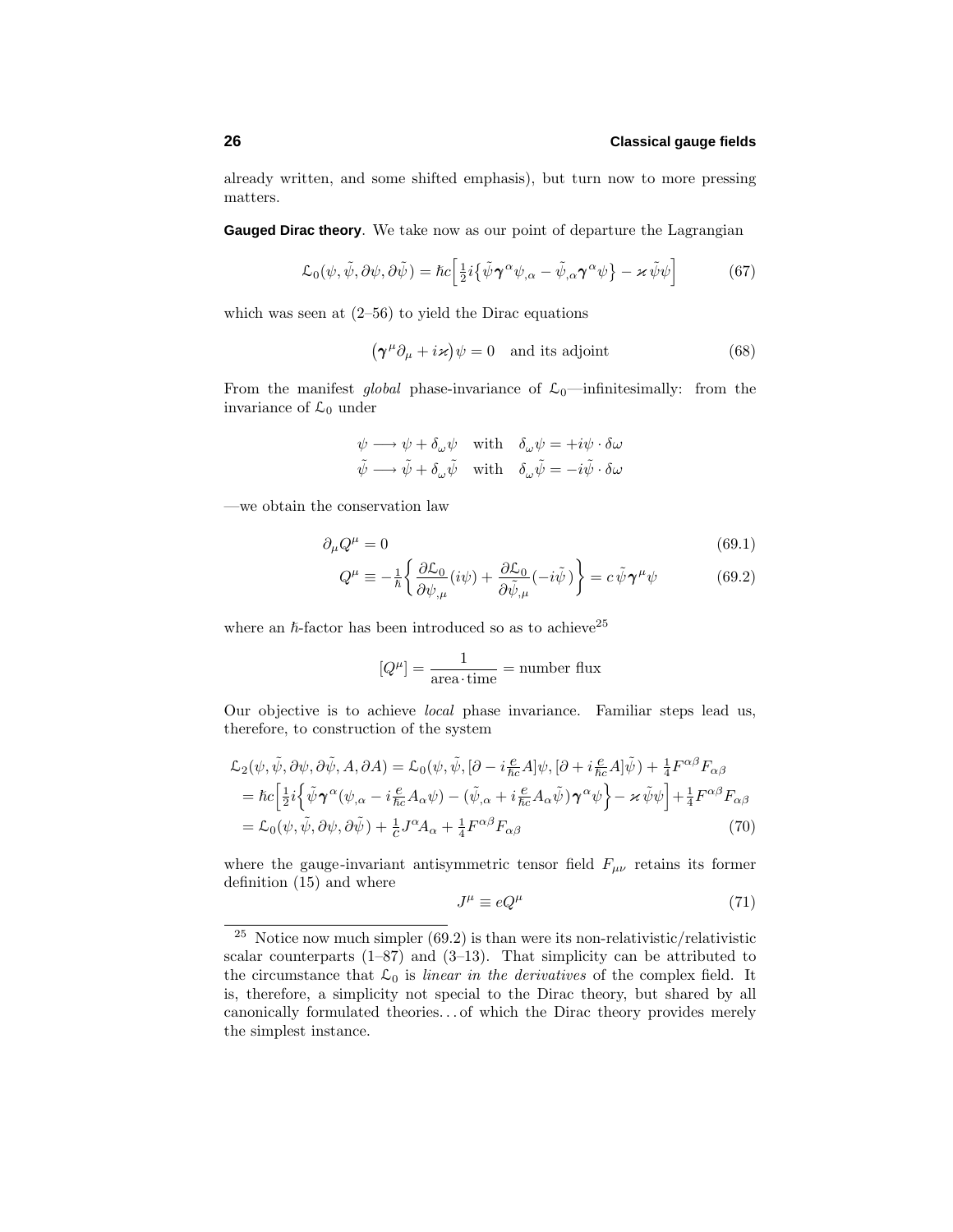already written, and some shifted emphasis), but turn now to more pressing matters.

**Gaugeded Dirac theory**. We take now as our point of departure the Lagrangian

$$
\mathcal{L}_0(\psi,\tilde{\psi},\partial\psi,\partial\tilde{\psi}) = \hbar c\Big[\tfrac{1}{2}i\big\{\tilde{\psi}\boldsymbol{\gamma}^\alpha\psi_{,\alpha} - \tilde{\psi}_{,\alpha}\boldsymbol{\gamma}^\alpha\psi\big\} - \varkappa\,\tilde{\psi}\psi\Big] \tag{67}
$$

which was seen at (2–56) to yield the Dirac equations

$$
\big(\boldsymbol{\gamma}^\mu\partial_\mu + i\varkappa\big)\psi = 0 \quad \text{and its adjoint} \tag{68}
$$

From the manifest *global* phase-invariance of $\mathcal{L}_0$—infinitesimally: from the invariance of $\mathcal{L}_0$ under

$$
\begin{aligned}
\psi &\longrightarrow \psi + \delta_\omega\psi \quad \text{with} \quad \delta_\omega\psi = +i\psi\cdot\delta\omega \\
\tilde{\psi} &\longrightarrow \tilde{\psi} + \delta_\omega\tilde{\psi} \quad \text{with} \quad \delta_\omega\tilde{\psi} = -i\tilde{\psi}\cdot\delta\omega
\end{aligned}
$$

—we obtain the conservation law

$$
\partial_\mu Q^\mu = 0 \tag{69.1}
$$

$$
Q^\mu \equiv -\tfrac{1}{\hbar}\left\{\frac{\partial\mathcal{L}_0}{\partial\psi_{,\mu}}(i\psi) + \frac{\partial\mathcal{L}_0}{\partial\tilde{\psi}_{,\mu}}(-i\tilde{\psi})\right\} = c\,\tilde{\psi}\boldsymbol{\gamma}^\mu\psi \tag{69.2}
$$

where an $\hbar$-factor has been introduced so as to achieve[25]

$$
[Q^\mu] = \frac{1}{\text{area}\cdot\text{time}} = \text{number flux}
$$

Our objective is to achieve *local* phase invariance. Familiar steps lead us, therefore, to construction of the system

$$
\begin{aligned}
\mathcal{L}_2(\psi,\tilde{\psi},\partial\psi,\partial\tilde{\psi},A,\partial A) &= \mathcal{L}_0(\psi,\tilde{\psi},[\partial - i\tfrac{e}{\hbar c}A]\psi,[\partial + i\tfrac{e}{\hbar c}A]\tilde{\psi}) + \tfrac{1}{4}F^{\alpha\beta}F_{\alpha\beta} \\
&= \hbar c\Big[\tfrac{1}{2}i\Big\{\tilde{\psi}\boldsymbol{\gamma}^\alpha(\psi_{,\alpha} - i\tfrac{e}{\hbar c}A_\alpha\psi) - (\tilde{\psi}_{,\alpha} + i\tfrac{e}{\hbar c}A_\alpha\tilde{\psi})\boldsymbol{\gamma}^\alpha\psi\Big\} - \varkappa\,\tilde{\psi}\psi\Big] + \tfrac{1}{4}F^{\alpha\beta}F_{\alpha\beta} \\
&= \mathcal{L}_0(\psi,\tilde{\psi},\partial\psi,\partial\tilde{\psi}) + \tfrac{1}{c}J^\alpha A_\alpha + \tfrac{1}{4}F^{\alpha\beta}F_{\alpha\beta}
\end{aligned} \tag{70}
$$

where the gauge-invariant antisymmetric tensor field $F_{\mu\nu}$ retains its former definition (15) and where

$$
J^\mu \equiv eQ^\mu \tag{71}
$$

---

[25] Notice now much simpler (69.2) is than were its non-relativistic/relativistic scalar counterparts (1–87) and (3–13). That simplicity can be attributed to the circumstance that $\mathcal{L}_0$ is *linear in the derivatives* of the complex field. It is, therefore, a simplicity not special to the Dirac theory, but shared by all canonically formulated theories. . . of which the Dirac theory provides merely the simplest instance.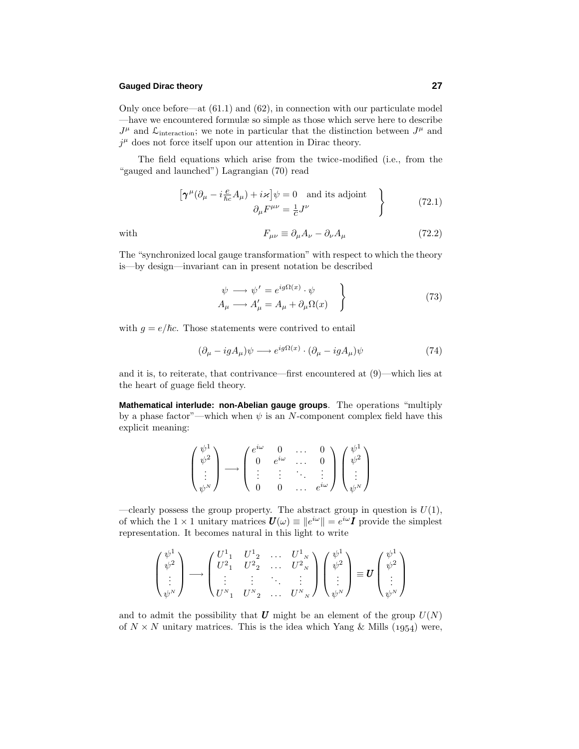Only once before—at (61.1) and (62), in connection with our particulate model—have we encountered formulæ so simple as those which serve here to describe $J^\mu$ and $\mathcal{L}_{\text{interaction}}$; we note in particular that the distinction between $J^\mu$ and $j^\mu$ does not force itself upon our attention in Dirac theory.

The field equations which arise from the twice-modified (i.e., from the "gauged and launched") Lagrangian (70) read

$$\left.\begin{array}{c}\big[\boldsymbol{\gamma}^\mu(\partial_\mu - i\tfrac{e}{\hbar c}A_\mu) + i\varkappa\big]\psi = 0 \quad \text{and its adjoint} \\ \partial_\mu F^{\mu\nu} = \tfrac{1}{c}J^\nu\end{array}\right\} \tag{72.1}$$

with

$$F_{\mu\nu} \equiv \partial_\mu A_\nu - \partial_\nu A_\mu \tag{72.2}$$

The "synchronized local gauge transformation" with respect to which the theory is—by design—invariant can in present notation be described

$$\left.\begin{array}{r}\psi \longrightarrow \psi' = e^{ig\Omega(x)}\cdot\psi \\ A_\mu \longrightarrow A'_\mu = A_\mu + \partial_\mu\Omega(x)\end{array}\right\} \tag{73}$$

with $g = e/\hbar c$. Those statements were contrived to entail

$$(\partial_\mu - igA_\mu)\psi \longrightarrow e^{ig\Omega(x)}\cdot(\partial_\mu - igA_\mu)\psi \tag{74}$$

and it is, to reiterate, that contrivance—first encountered at (9)—which lies at the heart of guage field theory.

**Mathematical interlude: non-Abelian gauge groups**. The operations "multiply by a phase factor"—which when $\psi$ is an $N$-component complex field have this explicit meaning:

$$\begin{pmatrix}\psi^1\\ \psi^2\\ \vdots\\ \psi^N\end{pmatrix} \longrightarrow \begin{pmatrix}e^{i\omega} & 0 & \dots & 0\\ 0 & e^{i\omega} & \dots & 0\\ \vdots & \vdots & \ddots & \vdots\\ 0 & 0 & \dots & e^{i\omega}\end{pmatrix}\begin{pmatrix}\psi^1\\ \psi^2\\ \vdots\\ \psi^N\end{pmatrix}$$

—clearly possess the group property. The abstract group in question is $U(1)$, of which the $1\times 1$ unitary matrices $\boldsymbol{U}(\omega) \equiv \|e^{i\omega}\| = e^{i\omega}\boldsymbol{I}$ provide the simplest representation. It becomes natural in this light to write

$$\begin{pmatrix}\psi^1\\ \psi^2\\ \vdots\\ \psi^N\end{pmatrix} \longrightarrow \begin{pmatrix}U^1{}_1 & U^1{}_2 & \dots & U^1{}_N\\ U^2{}_1 & U^2{}_2 & \dots & U^2{}_N\\ \vdots & \vdots & \ddots & \vdots\\ U^N{}_1 & U^N{}_2 & \dots & U^N{}_N\end{pmatrix}\begin{pmatrix}\psi^1\\ \psi^2\\ \vdots\\ \psi^N\end{pmatrix} \equiv \boldsymbol{U}\begin{pmatrix}\psi^1\\ \psi^2\\ \vdots\\ \psi^N\end{pmatrix}$$

and to admit the possibility that $\boldsymbol{U}$ might be an element of the group $U(N)$ of $N\times N$ unitary matrices. This is the idea which Yang & Mills (1954) were,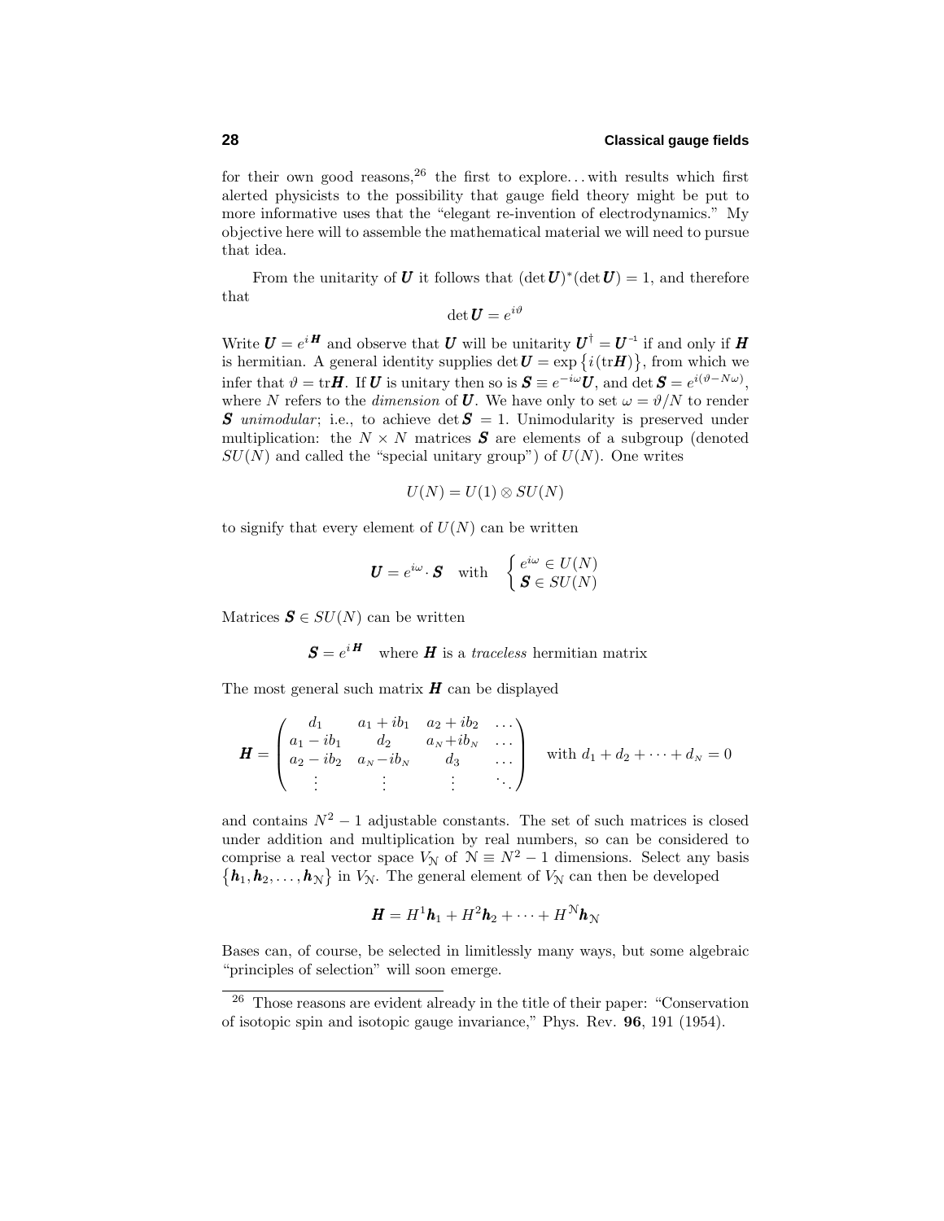for their own good reasons,[26] the first to explore... with results which first alerted physicists to the possibility that gauge field theory might be put to more informative uses that the "elegant re-invention of electrodynamics." My objective here will to assemble the mathematical material we will need to pursue that idea.

From the unitarity of $\boldsymbol{U}$ it follows that $(\det \boldsymbol{U})^*(\det \boldsymbol{U}) = 1$, and therefore that

$$\det \boldsymbol{U} = e^{i\vartheta}$$

Write $\boldsymbol{U} = e^{i\boldsymbol{H}}$ and observe that $\boldsymbol{U}$ will be unitarity $\boldsymbol{U}^\dagger = \boldsymbol{U}^{-1}$ if and only if $\boldsymbol{H}$ is hermitian. A general identity supplies $\det \boldsymbol{U} = \exp\{i(\text{tr}\boldsymbol{H})\}$, from which we infer that $\vartheta = \text{tr}\boldsymbol{H}$. If $\boldsymbol{U}$ is unitary then so is $\boldsymbol{S} \equiv e^{-i\omega}\boldsymbol{U}$, and $\det \boldsymbol{S} = e^{i(\vartheta - N\omega)}$, where $N$ refers to the *dimension* of $\boldsymbol{U}$. We have only to set $\omega = \vartheta/N$ to render $\boldsymbol{S}$ *unimodular*; i.e., to achieve $\det \boldsymbol{S} = 1$. Unimodularity is preserved under multiplication: the $N \times N$ matrices $\boldsymbol{S}$ are elements of a subgroup (denoted $SU(N)$ and called the "special unitary group") of $U(N)$. One writes

$$U(N) = U(1) \otimes SU(N)$$

to signify that every element of $U(N)$ can be written

$$\boldsymbol{U} = e^{i\omega}\cdot \boldsymbol{S} \quad \text{with} \quad \begin{cases} e^{i\omega} \in U(N) \\ \boldsymbol{S} \in SU(N) \end{cases}$$

Matrices $\boldsymbol{S} \in SU(N)$ can be written

$$\boldsymbol{S} = e^{i\boldsymbol{H}} \quad \text{where } \boldsymbol{H} \text{ is a } \textit{traceless} \text{ hermitian matrix}$$

The most general such matrix $\boldsymbol{H}$ can be displayed

$$\boldsymbol{H} = \begin{pmatrix} d_1 & a_1 + ib_1 & a_2 + ib_2 & \dots \\ a_1 - ib_1 & d_2 & a_N + ib_N & \dots \\ a_2 - ib_2 & a_N - ib_N & d_3 & \dots \\ \vdots & \vdots & \vdots & \ddots \end{pmatrix} \quad \text{with } d_1 + d_2 + \cdots + d_N = 0$$

and contains $N^2 - 1$ adjustable constants. The set of such matrices is closed under addition and multiplication by real numbers, so can be considered to comprise a real vector space $V_{\mathcal{N}}$ of $\mathcal{N} \equiv N^2 - 1$ dimensions. Select any basis $\{\boldsymbol{h}_1, \boldsymbol{h}_2, \dots, \boldsymbol{h}_{\mathcal{N}}\}$ in $V_{\mathcal{N}}$. The general element of $V_{\mathcal{N}}$ can then be developed

$$\boldsymbol{H} = H^1\boldsymbol{h}_1 + H^2\boldsymbol{h}_2 + \cdots + H^{\mathcal{N}}\boldsymbol{h}_{\mathcal{N}}$$

Bases can, of course, be selected in limitlessly many ways, but some algebraic "principles of selection" will soon emerge.

---

[26] Those reasons are evident already in the title of their paper: "Conservation of isotopic spin and isotopic gauge invariance," Phys. Rev. **96**, 191 (1954).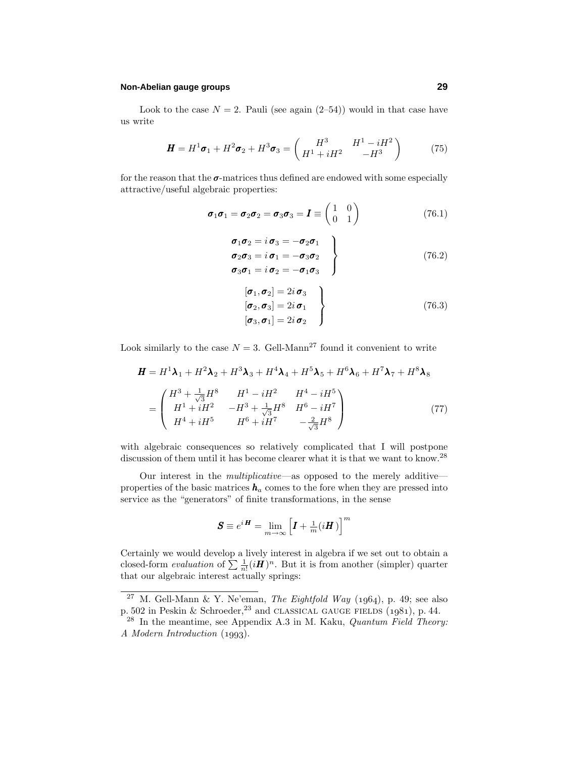Look to the case $N = 2$. Pauli (see again (2–54)) would in that case have us write

$$\boldsymbol{H} = H^1\boldsymbol{\sigma}_1 + H^2\boldsymbol{\sigma}_2 + H^3\boldsymbol{\sigma}_3 = \begin{pmatrix} H^3 & H^1 - iH^2 \\ H^1 + iH^2 & -H^3 \end{pmatrix} \tag{75}$$

for the reason that the $\boldsymbol{\sigma}$-matrices thus defined are endowed with some especially attractive/useful algebraic properties:

$$\boldsymbol{\sigma}_1\boldsymbol{\sigma}_1 = \boldsymbol{\sigma}_2\boldsymbol{\sigma}_2 = \boldsymbol{\sigma}_3\boldsymbol{\sigma}_3 = \boldsymbol{I} \equiv \begin{pmatrix} 1 & 0 \\ 0 & 1 \end{pmatrix} \tag{76.1}$$

$$\left.\begin{aligned} \boldsymbol{\sigma}_1\boldsymbol{\sigma}_2 &= i\,\boldsymbol{\sigma}_3 = -\boldsymbol{\sigma}_2\boldsymbol{\sigma}_1 \\ \boldsymbol{\sigma}_2\boldsymbol{\sigma}_3 &= i\,\boldsymbol{\sigma}_1 = -\boldsymbol{\sigma}_3\boldsymbol{\sigma}_2 \\ \boldsymbol{\sigma}_3\boldsymbol{\sigma}_1 &= i\,\boldsymbol{\sigma}_2 = -\boldsymbol{\sigma}_1\boldsymbol{\sigma}_3 \end{aligned}\right\} \tag{76.2}$$

$$\left.\begin{aligned} [\boldsymbol{\sigma}_1, \boldsymbol{\sigma}_2] &= 2i\,\boldsymbol{\sigma}_3 \\ [\boldsymbol{\sigma}_2, \boldsymbol{\sigma}_3] &= 2i\,\boldsymbol{\sigma}_1 \\ [\boldsymbol{\sigma}_3, \boldsymbol{\sigma}_1] &= 2i\,\boldsymbol{\sigma}_2 \end{aligned}\right\} \tag{76.3}$$

Look similarly to the case $N = 3$. Gell-Mann[27] found it convenient to write

$$\begin{aligned} \boldsymbol{H} &= H^1\boldsymbol{\lambda}_1 + H^2\boldsymbol{\lambda}_2 + H^3\boldsymbol{\lambda}_3 + H^4\boldsymbol{\lambda}_4 + H^5\boldsymbol{\lambda}_5 + H^6\boldsymbol{\lambda}_6 + H^7\boldsymbol{\lambda}_7 + H^8\boldsymbol{\lambda}_8 \\ &= \begin{pmatrix} H^3 + \frac{1}{\sqrt{3}}H^8 & H^1 - iH^2 & H^4 - iH^5 \\ H^1 + iH^2 & -H^3 + \frac{1}{\sqrt{3}}H^8 & H^6 - iH^7 \\ H^4 + iH^5 & H^6 + iH^7 & -\frac{2}{\sqrt{3}}H^8 \end{pmatrix} \end{aligned} \tag{77}$$

with algebraic consequences so relatively complicated that I will postpone discussion of them until it has become clearer what it is that we want to know.[28]

Our interest in the *multiplicative*—as opposed to the merely additive—properties of the basic matrices $\boldsymbol{h}_a$ comes to the fore when they are pressed into service as the "generators" of finite transformations, in the sense

$$\boldsymbol{S} \equiv e^{i\boldsymbol{H}} = \lim_{m\to\infty}\Big[\boldsymbol{I} + \tfrac{1}{m}(i\boldsymbol{H})\Big]^m$$

Certainly we would develop a lively interest in algebra if we set out to obtain a closed-form *evaluation* of $\sum \frac{1}{n!}(i\boldsymbol{H})^n$. But it is from another (simpler) quarter that our algebraic interest actually springs:

---

[27] M. Gell-Mann & Y. Ne'eman, *The Eightfold Way* (1964), p. 49; see also p. 502 in Peskin & Schroeder,[23] and CLASSICAL GAUGE FIELDS (1981), p. 44.

[28] In the meantime, see Appendix A.3 in M. Kaku, *Quantum Field Theory: A Modern Introduction* (1993).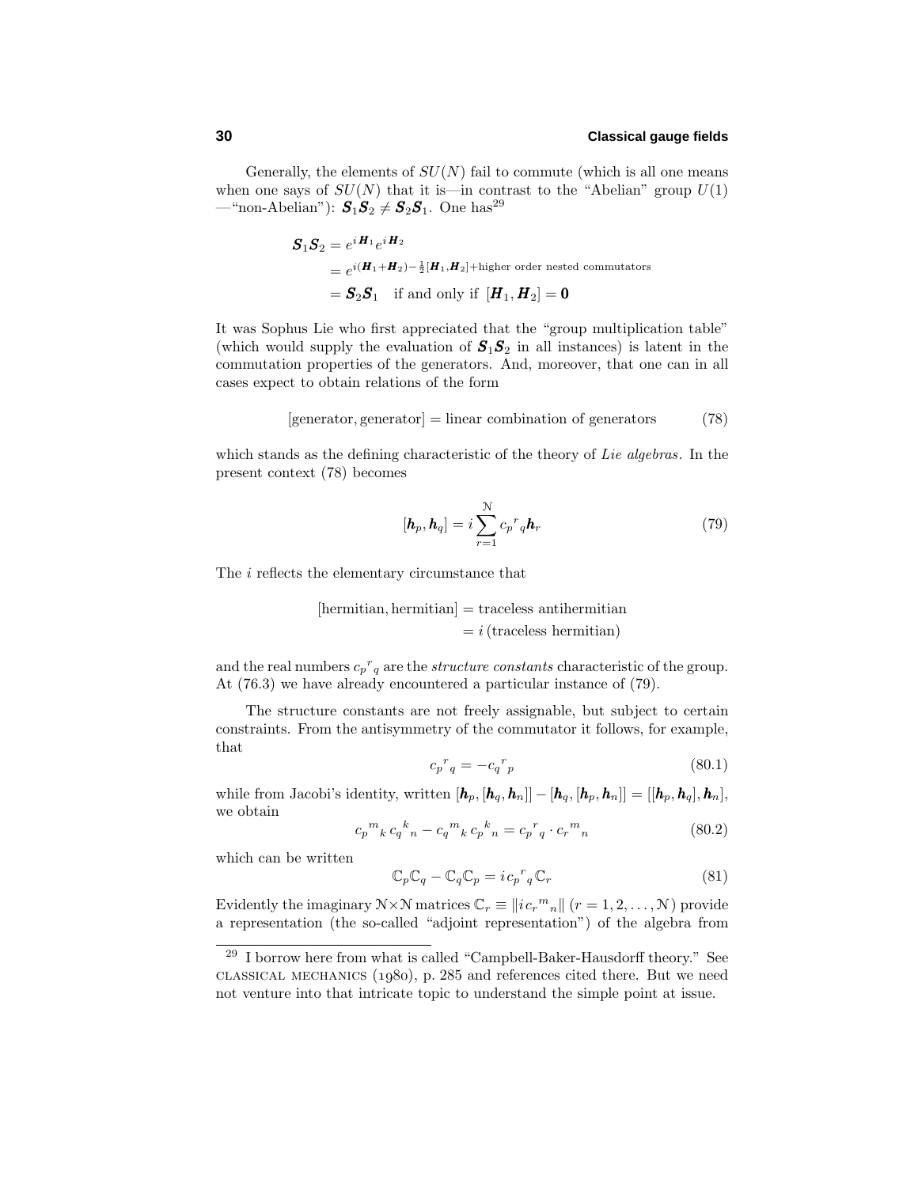Generally, the elements of $SU(N)$ fail to commute (which is all one means when one says of $SU(N)$ that it is—in contrast to the "Abelian" group $U(1)$—"non-Abelian"): $\boldsymbol{S}_1\boldsymbol{S}_2 \neq \boldsymbol{S}_2\boldsymbol{S}_1$. One has[29]

$$
\begin{aligned}
\boldsymbol{S}_1\boldsymbol{S}_2 &= e^{i\boldsymbol{H}_1}e^{i\boldsymbol{H}_2} \\
&= e^{i(\boldsymbol{H}_1+\boldsymbol{H}_2)-\frac{1}{2}[\boldsymbol{H}_1,\boldsymbol{H}_2]+\text{higher order nested commutators}} \\
&= \boldsymbol{S}_2\boldsymbol{S}_1 \quad \text{if and only if } [\boldsymbol{H}_1,\boldsymbol{H}_2] = \boldsymbol{0}
\end{aligned}
$$

It was Sophus Lie who first appreciated that the "group multiplication table" (which would supply the evaluation of $\boldsymbol{S}_1\boldsymbol{S}_2$ in all instances) is latent in the commutation properties of the generators. And, moreover, that one can in all cases expect to obtain relations of the form

$$
[\text{generator}, \text{generator}] = \text{linear combination of generators} \tag{78}
$$

which stands as the defining characteristic of the theory of *Lie algebras*. In the present context (78) becomes

$$
[\boldsymbol{h}_p, \boldsymbol{h}_q] = i\sum_{r=1}^{\mathcal{N}} c_p{}^r{}_q \boldsymbol{h}_r \tag{79}
$$

The $i$ reflects the elementary circumstance that

$$
\begin{aligned}
[\text{hermitian}, \text{hermitian}] &= \text{traceless antihermitian} \\
&= i\,(\text{traceless hermitian})
\end{aligned}
$$

and the real numbers $c_p{}^r{}_q$ are the *structure constants* characteristic of the group. At (76.3) we have already encountered a particular instance of (79).

The structure constants are not freely assignable, but subject to certain constraints. From the antisymmetry of the commutator it follows, for example, that

$$
c_p{}^r{}_q = -c_q{}^r{}_p \tag{80.1}
$$

while from Jacobi's identity, written $[\boldsymbol{h}_p,[\boldsymbol{h}_q,\boldsymbol{h}_n]] - [\boldsymbol{h}_q,[\boldsymbol{h}_p,\boldsymbol{h}_n]] = [[\boldsymbol{h}_p,\boldsymbol{h}_q],\boldsymbol{h}_n]$, we obtain

$$
c_p{}^m{}_k\, c_q{}^k{}_n - c_q{}^m{}_k\, c_p{}^k{}_n = c_p{}^r{}_q \cdot c_r{}^m{}_n \tag{80.2}
$$

which can be written

$$
\mathbb{C}_p\mathbb{C}_q - \mathbb{C}_q\mathbb{C}_p = i\,c_p{}^r{}_q\,\mathbb{C}_r \tag{81}
$$

Evidently the imaginary $\mathcal{N}\times\mathcal{N}$ matrices $\mathbb{C}_r \equiv \|i\,c_r{}^m{}_n\|$ $(r = 1, 2, \ldots, \mathcal{N})$ provide a representation (the so-called "adjoint representation") of the algebra from

[29] I borrow here from what is called "Campbell-Baker-Hausdorff theory." See CLASSICAL MECHANICS (1980), p. 285 and references cited there. But we need not venture into that intricate topic to understand the simple point at issue.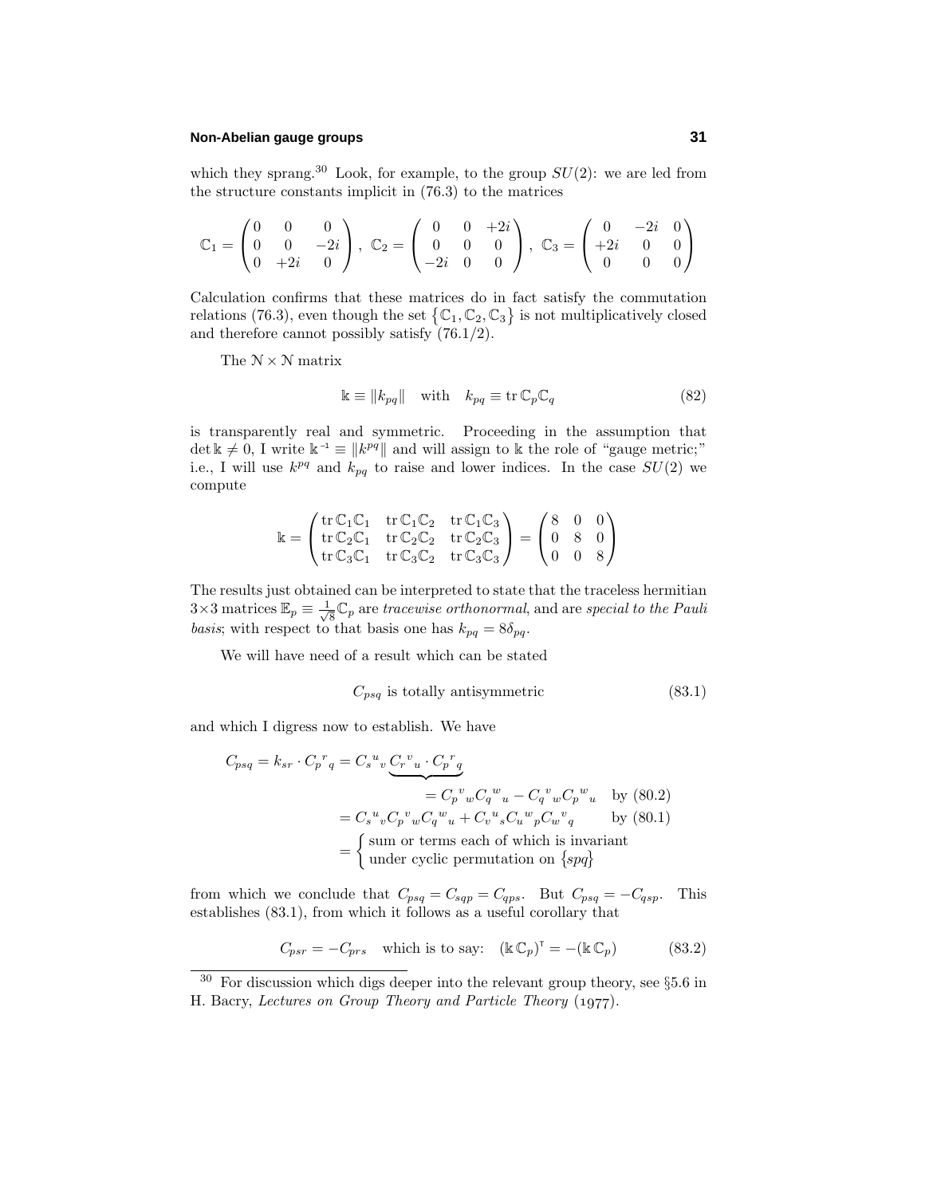which they sprang.[30] Look, for example, to the group $SU(2)$: we are led from the structure constants implicit in (76.3) to the matrices

$$
\mathbb{C}_1 = \begin{pmatrix} 0 & 0 & 0 \\ 0 & 0 & -2i \\ 0 & +2i & 0 \end{pmatrix},\;
\mathbb{C}_2 = \begin{pmatrix} 0 & 0 & +2i \\ 0 & 0 & 0 \\ -2i & 0 & 0 \end{pmatrix},\;
\mathbb{C}_3 = \begin{pmatrix} 0 & -2i & 0 \\ +2i & 0 & 0 \\ 0 & 0 & 0 \end{pmatrix}
$$

Calculation confirms that these matrices do in fact satisfy the commutation relations (76.3), even though the set $\{\mathbb{C}_1, \mathbb{C}_2, \mathbb{C}_3\}$ is not multiplicatively closed and therefore cannot possibly satisfy (76.1/2).

The $\mathcal{N}\times\mathcal{N}$ matrix

$$
\mathbb{k} \equiv \|k_{pq}\| \quad \text{with} \quad k_{pq} \equiv \operatorname{tr}\mathbb{C}_p\mathbb{C}_q \tag{82}
$$

is transparently real and symmetric. Proceeding in the assumption that $\det\mathbb{k}\neq 0$, I write $\mathbb{k}^{-1}\equiv\|k^{pq}\|$ and will assign to $\mathbb{k}$ the role of "gauge metric;" i.e., I will use $k^{pq}$ and $k_{pq}$ to raise and lower indices. In the case $SU(2)$ we compute

$$
\mathbb{k} = \begin{pmatrix} \operatorname{tr}\mathbb{C}_1\mathbb{C}_1 & \operatorname{tr}\mathbb{C}_1\mathbb{C}_2 & \operatorname{tr}\mathbb{C}_1\mathbb{C}_3 \\ \operatorname{tr}\mathbb{C}_2\mathbb{C}_1 & \operatorname{tr}\mathbb{C}_2\mathbb{C}_2 & \operatorname{tr}\mathbb{C}_2\mathbb{C}_3 \\ \operatorname{tr}\mathbb{C}_3\mathbb{C}_1 & \operatorname{tr}\mathbb{C}_3\mathbb{C}_2 & \operatorname{tr}\mathbb{C}_3\mathbb{C}_3 \end{pmatrix} = \begin{pmatrix} 8 & 0 & 0 \\ 0 & 8 & 0 \\ 0 & 0 & 8 \end{pmatrix}
$$

The results just obtained can be interpreted to state that the traceless hermitian $3\times 3$ matrices $\mathbb{E}_p \equiv \frac{1}{\sqrt{8}}\mathbb{C}_p$ are *tracewise orthonormal*, and are *special to the Pauli basis*; with respect to that basis one has $k_{pq} = 8\delta_{pq}$.

We will have need of a result which can be stated

$$
C_{psq} \text{ is totally antisymmetric} \tag{83.1}
$$

and which I digress now to establish. We have

$$
\begin{aligned}
C_{psq} = k_{sr}\cdot C_p{}^r{}_q &= C_s{}^u{}_v \underbrace{C_r{}^v{}_u\cdot C_p{}^r{}_q} \\
&\qquad\qquad = C_p{}^v{}_w C_q{}^w{}_u - C_q{}^v{}_w C_p{}^w{}_u \quad \text{by (80.2)} \\
&= C_s{}^u{}_v C_p{}^v{}_w C_q{}^w{}_u + C_v{}^u{}_s C_u{}^w{}_p C_w{}^v{}_q \qquad \text{by (80.1)} \\
&= \begin{cases} \text{sum or terms each of which is invariant} \\ \text{under cyclic permutation on } \{spq\} \end{cases}
\end{aligned}
$$

from which we conclude that $C_{psq} = C_{sqp} = C_{qps}$. But $C_{psq} = -C_{qsp}$. This establishes (83.1), from which it follows as a useful corollary that

$$
C_{psr} = -C_{prs} \quad \text{which is to say:} \quad (\mathbb{k}\,\mathbb{C}_p)^\intercal = -(\mathbb{k}\,\mathbb{C}_p) \tag{83.2}
$$

---

[30] For discussion which digs deeper into the relevant group theory, see §5.6 in H. Bacry, *Lectures on Group Theory and Particle Theory* (1977).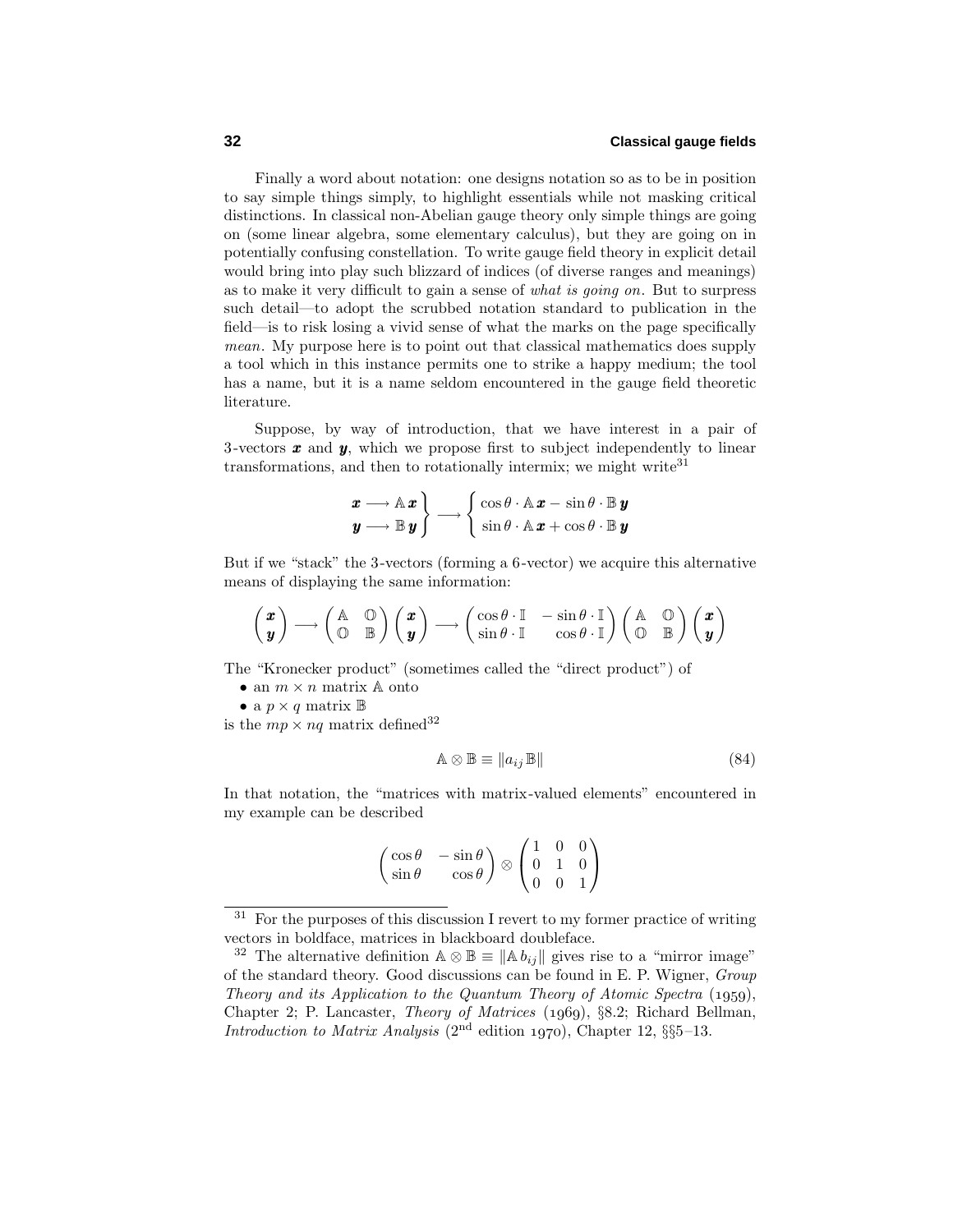Finally a word about notation: one designs notation so as to be in position to say simple things simply, to highlight essentials while not masking critical distinctions. In classical non-Abelian gauge theory only simple things are going on (some linear algebra, some elementary calculus), but they are going on in potentially confusing constellation. To write gauge field theory in explicit detail would bring into play such blizzard of indices (of diverse ranges and meanings) as to make it very difficult to gain a sense of *what is going on*. But to surpress such detail—to adopt the scrubbed notation standard to publication in the field—is to risk losing a vivid sense of what the marks on the page specifically *mean*. My purpose here is to point out that classical mathematics does supply a tool which in this instance permits one to strike a happy medium; the tool has a name, but it is a name seldom encountered in the gauge field theoretic literature.

Suppose, by way of introduction, that we have interest in a pair of 3-vectors $\boldsymbol{x}$ and $\boldsymbol{y}$, which we propose first to subject independently to linear transformations, and then to rotationally intermix; we might write[31]

$$\left.\begin{aligned}\boldsymbol{x} &\longrightarrow \mathbb{A}\,\boldsymbol{x}\\ \boldsymbol{y} &\longrightarrow \mathbb{B}\,\boldsymbol{y}\end{aligned}\right\} \longrightarrow \left\{\begin{aligned}&\cos\theta\cdot\mathbb{A}\,\boldsymbol{x} - \sin\theta\cdot\mathbb{B}\,\boldsymbol{y}\\ &\sin\theta\cdot\mathbb{A}\,\boldsymbol{x} + \cos\theta\cdot\mathbb{B}\,\boldsymbol{y}\end{aligned}\right.$$

But if we "stack" the 3-vectors (forming a 6-vector) we acquire this alternative means of displaying the same information:

$$\begin{pmatrix}\boldsymbol{x}\\ \boldsymbol{y}\end{pmatrix} \longrightarrow \begin{pmatrix}\mathbb{A} & \mathbb{O}\\ \mathbb{O} & \mathbb{B}\end{pmatrix}\begin{pmatrix}\boldsymbol{x}\\ \boldsymbol{y}\end{pmatrix} \longrightarrow \begin{pmatrix}\cos\theta\cdot\mathbb{I} & -\sin\theta\cdot\mathbb{I}\\ \sin\theta\cdot\mathbb{I} & \cos\theta\cdot\mathbb{I}\end{pmatrix}\begin{pmatrix}\mathbb{A} & \mathbb{O}\\ \mathbb{O} & \mathbb{B}\end{pmatrix}\begin{pmatrix}\boldsymbol{x}\\ \boldsymbol{y}\end{pmatrix}$$

The "Kronecker product" (sometimes called the "direct product") of

- an $m\times n$ matrix $\mathbb{A}$ onto
- a $p\times q$ matrix $\mathbb{B}$

is the $mp\times nq$ matrix defined[32]

$$\mathbb{A}\otimes\mathbb{B} \equiv \|a_{ij}\,\mathbb{B}\| \tag{84}$$

In that notation, the "matrices with matrix-valued elements" encountered in my example can be described

$$\begin{pmatrix}\cos\theta & -\sin\theta\\ \sin\theta & \cos\theta\end{pmatrix}\otimes\begin{pmatrix}1 & 0 & 0\\ 0 & 1 & 0\\ 0 & 0 & 1\end{pmatrix}$$

---

[31] For the purposes of this discussion I revert to my former practice of writing vectors in boldface, matrices in blackboard doubleface.

[32] The alternative definition $\mathbb{A}\otimes\mathbb{B} \equiv \|\mathbb{A}\,b_{ij}\|$ gives rise to a "mirror image" of the standard theory. Good discussions can be found in E. P. Wigner, *Group Theory and its Application to the Quantum Theory of Atomic Spectra* (1959), Chapter 2; P. Lancaster, *Theory of Matrices* (1969), §8.2; Richard Bellman, *Introduction to Matrix Analysis* (2nd edition 1970), Chapter 12, §§5–13.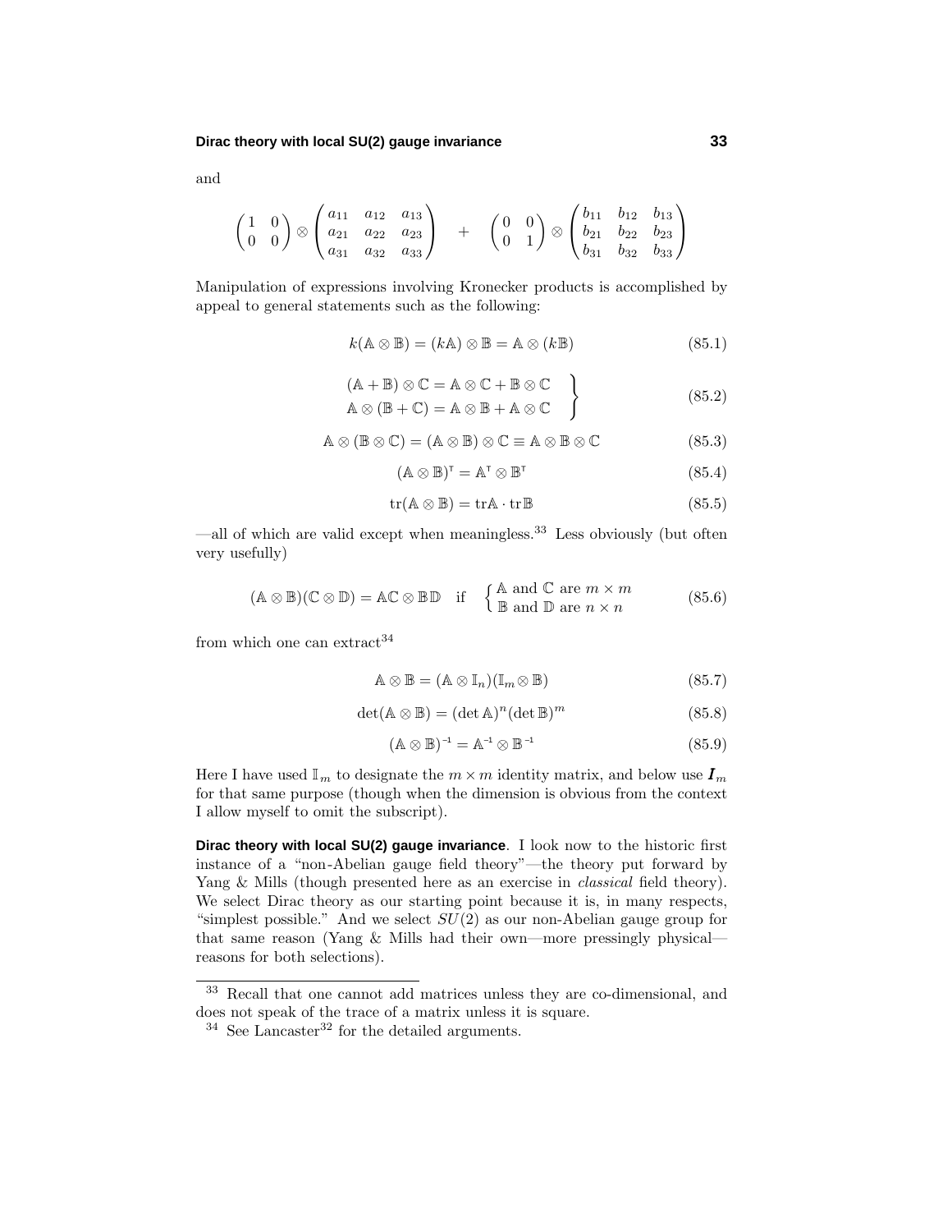and

$$\begin{pmatrix} 1 & 0 \\ 0 & 0 \end{pmatrix} \otimes \begin{pmatrix} a_{11} & a_{12} & a_{13} \\ a_{21} & a_{22} & a_{23} \\ a_{31} & a_{32} & a_{33} \end{pmatrix} \quad + \quad \begin{pmatrix} 0 & 0 \\ 0 & 1 \end{pmatrix} \otimes \begin{pmatrix} b_{11} & b_{12} & b_{13} \\ b_{21} & b_{22} & b_{23} \\ b_{31} & b_{32} & b_{33} \end{pmatrix}$$

Manipulation of expressions involving Kronecker products is accomplished by appeal to general statements such as the following:

$$k(\mathbb{A} \otimes \mathbb{B}) = (k\mathbb{A}) \otimes \mathbb{B} = \mathbb{A} \otimes (k\mathbb{B}) \tag{85.1}$$

$$\left.\begin{aligned} (\mathbb{A} + \mathbb{B}) \otimes \mathbb{C} &= \mathbb{A} \otimes \mathbb{C} + \mathbb{B} \otimes \mathbb{C} \\ \mathbb{A} \otimes (\mathbb{B} + \mathbb{C}) &= \mathbb{A} \otimes \mathbb{B} + \mathbb{A} \otimes \mathbb{C} \end{aligned}\right\} \tag{85.2}$$

$$\mathbb{A} \otimes (\mathbb{B} \otimes \mathbb{C}) = (\mathbb{A} \otimes \mathbb{B}) \otimes \mathbb{C} \equiv \mathbb{A} \otimes \mathbb{B} \otimes \mathbb{C} \tag{85.3}$$

$$(\mathbb{A} \otimes \mathbb{B})^{\mathsf{T}} = \mathbb{A}^{\mathsf{T}} \otimes \mathbb{B}^{\mathsf{T}} \tag{85.4}$$

$$\mathrm{tr}(\mathbb{A} \otimes \mathbb{B}) = \mathrm{tr}\mathbb{A} \cdot \mathrm{tr}\mathbb{B} \tag{85.5}$$

—all of which are valid except when meaningless.[33] Less obviously (but often very usefully)

$$(\mathbb{A} \otimes \mathbb{B})(\mathbb{C} \otimes \mathbb{D}) = \mathbb{A}\mathbb{C} \otimes \mathbb{B}\mathbb{D} \quad \text{if} \quad \begin{cases} \mathbb{A} \text{ and } \mathbb{C} \text{ are } m \times m \\ \mathbb{B} \text{ and } \mathbb{D} \text{ are } n \times n \end{cases} \tag{85.6}$$

from which one can extract[34]

$$\mathbb{A} \otimes \mathbb{B} = (\mathbb{A} \otimes \mathbb{I}_n)(\mathbb{I}_m \otimes \mathbb{B}) \tag{85.7}$$

$$\det(\mathbb{A} \otimes \mathbb{B}) = (\det \mathbb{A})^n (\det \mathbb{B})^m \tag{85.8}$$

$$(\mathbb{A} \otimes \mathbb{B})^{-1} = \mathbb{A}^{-1} \otimes \mathbb{B}^{-1} \tag{85.9}$$

Here I have used $\mathbb{I}_m$ to designate the $m \times m$ identity matrix, and below use $\boldsymbol{I}_m$ for that same purpose (though when the dimension is obvious from the context I allow myself to omit the subscript).

**Dirac theory with local SU(2) gauge invariance**. I look now to the historic first instance of a "non-Abelian gauge field theory"—the theory put forward by Yang & Mills (though presented here as an exercise in *classical* field theory). We select Dirac theory as our starting point because it is, in many respects, "simplest possible." And we select $SU(2)$ as our non-Abelian gauge group for that same reason (Yang & Mills had their own—more pressingly physical—reasons for both selections).

---

[33] Recall that one cannot add matrices unless they are co-dimensional, and does not speak of the trace of a matrix unless it is square.

[34] See Lancaster[32] for the detailed arguments.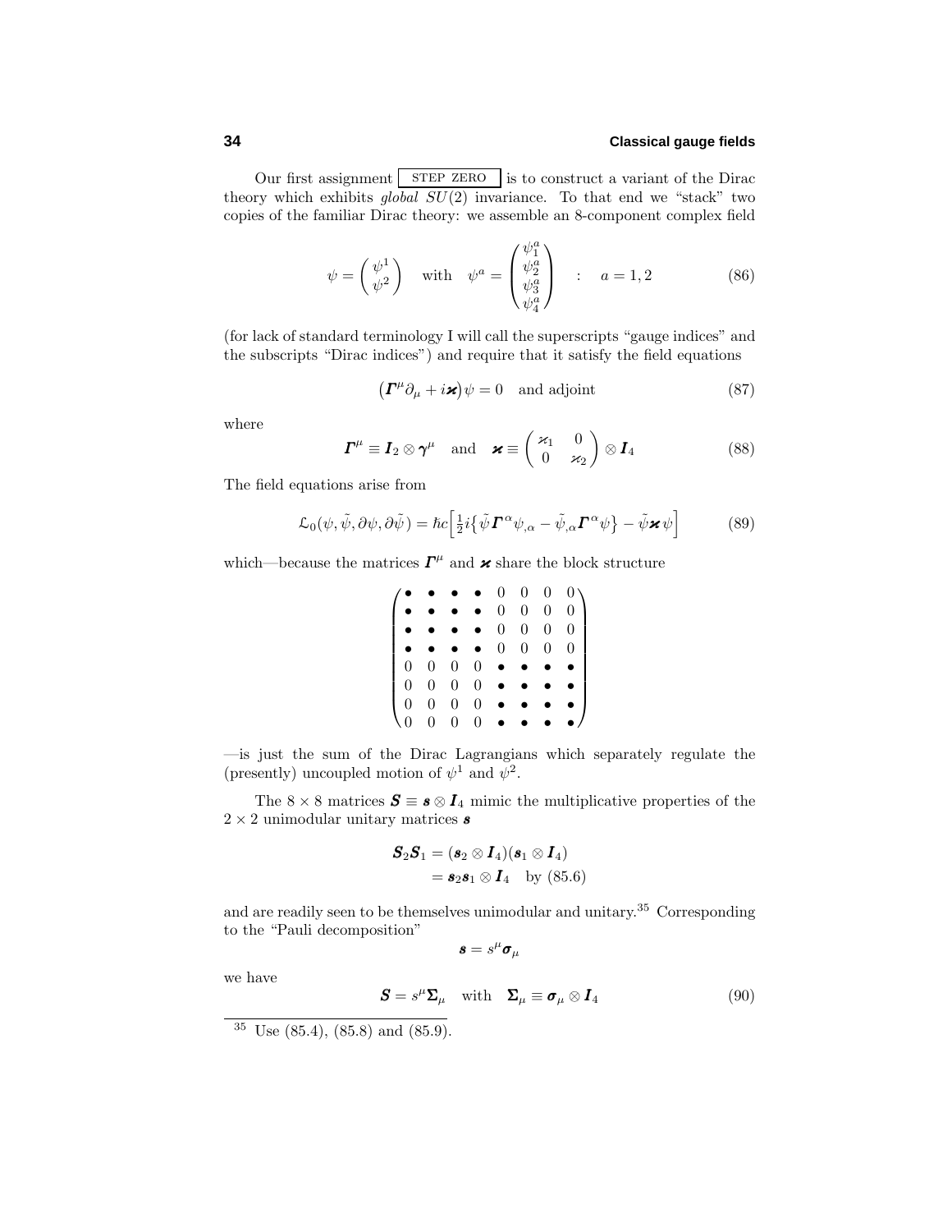Our first assignment STEP ZERO is to construct a variant of the Dirac theory which exhibits *global* $SU(2)$ invariance. To that end we "stack" two copies of the familiar Dirac theory: we assemble an 8-component complex field

$$\psi = \begin{pmatrix} \psi^1 \\ \psi^2 \end{pmatrix} \quad \text{with} \quad \psi^a = \begin{pmatrix} \psi_1^a \\ \psi_2^a \\ \psi_3^a \\ \psi_4^a \end{pmatrix} \quad : \quad a = 1, 2 \tag{86}$$

(for lack of standard terminology I will call the superscripts "gauge indices" and the subscripts "Dirac indices") and require that it satisfy the field equations

$$\big(\boldsymbol{\Gamma}^\mu \partial_\mu + i\boldsymbol{\varkappa}\big)\psi = 0 \quad \text{and adjoint} \tag{87}$$

where

$$\boldsymbol{\Gamma}^\mu \equiv \boldsymbol{I}_2 \otimes \boldsymbol{\gamma}^\mu \quad \text{and} \quad \boldsymbol{\varkappa} \equiv \begin{pmatrix} \varkappa_1 & 0 \\ 0 & \varkappa_2 \end{pmatrix} \otimes \boldsymbol{I}_4 \tag{88}$$

The field equations arise from

$$\mathcal{L}_0(\psi, \tilde{\psi}, \partial\psi, \partial\tilde{\psi}) = \hbar c\Big[\tfrac{1}{2}i\big\{\tilde{\psi}\,\boldsymbol{\Gamma}^\alpha\psi_{,\alpha} - \tilde{\psi}_{,\alpha}\boldsymbol{\Gamma}^\alpha\psi\big\} - \tilde{\psi}\boldsymbol{\varkappa}\,\psi\Big] \tag{89}$$

which—because the matrices $\boldsymbol{\Gamma}^\mu$ and $\boldsymbol{\varkappa}$ share the block structure

$$\begin{pmatrix} \bullet & \bullet & \bullet & \bullet & 0 & 0 & 0 & 0 \\ \bullet & \bullet & \bullet & \bullet & 0 & 0 & 0 & 0 \\ \bullet & \bullet & \bullet & \bullet & 0 & 0 & 0 & 0 \\ \bullet & \bullet & \bullet & \bullet & 0 & 0 & 0 & 0 \\ 0 & 0 & 0 & 0 & \bullet & \bullet & \bullet & \bullet \\ 0 & 0 & 0 & 0 & \bullet & \bullet & \bullet & \bullet \\ 0 & 0 & 0 & 0 & \bullet & \bullet & \bullet & \bullet \\ 0 & 0 & 0 & 0 & \bullet & \bullet & \bullet & \bullet \end{pmatrix}$$

—is just the sum of the Dirac Lagrangians which separately regulate the (presently) uncoupled motion of $\psi^1$ and $\psi^2$.

The $8 \times 8$ matrices $\boldsymbol{S} \equiv \boldsymbol{s} \otimes \boldsymbol{I}_4$ mimic the multiplicative properties of the $2 \times 2$ unimodular unitary matrices $\boldsymbol{s}$

$$\begin{aligned} \boldsymbol{S}_2\boldsymbol{S}_1 &= (\boldsymbol{s}_2 \otimes \boldsymbol{I}_4)(\boldsymbol{s}_1 \otimes \boldsymbol{I}_4) \\ &= \boldsymbol{s}_2\boldsymbol{s}_1 \otimes \boldsymbol{I}_4 \quad \text{by (85.6)} \end{aligned}$$

and are readily seen to be themselves unimodular and unitary.[35] Corresponding to the "Pauli decomposition"

$$\boldsymbol{s} = s^\mu \boldsymbol{\sigma}_\mu$$

we have

$$\boldsymbol{S} = s^\mu \boldsymbol{\Sigma}_\mu \quad \text{with} \quad \boldsymbol{\Sigma}_\mu \equiv \boldsymbol{\sigma}_\mu \otimes \boldsymbol{I}_4 \tag{90}$$

[35] Use (85.4), (85.8) and (85.9).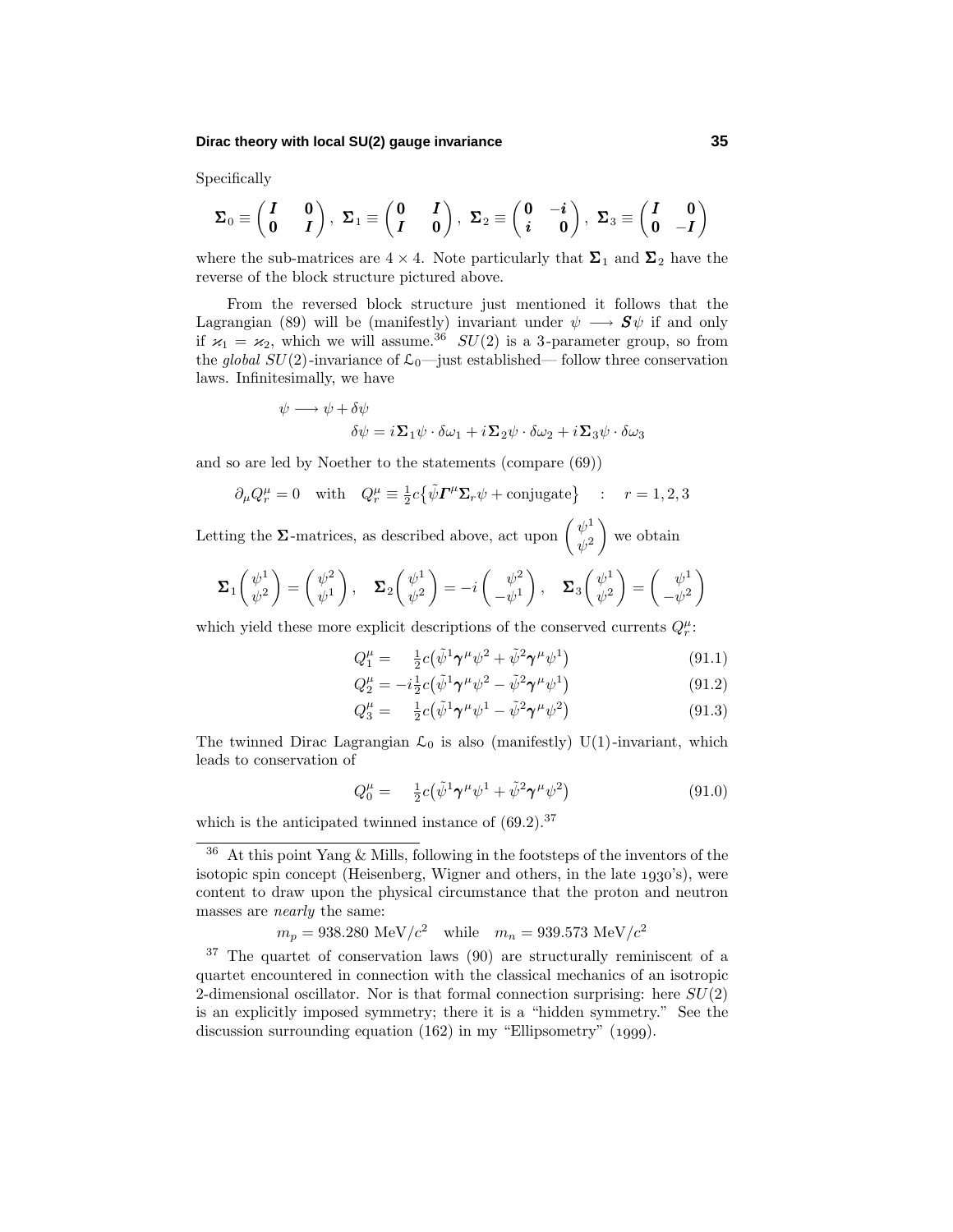Specifically

$$\boldsymbol{\Sigma}_0 \equiv \begin{pmatrix} \boldsymbol{I} & \boldsymbol{0} \\ \boldsymbol{0} & \boldsymbol{I} \end{pmatrix},\ \boldsymbol{\Sigma}_1 \equiv \begin{pmatrix} \boldsymbol{0} & \boldsymbol{I} \\ \boldsymbol{I} & \boldsymbol{0} \end{pmatrix},\ \boldsymbol{\Sigma}_2 \equiv \begin{pmatrix} \boldsymbol{0} & -\boldsymbol{i} \\ \boldsymbol{i} & \boldsymbol{0} \end{pmatrix},\ \boldsymbol{\Sigma}_3 \equiv \begin{pmatrix} \boldsymbol{I} & \boldsymbol{0} \\ \boldsymbol{0} & -\boldsymbol{I} \end{pmatrix}$$

where the sub-matrices are $4 \times 4$. Note particularly that $\boldsymbol{\Sigma}_1$ and $\boldsymbol{\Sigma}_2$ have the reverse of the block structure pictured above.

From the reversed block structure just mentioned it follows that the Lagrangian (89) will be (manifestly) invariant under $\psi \longrightarrow \boldsymbol{S}\psi$ if and only if $\varkappa_1 = \varkappa_2$, which we will assume.[36] $SU(2)$ is a 3-parameter group, so from the *global* $SU(2)$-invariance of $\mathcal{L}_0$—just established— follow three conservation laws. Infinitesimally, we have

$$\begin{aligned} \psi &\longrightarrow \psi + \delta\psi \\ &\qquad \delta\psi = i\boldsymbol{\Sigma}_1\psi\cdot\delta\omega_1 + i\boldsymbol{\Sigma}_2\psi\cdot\delta\omega_2 + i\boldsymbol{\Sigma}_3\psi\cdot\delta\omega_3 \end{aligned}$$

and so are led by Noether to the statements (compare (69))

$$\partial_\mu Q^\mu_r = 0 \quad \text{with} \quad Q^\mu_r \equiv \tfrac{1}{2}c\big\{\tilde{\psi}\boldsymbol{\Gamma}^\mu\boldsymbol{\Sigma}_r\psi + \text{conjugate}\big\} \quad : \quad r = 1,2,3$$

Letting the $\boldsymbol{\Sigma}$-matrices, as described above, act upon $\begin{pmatrix}\psi^1\\ \psi^2\end{pmatrix}$ we obtain

$$\boldsymbol{\Sigma}_1\begin{pmatrix}\psi^1\\ \psi^2\end{pmatrix} = \begin{pmatrix}\psi^2\\ \psi^1\end{pmatrix},\quad \boldsymbol{\Sigma}_2\begin{pmatrix}\psi^1\\ \psi^2\end{pmatrix} = -i\begin{pmatrix}\psi^2\\ -\psi^1\end{pmatrix},\quad \boldsymbol{\Sigma}_3\begin{pmatrix}\psi^1\\ \psi^2\end{pmatrix} = \begin{pmatrix}\psi^1\\ -\psi^2\end{pmatrix}$$

which yield these more explicit descriptions of the conserved currents $Q^\mu_r$:

$$Q^\mu_1 = \quad \tfrac{1}{2}c\big(\tilde{\psi}^1\boldsymbol{\gamma}^\mu\psi^2 + \tilde{\psi}^2\boldsymbol{\gamma}^\mu\psi^1\big) \tag{91.1}$$

$$Q^\mu_2 = -i\tfrac{1}{2}c\big(\tilde{\psi}^1\boldsymbol{\gamma}^\mu\psi^2 - \tilde{\psi}^2\boldsymbol{\gamma}^\mu\psi^1\big) \tag{91.2}$$

$$Q^\mu_3 = \quad \tfrac{1}{2}c\big(\tilde{\psi}^1\boldsymbol{\gamma}^\mu\psi^1 - \tilde{\psi}^2\boldsymbol{\gamma}^\mu\psi^2\big) \tag{91.3}$$

The twinned Dirac Lagrangian $\mathcal{L}_0$ is also (manifestly) U(1)-invariant, which leads to conservation of

$$Q^\mu_0 = \quad \tfrac{1}{2}c\big(\tilde{\psi}^1\boldsymbol{\gamma}^\mu\psi^1 + \tilde{\psi}^2\boldsymbol{\gamma}^\mu\psi^2\big) \tag{91.0}$$

which is the anticipated twinned instance of (69.2).[37]

---

[36] At this point Yang & Mills, following in the footsteps of the inventors of the isotopic spin concept (Heisenberg, Wigner and others, in the late 1930's), were content to draw upon the physical circumstance that the proton and neutron masses are *nearly* the same:

$$m_p = 938.280 \text{ MeV}/c^2 \quad \text{while} \quad m_n = 939.573 \text{ MeV}/c^2$$

[37] The quartet of conservation laws (90) are structurally reminiscent of a quartet encountered in connection with the classical mechanics of an isotropic 2-dimensional oscillator. Nor is that formal connection surprising: here $SU(2)$ is an explicitly imposed symmetry; there it is a "hidden symmetry." See the discussion surrounding equation (162) in my "Ellipsometry" (1999).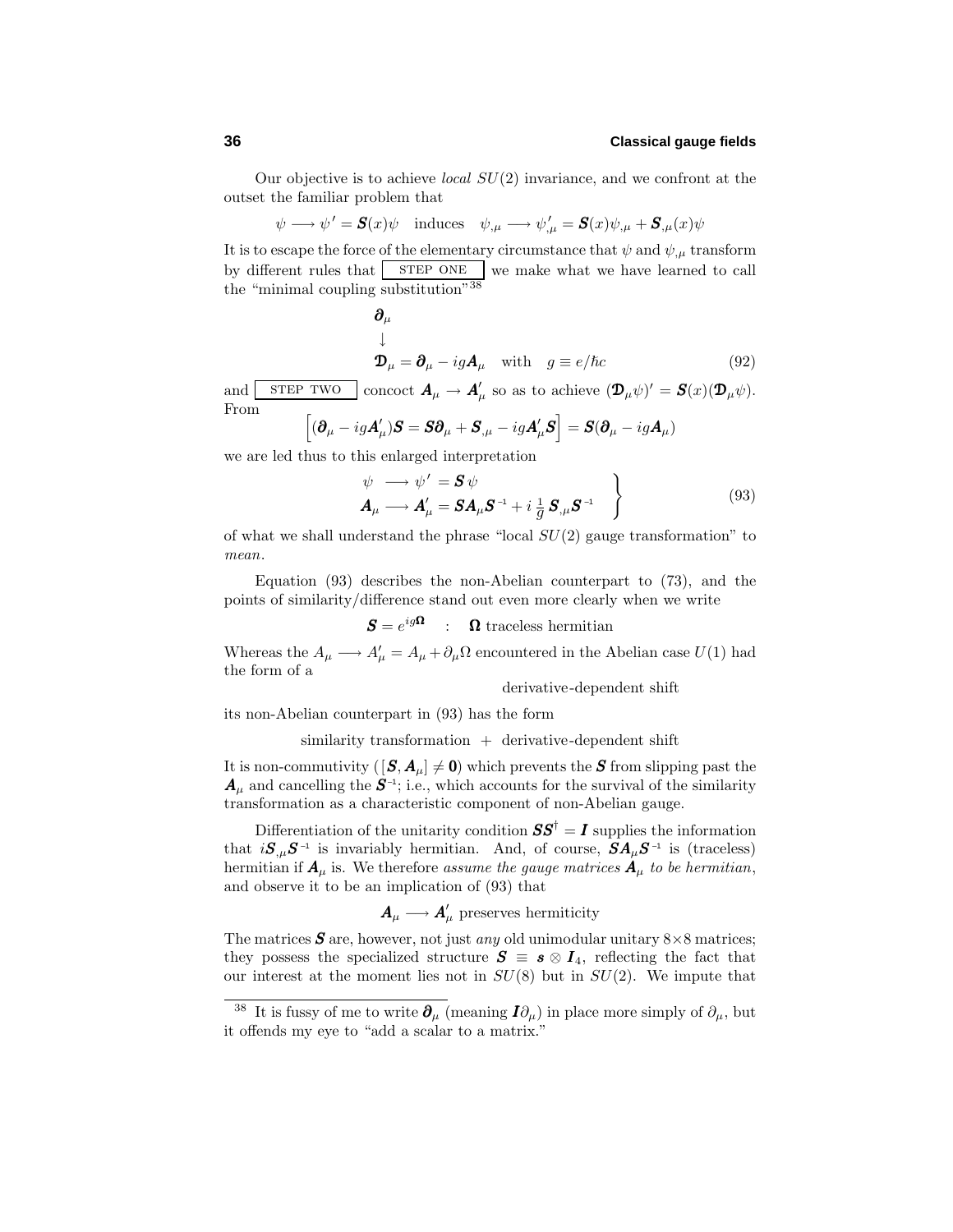Our objective is to achieve *local* $SU(2)$ invariance, and we confront at the outset the familiar problem that

$$\psi \longrightarrow \psi' = \boldsymbol{S}(x)\psi \quad \text{induces} \quad \psi_{,\mu} \longrightarrow \psi'_{,\mu} = \boldsymbol{S}(x)\psi_{,\mu} + \boldsymbol{S}_{,\mu}(x)\psi$$

It is to escape the force of the elementary circumstance that $\psi$ and $\psi_{,\mu}$ transform by different rules that STEP ONE we make what we have learned to call the "minimal coupling substitution"[38]

$$\begin{aligned}&\boldsymbol{\partial}_\mu\\&\downarrow\\&\boldsymbol{\mathfrak{D}}_\mu = \boldsymbol{\partial}_\mu - ig\boldsymbol{A}_\mu \quad \text{with} \quad g \equiv e/\hbar c\end{aligned} \tag{92}$$

and STEP TWO concoct $\boldsymbol{A}_\mu \to \boldsymbol{A}'_\mu$ so as to achieve $(\boldsymbol{\mathfrak{D}}_\mu\psi)' = \boldsymbol{S}(x)(\boldsymbol{\mathfrak{D}}_\mu\psi)$. From

$$\Big[(\boldsymbol{\partial}_\mu - ig\boldsymbol{A}'_\mu)\boldsymbol{S} = \boldsymbol{S}\boldsymbol{\partial}_\mu + \boldsymbol{S}_{,\mu} - ig\boldsymbol{A}'_\mu\boldsymbol{S}\Big] = \boldsymbol{S}(\boldsymbol{\partial}_\mu - ig\boldsymbol{A}_\mu)$$

we are led thus to this enlarged interpretation

$$\left.\begin{aligned}\psi &\longrightarrow \psi' = \boldsymbol{S}\,\psi\\ \boldsymbol{A}_\mu &\longrightarrow \boldsymbol{A}'_\mu = \boldsymbol{S}\boldsymbol{A}_\mu\boldsymbol{S}^{-1} + i\,\tfrac{1}{g}\,\boldsymbol{S}_{,\mu}\boldsymbol{S}^{-1}\end{aligned}\right\} \tag{93}$$

of what we shall understand the phrase "local $SU(2)$ gauge transformation" to *mean*.

Equation (93) describes the non-Abelian counterpart to (73), and the points of similarity/difference stand out even more clearly when we write

$$\boldsymbol{S} = e^{ig\boldsymbol{\Omega}} \quad : \quad \boldsymbol{\Omega} \text{ traceless hermitian}$$

Whereas the $A_\mu \longrightarrow A'_\mu = A_\mu + \partial_\mu\Omega$ encountered in the Abelian case $U(1)$ had the form of a

derivative-dependent shift

its non-Abelian counterpart in (93) has the form

similarity transformation + derivative-dependent shift

It is non-commutivity ($[\boldsymbol{S}, \boldsymbol{A}_\mu] \neq \boldsymbol{0}$) which prevents the $\boldsymbol{S}$ from slipping past the $\boldsymbol{A}_\mu$ and cancelling the $\boldsymbol{S}^{-1}$; i.e., which accounts for the survival of the similarity transformation as a characteristic component of non-Abelian gauge.

Differentiation of the unitarity condition $\boldsymbol{S}\boldsymbol{S}^\dagger = \boldsymbol{I}$ supplies the information that $i\boldsymbol{S}_{,\mu}\boldsymbol{S}^{-1}$ is invariably hermitian. And, of course, $\boldsymbol{S}\boldsymbol{A}_\mu\boldsymbol{S}^{-1}$ is (traceless) hermitian if $\boldsymbol{A}_\mu$ is. We therefore *assume the gauge matrices $\boldsymbol{A}_\mu$ to be hermitian*, and observe it to be an implication of (93) that

$$\boldsymbol{A}_\mu \longrightarrow \boldsymbol{A}'_\mu \text{ preserves hermiticity}$$

The matrices $\boldsymbol{S}$ are, however, not just *any* old unimodular unitary $8\times8$ matrices; they possess the specialized structure $\boldsymbol{S} \equiv \boldsymbol{s} \otimes \boldsymbol{I}_4$, reflecting the fact that our interest at the moment lies not in $SU(8)$ but in $SU(2)$. We impute that

[38] It is fussy of me to write $\boldsymbol{\partial}_\mu$ (meaning $\boldsymbol{I}\partial_\mu$) in place more simply of $\partial_\mu$, but it offends my eye to "add a scalar to a matrix."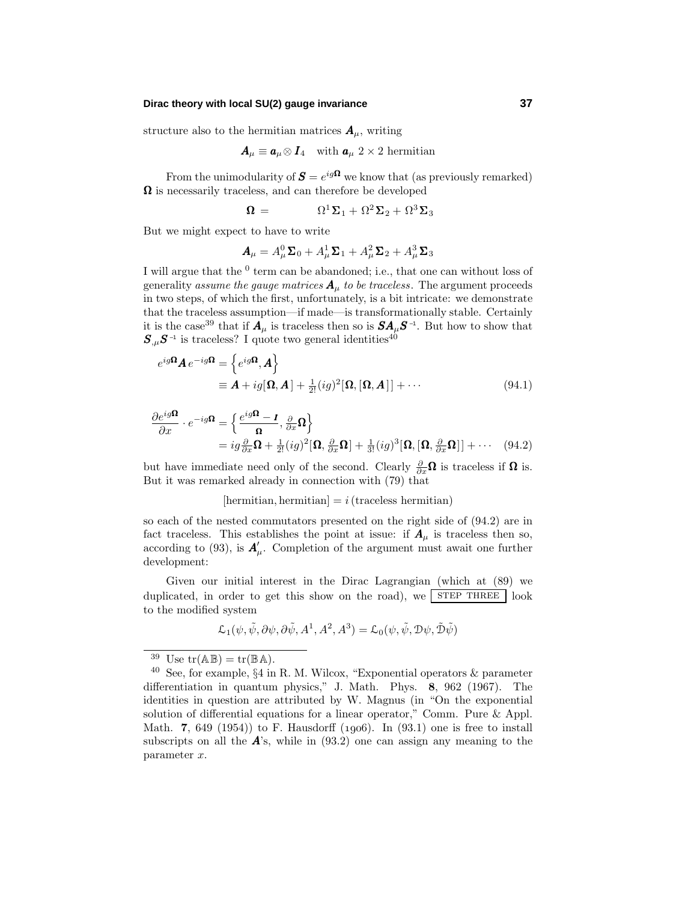structure also to the hermitian matrices $\boldsymbol{A}_\mu$, writing

$$\boldsymbol{A}_\mu \equiv \boldsymbol{a}_\mu \otimes \boldsymbol{I}_4 \quad \text{with } \boldsymbol{a}_\mu \ 2\times 2 \text{ hermitian}$$

From the unimodularity of $\boldsymbol{S} = e^{ig\boldsymbol{\Omega}}$ we know that (as previously remarked) $\boldsymbol{\Omega}$ is necessarily traceless, and can therefore be developed

$$\boldsymbol{\Omega} = \qquad \Omega^1\boldsymbol{\Sigma}_1 + \Omega^2\boldsymbol{\Sigma}_2 + \Omega^3\boldsymbol{\Sigma}_3$$

But we might expect to have to write

$$\boldsymbol{A}_\mu = A^0_\mu\boldsymbol{\Sigma}_0 + A^1_\mu\boldsymbol{\Sigma}_1 + A^2_\mu\boldsymbol{\Sigma}_2 + A^3_\mu\boldsymbol{\Sigma}_3$$

I will argue that the $^0$ term can be abandoned; i.e., that one can without loss of generality *assume the gauge matrices $\boldsymbol{A}_\mu$ to be traceless*. The argument proceeds in two steps, of which the first, unfortunately, is a bit intricate: we demonstrate that the traceless assumption—if made—is transformationally stable. Certainly it is the case[39] that if $\boldsymbol{A}_\mu$ is traceless then so is $\boldsymbol{S}\boldsymbol{A}_\mu\boldsymbol{S}^{-1}$. But how to show that $\boldsymbol{S}_{,\mu}\boldsymbol{S}^{-1}$ is traceless? I quote two general identities[40]

$$\begin{aligned} e^{ig\boldsymbol{\Omega}}\boldsymbol{A}\,e^{-ig\boldsymbol{\Omega}} &= \Big\{e^{ig\boldsymbol{\Omega}}, \boldsymbol{A}\Big\} \\ &\equiv \boldsymbol{A} + ig[\boldsymbol{\Omega},\boldsymbol{A}] + \tfrac{1}{2!}(ig)^2[\boldsymbol{\Omega},[\boldsymbol{\Omega},\boldsymbol{A}]] + \cdots \end{aligned} \tag{94.1}$$

$$\begin{aligned} \frac{\partial e^{ig\boldsymbol{\Omega}}}{\partial x}\cdot e^{-ig\boldsymbol{\Omega}} &= \Big\{\frac{e^{ig\boldsymbol{\Omega}} - \boldsymbol{I}}{\boldsymbol{\Omega}}, \tfrac{\partial}{\partial x}\boldsymbol{\Omega}\Big\} \\ &= ig\tfrac{\partial}{\partial x}\boldsymbol{\Omega} + \tfrac{1}{2!}(ig)^2[\boldsymbol{\Omega}, \tfrac{\partial}{\partial x}\boldsymbol{\Omega}] + \tfrac{1}{3!}(ig)^3[\boldsymbol{\Omega},[\boldsymbol{\Omega},\tfrac{\partial}{\partial x}\boldsymbol{\Omega}]] + \cdots \end{aligned} \tag{94.2}$$

but have immediate need only of the second. Clearly $\frac{\partial}{\partial x}\boldsymbol{\Omega}$ is traceless if $\boldsymbol{\Omega}$ is. But it was remarked already in connection with (79) that

$$[\text{hermitian}, \text{hermitian}] = i\,(\text{traceless hermitian})$$

so each of the nested commutators presented on the right side of (94.2) are in fact traceless. This establishes the point at issue: if $\boldsymbol{A}_\mu$ is traceless then so, according to (93), is $\boldsymbol{A}'_\mu$. Completion of the argument must await one further development:

Given our initial interest in the Dirac Lagrangian (which at (89) we duplicated, in order to get this show on the road), we STEP THREE look to the modified system

$$\mathcal{L}_1(\psi,\tilde\psi,\partial\psi,\partial\tilde\psi,A^1,A^2,A^3) = \mathcal{L}_0(\psi,\tilde\psi,\mathcal{D}\psi,\tilde{\mathcal{D}}\tilde\psi)$$

---

[39] Use $\text{tr}(\mathbb{A}\mathbb{B}) = \text{tr}(\mathbb{B}\mathbb{A})$.

[40] See, for example, §4 in R. M. Wilcox, "Exponential operators & parameter differentiation in quantum physics," J. Math. Phys. **8**, 962 (1967). The identities in question are attributed by W. Magnus (in "On the exponential solution of differential equations for a linear operator," Comm. Pure & Appl. Math. **7**, 649 (1954)) to F. Hausdorff (1906). In (93.1) one is free to install subscripts on all the $\boldsymbol{A}$'s, while in (93.2) one can assign any meaning to the parameter $x$.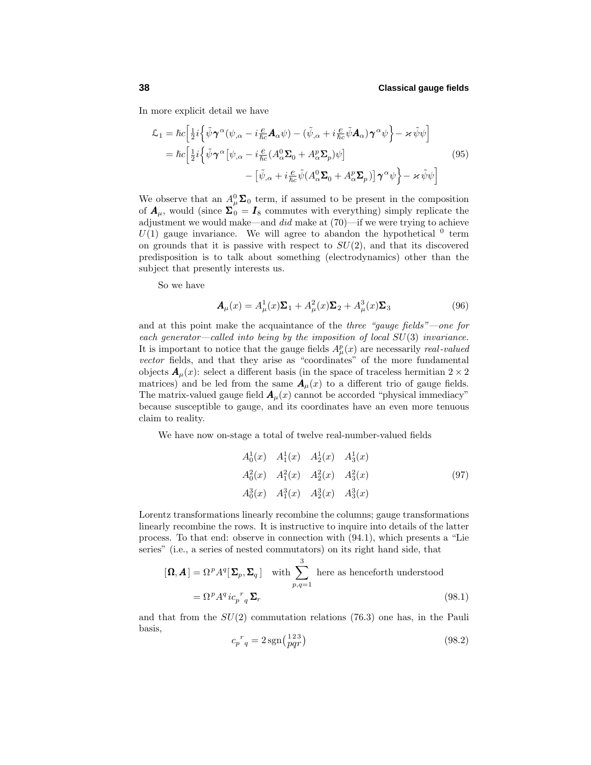In more explicit detail we have

$$
\begin{aligned}
\mathcal{L}_1 &= \hbar c\Big[\tfrac{1}{2}i\Big\{\tilde{\psi}\boldsymbol{\gamma}^\alpha(\psi_{,\alpha} - i\tfrac{e}{\hbar c}\boldsymbol{A}_\alpha\psi) - (\tilde{\psi}_{,\alpha} + i\tfrac{e}{\hbar c}\tilde{\psi}\boldsymbol{A}_\alpha)\boldsymbol{\gamma}^\alpha\psi\Big\} - \varkappa\,\tilde{\psi}\psi\Big] \\
&= \hbar c\Big[\tfrac{1}{2}i\Big\{\tilde{\psi}\boldsymbol{\gamma}^\alpha\big[\psi_{,\alpha} - i\tfrac{e}{\hbar c}(A^0_\alpha\boldsymbol{\Sigma}_0 + A^p_\alpha\boldsymbol{\Sigma}_p)\psi\big] \\
&\qquad\qquad - \big[\tilde{\psi}_{,\alpha} + i\tfrac{e}{\hbar c}\tilde{\psi}(A^0_\alpha\boldsymbol{\Sigma}_0 + A^p_\alpha\boldsymbol{\Sigma}_p)\big]\boldsymbol{\gamma}^\alpha\psi\Big\} - \varkappa\,\tilde{\psi}\psi\Big]
\end{aligned}
\tag{95}
$$

We observe that an $A^0_\mu\boldsymbol{\Sigma}_0$ term, if assumed to be present in the composition of $\boldsymbol{A}_\mu$, would (since $\boldsymbol{\Sigma}_0 = \boldsymbol{I}_8$ commutes with everything) simply replicate the adjustment we would make—and *did* make at (70)—if we were trying to achieve $U(1)$ gauge invariance. We will agree to abandon the hypothetical $^0$ term on grounds that it is passive with respect to $SU(2)$, and that its discovered predisposition is to talk about something (electrodynamics) other than the subject that presently interests us.

So we have

$$
\boldsymbol{A}_\mu(x) = A^1_\mu(x)\boldsymbol{\Sigma}_1 + A^2_\mu(x)\boldsymbol{\Sigma}_2 + A^3_\mu(x)\boldsymbol{\Sigma}_3 \tag{96}
$$

and at this point make the acquaintance of the *three "gauge fields"—one for each generator—called into being by the imposition of local $SU(3)$ invariance.* It is important to notice that the gauge fields $A^p_\mu(x)$ are necessarily *real-valued vector* fields, and that they arise as "coordinates" of the more fundamental objects $\boldsymbol{A}_\mu(x)$: select a different basis (in the space of traceless hermitian $2\times 2$ matrices) and be led from the same $\boldsymbol{A}_\mu(x)$ to a different trio of gauge fields. The matrix-valued gauge field $\boldsymbol{A}_\mu(x)$ cannot be accorded "physical immediacy" because susceptible to gauge, and its coordinates have an even more tenuous claim to reality.

We have now on-stage a total of twelve real-number-valued fields

$$
\begin{matrix}
A^1_0(x) & A^1_1(x) & A^1_2(x) & A^1_3(x) \\
A^2_0(x) & A^2_1(x) & A^2_2(x) & A^2_3(x) \\
A^3_0(x) & A^3_1(x) & A^3_2(x) & A^3_3(x)
\end{matrix}
\tag{97}
$$

Lorentz transformations linearly recombine the columns; gauge transformations linearly recombine the rows. It is instructive to inquire into details of the latter process. To that end: observe in connection with (94.1), which presents a "Lie series" (i.e., a series of nested commutators) on its right hand side, that

$$
\begin{aligned}
[\,\boldsymbol{\Omega}, \boldsymbol{A}\,] &= \Omega^p A^q[\,\boldsymbol{\Sigma}_p, \boldsymbol{\Sigma}_q\,] \quad \text{with } \sum_{p,q=1}^{3} \text{ here as henceforth understood} \\
&= \Omega^p A^q\, i c_p{}^r{}_q\, \boldsymbol{\Sigma}_r
\end{aligned}
\tag{98.1}
$$

and that from the $SU(2)$ commutation relations (76.3) one has, in the Pauli basis,

$$
c_p{}^r{}_q = 2\,\text{sgn}\big(\begin{smallmatrix}1\,2\,3\\ p\,q\,r\end{smallmatrix}\big) \tag{98.2}
$$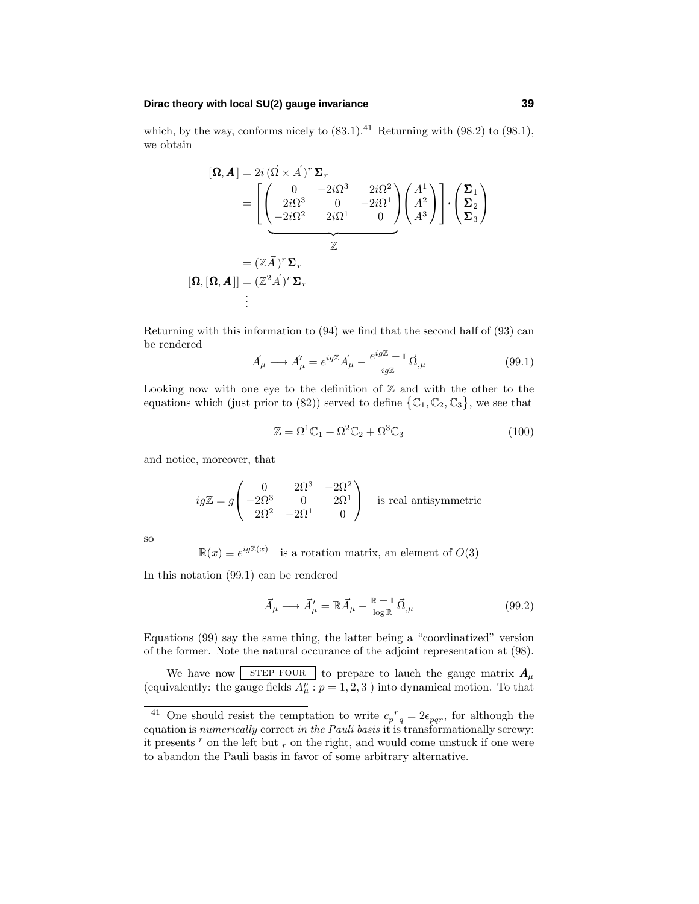which, by the way, conforms nicely to (83.1).[41] Returning with (98.2) to (98.1), we obtain

$$
\begin{aligned}
[\boldsymbol{\Omega}, \boldsymbol{A}\,] &= 2i\,(\vec{\Omega}\times\vec{A}\,)^r\,\boldsymbol{\Sigma}_r \\
&= \Bigg[\underbrace{\begin{pmatrix} 0 & -2i\Omega^3 & 2i\Omega^2 \\ 2i\Omega^3 & 0 & -2i\Omega^1 \\ -2i\Omega^2 & 2i\Omega^1 & 0 \end{pmatrix}}_{\mathbb{Z}}\begin{pmatrix} A^1 \\ A^2 \\ A^3 \end{pmatrix}\Bigg]\cdot\begin{pmatrix} \boldsymbol{\Sigma}_1 \\ \boldsymbol{\Sigma}_2 \\ \boldsymbol{\Sigma}_3 \end{pmatrix} \\
&= (\mathbb{Z}\vec{A}\,)^r\,\boldsymbol{\Sigma}_r \\
[\boldsymbol{\Omega}, [\boldsymbol{\Omega}, \boldsymbol{A}\,]] &= (\mathbb{Z}^2\vec{A}\,)^r\,\boldsymbol{\Sigma}_r \\
&\;\;\vdots
\end{aligned}
$$

Returning with this information to (94) we find that the second half of (93) can be rendered

$$
\vec{A}_\mu \longrightarrow \vec{A}_\mu' = e^{ig\mathbb{Z}}\vec{A}_\mu - \frac{e^{ig\mathbb{Z}}-\mathbb{I}}{ig\mathbb{Z}}\,\vec{\Omega}_{,\mu} \tag{99.1}
$$

Looking now with one eye to the definition of $\mathbb{Z}$ and with the other to the equations which (just prior to (82)) served to define $\{\mathbb{C}_1, \mathbb{C}_2, \mathbb{C}_3\}$, we see that

$$
\mathbb{Z} = \Omega^1\mathbb{C}_1 + \Omega^2\mathbb{C}_2 + \Omega^3\mathbb{C}_3 \tag{100}
$$

and notice, moreover, that

$$
ig\mathbb{Z} = g\begin{pmatrix} 0 & 2\Omega^3 & -2\Omega^2 \\ -2\Omega^3 & 0 & 2\Omega^1 \\ 2\Omega^2 & -2\Omega^1 & 0 \end{pmatrix} \quad \text{is real antisymmetric}
$$

so

$$
\mathbb{R}(x) \equiv e^{ig\mathbb{Z}(x)} \quad \text{is a rotation matrix, an element of } O(3)
$$

In this notation (99.1) can be rendered

$$
\vec{A}_\mu \longrightarrow \vec{A}_\mu' = \mathbb{R}\vec{A}_\mu - \frac{\mathbb{R}-\mathbb{I}}{\log\mathbb{R}}\,\vec{\Omega}_{,\mu} \tag{99.2}
$$

Equations (99) say the same thing, the latter being a "coordinatized" version of the former. Note the natural occurance of the adjoint representation at (98).

We have now STEP FOUR to prepare to lauch the gauge matrix $\boldsymbol{A}_\mu$ (equivalently: the gauge fields $A^p_\mu : p = 1, 2, 3$ ) into dynamical motion. To that

---

[41] One should resist the temptation to write $c_p{}^r{}_q = 2\epsilon_{pqr}$, for although the equation is *numerically* correct *in the Pauli basis* it is transformationally screwy: it presents $^r$ on the left but $_r$ on the right, and would come unstuck if one were to abandon the Pauli basis in favor of some arbitrary alternative.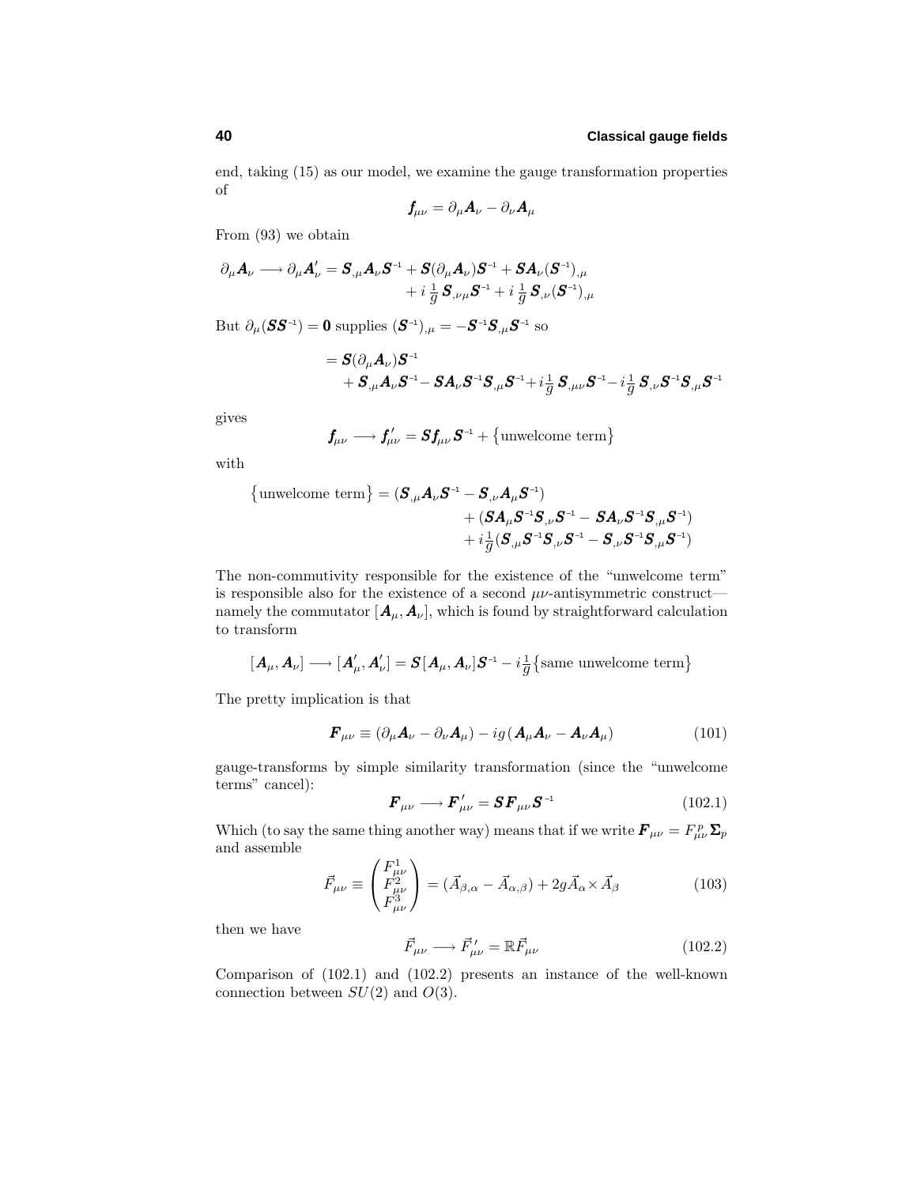end, taking (15) as our model, we examine the gauge transformation properties of

$$\boldsymbol{f}_{\mu\nu} = \partial_\mu \boldsymbol{A}_\nu - \partial_\nu \boldsymbol{A}_\mu$$

From (93) we obtain

$$\begin{aligned}\partial_\mu \boldsymbol{A}_\nu \longrightarrow \partial_\mu \boldsymbol{A}'_\nu = \boldsymbol{S}_{,\mu}\boldsymbol{A}_\nu\boldsymbol{S}^{-1} + \boldsymbol{S}(\partial_\mu \boldsymbol{A}_\nu)\boldsymbol{S}^{-1} + \boldsymbol{S}\boldsymbol{A}_\nu(\boldsymbol{S}^{-1})_{,\mu} \\ + i\,\tfrac{1}{g}\,\boldsymbol{S}_{,\nu\mu}\boldsymbol{S}^{-1} + i\,\tfrac{1}{g}\,\boldsymbol{S}_{,\nu}(\boldsymbol{S}^{-1})_{,\mu}\end{aligned}$$

But $\partial_\mu(\boldsymbol{S}\boldsymbol{S}^{-1}) = \boldsymbol{0}$ supplies $(\boldsymbol{S}^{-1})_{,\mu} = -\boldsymbol{S}^{-1}\boldsymbol{S}_{,\mu}\boldsymbol{S}^{-1}$ so

$$\begin{aligned}&= \boldsymbol{S}(\partial_\mu \boldsymbol{A}_\nu)\boldsymbol{S}^{-1} \\ &\quad + \boldsymbol{S}_{,\mu}\boldsymbol{A}_\nu\boldsymbol{S}^{-1} - \boldsymbol{S}\boldsymbol{A}_\nu\boldsymbol{S}^{-1}\boldsymbol{S}_{,\mu}\boldsymbol{S}^{-1} + i\tfrac{1}{g}\,\boldsymbol{S}_{,\mu\nu}\boldsymbol{S}^{-1} - i\tfrac{1}{g}\,\boldsymbol{S}_{,\nu}\boldsymbol{S}^{-1}\boldsymbol{S}_{,\mu}\boldsymbol{S}^{-1}\end{aligned}$$

gives

$$\boldsymbol{f}_{\mu\nu} \longrightarrow \boldsymbol{f}'_{\mu\nu} = \boldsymbol{S}\boldsymbol{f}_{\mu\nu}\boldsymbol{S}^{-1} + \big\{\text{unwelcome term}\big\}$$

with

$$\begin{aligned}\big\{\text{unwelcome term}\big\} = (\boldsymbol{S}_{,\mu}\boldsymbol{A}_\nu\boldsymbol{S}^{-1} - \boldsymbol{S}_{,\nu}\boldsymbol{A}_\mu\boldsymbol{S}^{-1}) \\ + (\boldsymbol{S}\boldsymbol{A}_\mu\boldsymbol{S}^{-1}\boldsymbol{S}_{,\nu}\boldsymbol{S}^{-1} - \boldsymbol{S}\boldsymbol{A}_\nu\boldsymbol{S}^{-1}\boldsymbol{S}_{,\mu}\boldsymbol{S}^{-1}) \\ + i\tfrac{1}{g}(\boldsymbol{S}_{,\mu}\boldsymbol{S}^{-1}\boldsymbol{S}_{,\nu}\boldsymbol{S}^{-1} - \boldsymbol{S}_{,\nu}\boldsymbol{S}^{-1}\boldsymbol{S}_{,\mu}\boldsymbol{S}^{-1})\end{aligned}$$

The non-commutivity responsible for the existence of the "unwelcome term" is responsible also for the existence of a second $\mu\nu$-antisymmetric construct—namely the commutator $[\boldsymbol{A}_\mu, \boldsymbol{A}_\nu]$, which is found by straightforward calculation to transform

$$[\boldsymbol{A}_\mu, \boldsymbol{A}_\nu] \longrightarrow [\boldsymbol{A}'_\mu, \boldsymbol{A}'_\nu] = \boldsymbol{S}[\boldsymbol{A}_\mu, \boldsymbol{A}_\nu]\boldsymbol{S}^{-1} - i\tfrac{1}{g}\big\{\text{same unwelcome term}\big\}$$

The pretty implication is that

$$\boldsymbol{F}_{\mu\nu} \equiv (\partial_\mu \boldsymbol{A}_\nu - \partial_\nu \boldsymbol{A}_\mu) - ig\,(\boldsymbol{A}_\mu\boldsymbol{A}_\nu - \boldsymbol{A}_\nu\boldsymbol{A}_\mu) \tag{101}$$

gauge-transforms by simple similarity transformation (since the "unwelcome terms" cancel):

$$\boldsymbol{F}_{\mu\nu} \longrightarrow \boldsymbol{F}'_{\mu\nu} = \boldsymbol{S}\boldsymbol{F}_{\mu\nu}\boldsymbol{S}^{-1} \tag{102.1}$$

Which (to say the same thing another way) means that if we write $\boldsymbol{F}_{\mu\nu} = F^p_{\mu\nu}\boldsymbol{\Sigma}_p$ and assemble

$$\vec{F}_{\mu\nu} \equiv \begin{pmatrix} F^1_{\mu\nu} \\ F^2_{\mu\nu} \\ F^3_{\mu\nu}\end{pmatrix} = (\vec{A}_{\beta,\alpha} - \vec{A}_{\alpha,\beta}) + 2g\vec{A}_\alpha \times \vec{A}_\beta \tag{103}$$

then we have

$$\vec{F}_{\mu\nu} \longrightarrow \vec{F}'_{\mu\nu} = \mathbb{R}\vec{F}_{\mu\nu} \tag{102.2}$$

Comparison of (102.1) and (102.2) presents an instance of the well-known connection between $SU(2)$ and $O(3)$.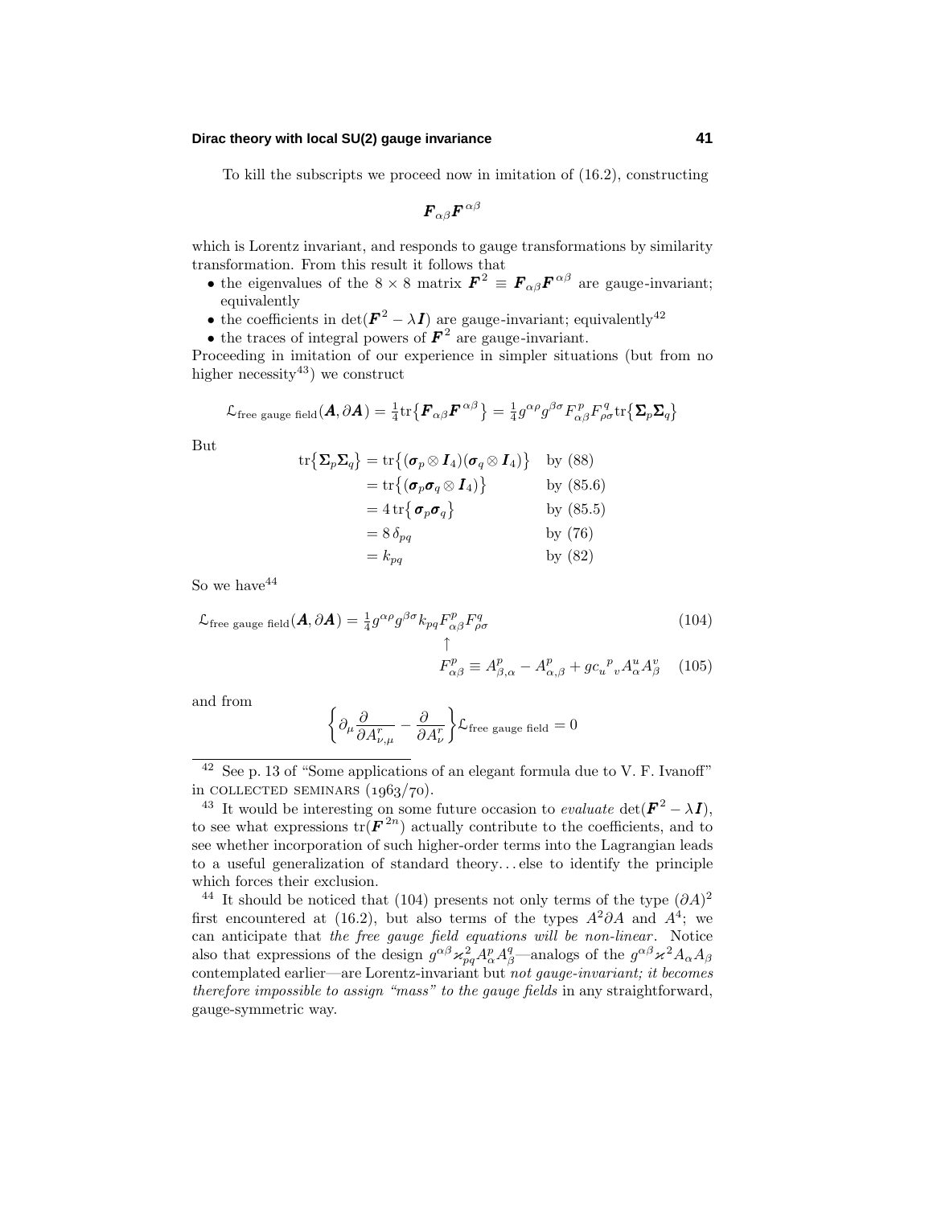To kill the subscripts we proceed now in imitation of (16.2), constructing

$$\boldsymbol{F}_{\alpha\beta}\boldsymbol{F}^{\alpha\beta}$$

which is Lorentz invariant, and responds to gauge transformations by similarity transformation. From this result it follows that

- the eigenvalues of the $8\times 8$ matrix $\boldsymbol{F}^2 \equiv \boldsymbol{F}_{\alpha\beta}\boldsymbol{F}^{\alpha\beta}$ are gauge-invariant; equivalently
- the coefficients in $\det(\boldsymbol{F}^2 - \lambda\boldsymbol{I})$ are gauge-invariant; equivalently[42]
- the traces of integral powers of $\boldsymbol{F}^2$ are gauge-invariant.

Proceeding in imitation of our experience in simpler situations (but from no higher necessity[43]) we construct

$$\mathcal{L}_{\text{free gauge field}}(\boldsymbol{A},\partial\boldsymbol{A}) = \tfrac{1}{4}\text{tr}\big\{\boldsymbol{F}_{\alpha\beta}\boldsymbol{F}^{\alpha\beta}\big\} = \tfrac{1}{4}g^{\alpha\rho}g^{\beta\sigma}F^p_{\alpha\beta}F^q_{\rho\sigma}\text{tr}\big\{\boldsymbol{\Sigma}_p\boldsymbol{\Sigma}_q\big\}$$

But

$$\begin{aligned}
\text{tr}\big\{\boldsymbol{\Sigma}_p\boldsymbol{\Sigma}_q\big\} &= \text{tr}\big\{(\boldsymbol{\sigma}_p\otimes\boldsymbol{I}_4)(\boldsymbol{\sigma}_q\otimes\boldsymbol{I}_4)\big\} && \text{by (88)}\\
&= \text{tr}\big\{(\boldsymbol{\sigma}_p\boldsymbol{\sigma}_q\otimes\boldsymbol{I}_4)\big\} && \text{by (85.6)}\\
&= 4\,\text{tr}\big\{\boldsymbol{\sigma}_p\boldsymbol{\sigma}_q\big\} && \text{by (85.5)}\\
&= 8\,\delta_{pq} && \text{by (76)}\\
&= k_{pq} && \text{by (82)}
\end{aligned}$$

So we have[44]

$$\mathcal{L}_{\text{free gauge field}}(\boldsymbol{A},\partial\boldsymbol{A}) = \tfrac{1}{4}g^{\alpha\rho}g^{\beta\sigma}k_{pq}F^p_{\alpha\beta}F^q_{\rho\sigma} \tag{104}$$

$$\uparrow$$

$$F^p_{\alpha\beta} \equiv A^p_{\beta,\alpha} - A^p_{\alpha,\beta} + gc_u{}^p{}_v A^u_\alpha A^v_\beta \tag{105}$$

and from

$$\Big\{\partial_\mu\frac{\partial}{\partial A^r_{\nu,\mu}} - \frac{\partial}{\partial A^r_\nu}\Big\}\mathcal{L}_{\text{free gauge field}} = 0$$

---

[42] See p. 13 of "Some applications of an elegant formula due to V. F. Ivanoff" in COLLECTED SEMINARS (1963/70).

[43] It would be interesting on some future occasion to *evaluate* $\det(\boldsymbol{F}^2 - \lambda\boldsymbol{I})$, to see what expressions $\text{tr}(\boldsymbol{F}^{2n})$ actually contribute to the coefficients, and to see whether incorporation of such higher-order terms into the Lagrangian leads to a useful generalization of standard theory... else to identify the principle which forces their exclusion.

[44] It should be noticed that (104) presents not only terms of the type $(\partial A)^2$ first encountered at (16.2), but also terms of the types $A^2\partial A$ and $A^4$; we can anticipate that *the free gauge field equations will be non-linear*. Notice also that expressions of the design $g^{\alpha\beta}\varkappa^2_{pq}A^p_\alpha A^q_\beta$—analogs of the $g^{\alpha\beta}\varkappa^2 A_\alpha A_\beta$ contemplated earlier—are Lorentz-invariant but *not gauge-invariant; it becomes therefore impossible to assign "mass" to the gauge fields* in any straightforward, gauge-symmetric way.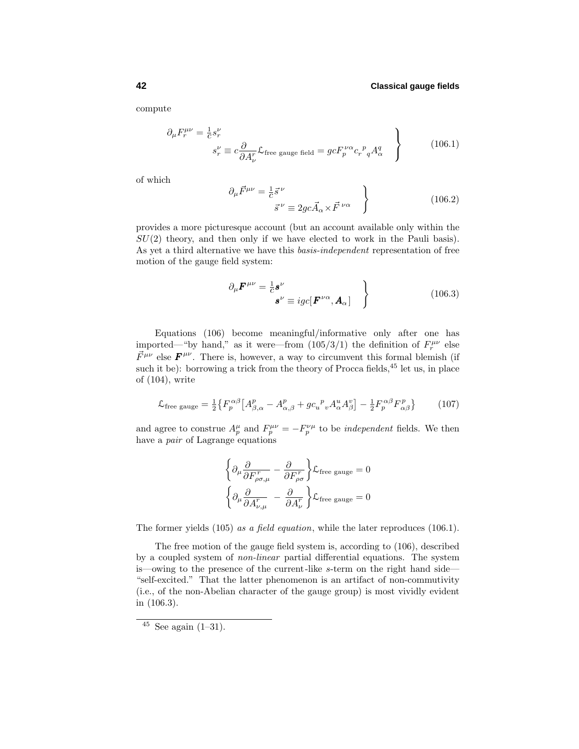compute

$$
\left.\begin{aligned}
\partial_\mu F_r^{\mu\nu} &= \tfrac{1}{c} s_r^\nu \\
s_r^\nu &\equiv c\frac{\partial}{\partial A_\nu^r}\mathcal{L}_{\text{free gauge field}} = gcF_p^{\ \nu\alpha} c_r{}^p{}_q A_\alpha^q
\end{aligned}\right\} \tag{106.1}
$$

of which

$$
\left.\begin{aligned}
\partial_\mu \vec{F}^{\mu\nu} &= \tfrac{1}{c}\vec{s}^{\,\nu} \\
\vec{s}^{\,\nu} &\equiv 2gc\vec{A}_\alpha \times \vec{F}^{\,\nu\alpha}
\end{aligned}\right\} \tag{106.2}
$$

provides a more picturesque account (but an account available only within the $SU(2)$ theory, and then only if we have elected to work in the Pauli basis). As yet a third alternative we have this *basis-independent* representation of free motion of the gauge field system:

$$
\left.\begin{aligned}
\partial_\mu \boldsymbol{F}^{\mu\nu} &= \tfrac{1}{c}\boldsymbol{s}^\nu \\
\boldsymbol{s}^\nu &\equiv igc[\boldsymbol{F}^{\nu\alpha}, \boldsymbol{A}_\alpha]
\end{aligned}\right\} \tag{106.3}
$$

Equations (106) become meaningful/informative only after one has imported—"by hand," as it were—from (105/3/1) the definition of $F_r^{\mu\nu}$ else $\vec{F}^{\mu\nu}$ else $\boldsymbol{F}^{\mu\nu}$. There is, however, a way to circumvent this formal blemish (if such it be): borrowing a trick from the theory of Procca fields,[45] let us, in place of (104), write

$$
\mathcal{L}_{\text{free gauge}} = \tfrac{1}{2}\big\{F_p^{\ \alpha\beta}\big[A^p_{\beta,\alpha} - A^p_{\alpha,\beta} + gc_u{}^p{}_v A^u_\alpha A^v_\beta\big] - \tfrac{1}{2}F_p^{\ \alpha\beta}F^p_{\ \alpha\beta}\big\} \tag{107}
$$

and agree to construe $A_p^\mu$ and $F_p^{\mu\nu} = -F_p^{\nu\mu}$ to be *independent* fields. We then have a *pair* of Lagrange equations

$$
\left\{\partial_\mu \frac{\partial}{\partial F^r_{\rho\sigma,\mu}} - \frac{\partial}{\partial F^r_{\rho\sigma}}\right\}\mathcal{L}_{\text{free gauge}} = 0
$$

$$
\left\{\partial_\mu \frac{\partial}{\partial A^r_{\nu,\mu}} - \frac{\partial}{\partial A^r_{\nu}}\right\}\mathcal{L}_{\text{free gauge}} = 0
$$

The former yields (105) *as a field equation*, while the later reproduces (106.1).

The free motion of the gauge field system is, according to (106), described by a coupled system of *non-linear* partial differential equations. The system is—owing to the presence of the current-like $s$-term on the right hand side—"self-excited." That the latter phenomenon is an artifact of non-commutivity (i.e., of the non-Abelian character of the gauge group) is most vividly evident in (106.3).

---

[45] See again (1–31).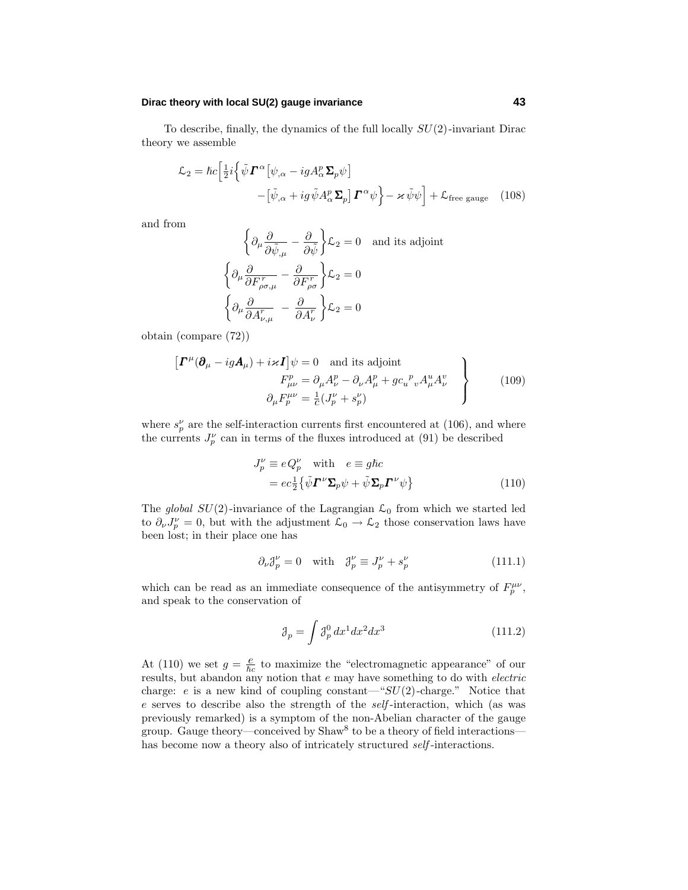To describe, finally, the dynamics of the full locally $SU(2)$-invariant Dirac theory we assemble

$$
\mathcal{L}_2 = \hbar c\Big[\tfrac{1}{2}i\Big\{\tilde{\psi}\boldsymbol{\Gamma}^\alpha\big[\psi_{,\alpha} - igA^p_\alpha\boldsymbol{\Sigma}_p\psi\big] - \big[\tilde{\psi}_{,\alpha} + ig\tilde{\psi}A^p_\alpha\boldsymbol{\Sigma}_p\big]\boldsymbol{\Gamma}^\alpha\psi\Big\} - \varkappa\tilde{\psi}\psi\Big] + \mathcal{L}_{\text{free gauge}} \tag{108}
$$

and from

$$
\begin{gathered}
\Big\{\partial_\mu\frac{\partial}{\partial\tilde{\psi}_{,\mu}} - \frac{\partial}{\partial\tilde{\psi}}\Big\}\mathcal{L}_2 = 0 \quad \text{and its adjoint}\\
\Big\{\partial_\mu\frac{\partial}{\partial F^r_{\rho\sigma,\mu}} - \frac{\partial}{\partial F^r_{\rho\sigma}}\Big\}\mathcal{L}_2 = 0\\
\Big\{\partial_\mu\frac{\partial}{\partial A^r_{\nu,\mu}} - \frac{\partial}{\partial A^r_\nu}\Big\}\mathcal{L}_2 = 0
\end{gathered}
$$

obtain (compare (72))

$$
\left.
\begin{aligned}
\big[\boldsymbol{\Gamma}^\mu(\boldsymbol{\partial}_\mu - ig\boldsymbol{A}_\mu) + i\varkappa\boldsymbol{I}\big]\psi = 0 \quad &\text{and its adjoint}\\
F^p_{\mu\nu} = \partial_\mu A^p_\nu - \partial_\nu A^p_\mu &+ gc_u{}^p{}_v A^u_\mu A^v_\nu\\
\partial_\mu F^{\mu\nu}_p = \tfrac{1}{c}(J^\nu_p &+ s^\nu_p)
\end{aligned}
\right\} \tag{109}
$$

where $s^\nu_p$ are the self-interaction currents first encountered at (106), and where the currents $J^\nu_p$ can in terms of the fluxes introduced at (91) be described

$$
\begin{aligned}
J^\nu_p &\equiv e\,Q^\nu_p \quad \text{with} \quad e \equiv g\hbar c\\
&= ec\tfrac{1}{2}\big\{\tilde{\psi}\boldsymbol{\Gamma}^\nu\boldsymbol{\Sigma}_p\psi + \tilde{\psi}\boldsymbol{\Sigma}_p\boldsymbol{\Gamma}^\nu\psi\big\}
\end{aligned} \tag{110}
$$

The *global* $SU(2)$-invariance of the Lagrangian $\mathcal{L}_0$ from which we started led to $\partial_\nu J^\nu_p = 0$, but with the adjustment $\mathcal{L}_0 \to \mathcal{L}_2$ those conservation laws have been lost; in their place one has

$$
\partial_\nu \mathcal{J}^\nu_p = 0 \quad \text{with} \quad \mathcal{J}^\nu_p \equiv J^\nu_p + s^\nu_p \tag{111.1}
$$

which can be read as an immediate consequence of the antisymmetry of $F^{\mu\nu}_p$, and speak to the conservation of

$$
\mathcal{J}_p = \int \mathcal{J}^0_p\, dx^1 dx^2 dx^3 \tag{111.2}
$$

At (110) we set $g = \frac{e}{\hbar c}$ to maximize the "electromagnetic appearance" of our results, but abandon any notion that $e$ may have something to do with *electric* charge: $e$ is a new kind of coupling constant—"$SU(2)$-charge." Notice that $e$ serves to describe also the strength of the *self*-interaction, which (as was previously remarked) is a symptom of the non-Abelian character of the gauge group. Gauge theory—conceived by Shaw[8] to be a theory of field interactions—has become now a theory also of intricately structured *self*-interactions.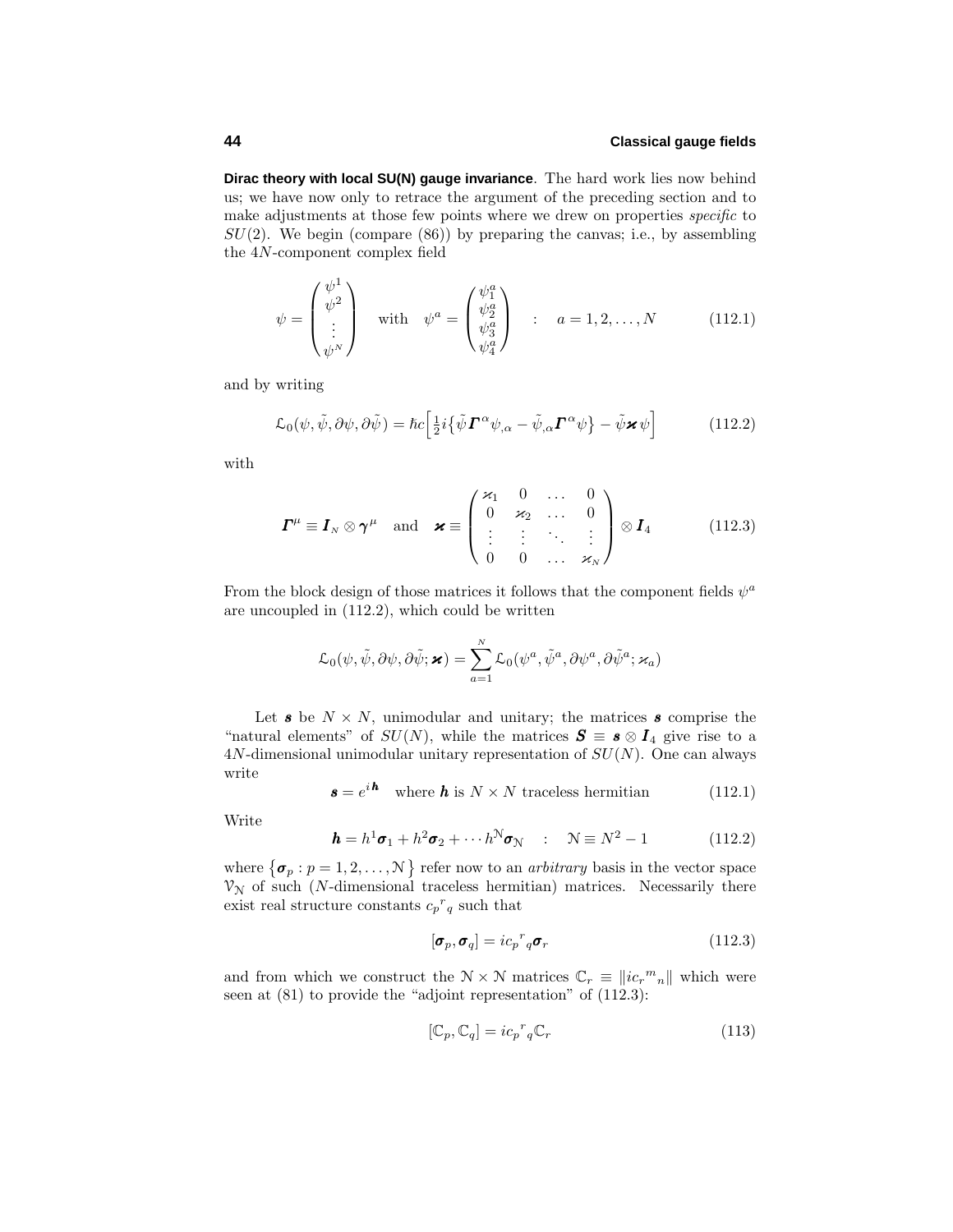**Dirac theory with local SU(N) gauge invariance**. The hard work lies now behind us; we have now only to retrace the argument of the preceding section and to make adjustments at those few points where we drew on properties *specific* to $SU(2)$. We begin (compare (86)) by preparing the canvas; i.e., by assembling the $4N$-component complex field

$$\psi = \begin{pmatrix} \psi^1 \\ \psi^2 \\ \vdots \\ \psi^N \end{pmatrix} \quad \text{with} \quad \psi^a = \begin{pmatrix} \psi^a_1 \\ \psi^a_2 \\ \psi^a_3 \\ \psi^a_4 \end{pmatrix} \quad : \quad a = 1, 2, \ldots, N \tag{112.1}$$

and by writing

$$\mathcal{L}_0(\psi, \tilde{\psi}, \partial\psi, \partial\tilde{\psi}) = \hbar c \Big[ \tfrac{1}{2} i \big\{ \tilde{\psi} \boldsymbol{\Gamma}^\alpha \psi_{,\alpha} - \tilde{\psi}_{,\alpha} \boldsymbol{\Gamma}^\alpha \psi \big\} - \tilde{\psi} \boldsymbol{\varkappa} \psi \Big] \tag{112.2}$$

with

$$\boldsymbol{\Gamma}^\mu \equiv \boldsymbol{I}_N \otimes \boldsymbol{\gamma}^\mu \quad \text{and} \quad \boldsymbol{\varkappa} \equiv \begin{pmatrix} \varkappa_1 & 0 & \ldots & 0 \\ 0 & \varkappa_2 & \ldots & 0 \\ \vdots & \vdots & \ddots & \vdots \\ 0 & 0 & \ldots & \varkappa_N \end{pmatrix} \otimes \boldsymbol{I}_4 \tag{112.3}$$

From the block design of those matrices it follows that the component fields $\psi^a$ are uncoupled in (112.2), which could be written

$$\mathcal{L}_0(\psi, \tilde{\psi}, \partial\psi, \partial\tilde{\psi}; \boldsymbol{\varkappa}) = \sum_{a=1}^{N} \mathcal{L}_0(\psi^a, \tilde{\psi}^a, \partial\psi^a, \partial\tilde{\psi}^a; \varkappa_a)$$

Let $\boldsymbol{s}$ be $N \times N$, unimodular and unitary; the matrices $\boldsymbol{s}$ comprise the "natural elements" of $SU(N)$, while the matrices $\boldsymbol{S} \equiv \boldsymbol{s} \otimes \boldsymbol{I}_4$ give rise to a $4N$-dimensional unimodular unitary representation of $SU(N)$. One can always write

$$\boldsymbol{s} = e^{i\boldsymbol{h}} \quad \text{where } \boldsymbol{h} \text{ is } N \times N \text{ traceless hermitian} \tag{112.1}$$

Write

$$\boldsymbol{h} = h^1 \boldsymbol{\sigma}_1 + h^2 \boldsymbol{\sigma}_2 + \cdots h^{\mathcal{N}} \boldsymbol{\sigma}_{\mathcal{N}} \quad : \quad \mathcal{N} \equiv N^2 - 1 \tag{112.2}$$

where $\{\boldsymbol{\sigma}_p : p = 1, 2, \ldots, \mathcal{N}\}$ refer now to an *arbitrary* basis in the vector space $\mathcal{V}_{\mathcal{N}}$ of such ($N$-dimensional traceless hermitian) matrices. Necessarily there exist real structure constants $c_p{}^r{}_q$ such that

$$[\boldsymbol{\sigma}_p, \boldsymbol{\sigma}_q] = i c_p{}^r{}_q \boldsymbol{\sigma}_r \tag{112.3}$$

and from which we construct the $\mathcal{N} \times \mathcal{N}$ matrices $\mathbb{C}_r \equiv \| i c_r{}^m{}_n \|$ which were seen at (81) to provide the "adjoint representation" of (112.3):

$$[\mathbb{C}_p, \mathbb{C}_q] = i c_p{}^r{}_q \mathbb{C}_r \tag{113}$$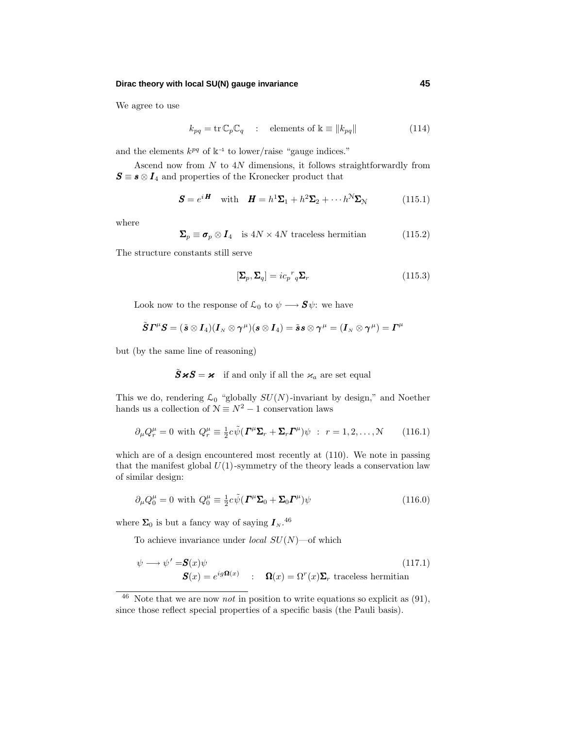We agree to use

$$k_{pq} = \operatorname{tr} \mathbb{C}_p \mathbb{C}_q \quad : \quad \text{elements of } \mathbb{k} \equiv \| k_{pq} \| \tag{114}$$

and the elements $k^{pq}$ of $\mathbb{k}^{-1}$ to lower/raise "gauge indices."

Ascend now from $N$ to $4N$ dimensions, it follows straightforwardly from $\boldsymbol{S} \equiv \boldsymbol{s} \otimes \boldsymbol{I}_4$ and properties of the Kronecker product that

$$\boldsymbol{S} = e^{i\boldsymbol{H}} \quad \text{with} \quad \boldsymbol{H} = h^1 \boldsymbol{\Sigma}_1 + h^2 \boldsymbol{\Sigma}_2 + \cdots h^{\mathcal{N}} \boldsymbol{\Sigma}_{\mathcal{N}} \tag{115.1}$$

where

$$\boldsymbol{\Sigma}_p \equiv \boldsymbol{\sigma}_p \otimes \boldsymbol{I}_4 \quad \text{is } 4N \times 4N \text{ traceless hermitian} \tag{115.2}$$

The structure constants still serve

$$[\boldsymbol{\Sigma}_p, \boldsymbol{\Sigma}_q] = i c_p{}^r{}_q \boldsymbol{\Sigma}_r \tag{115.3}$$

Look now to the response of $\mathcal{L}_0$ to $\psi \longrightarrow \boldsymbol{S}\psi$: we have

$$\tilde{\boldsymbol{S}} \boldsymbol{\Gamma}^\mu \boldsymbol{S} = (\tilde{\boldsymbol{s}} \otimes \boldsymbol{I}_4)(\boldsymbol{I}_N \otimes \boldsymbol{\gamma}^\mu)(\boldsymbol{s} \otimes \boldsymbol{I}_4) = \tilde{\boldsymbol{s}}\boldsymbol{s} \otimes \boldsymbol{\gamma}^\mu = (\boldsymbol{I}_N \otimes \boldsymbol{\gamma}^\mu) = \boldsymbol{\Gamma}^\mu$$

but (by the same line of reasoning)

$$\tilde{\boldsymbol{S}} \boldsymbol{\varkappa} \boldsymbol{S} = \boldsymbol{\varkappa} \quad \text{if and only if all the } \varkappa_a \text{ are set equal}$$

This we do, rendering $\mathcal{L}_0$ "globally $SU(N)$-invariant by design," and Noether hands us a collection of $\mathcal{N} \equiv N^2 - 1$ conservation laws

$$\partial_\mu Q_r^\mu = 0 \text{ with } Q_r^\mu \equiv \tfrac{1}{2} c \tilde{\psi}(\boldsymbol{\Gamma}^\mu \boldsymbol{\Sigma}_r + \boldsymbol{\Sigma}_r \boldsymbol{\Gamma}^\mu)\psi \;\; : \;\; r = 1, 2, \ldots, \mathcal{N} \tag{116.1}$$

which are of a design encountered most recently at (110). We note in passing that the manifest global $U(1)$-symmetry of the theory leads a conservation law of similar design:

$$\partial_\mu Q_0^\mu = 0 \text{ with } Q_0^\mu \equiv \tfrac{1}{2} c \tilde{\psi}(\boldsymbol{\Gamma}^\mu \boldsymbol{\Sigma}_0 + \boldsymbol{\Sigma}_0 \boldsymbol{\Gamma}^\mu)\psi \tag{116.0}$$

where $\boldsymbol{\Sigma}_0$ is but a fancy way of saying $\boldsymbol{I}_N$.[46]

To achieve invariance under *local* $SU(N)$—of which

$$\begin{aligned} \psi \longrightarrow \psi' = &\boldsymbol{S}(x)\psi \\ &\boldsymbol{S}(x) = e^{ig\boldsymbol{\Omega}(x)} \quad : \quad \boldsymbol{\Omega}(x) = \Omega^r(x)\boldsymbol{\Sigma}_r \text{ traceless hermitian} \end{aligned} \tag{117.1}$$

---

[46] Note that we are now *not* in position to write equations so explicit as (91), since those reflect special properties of a specific basis (the Pauli basis).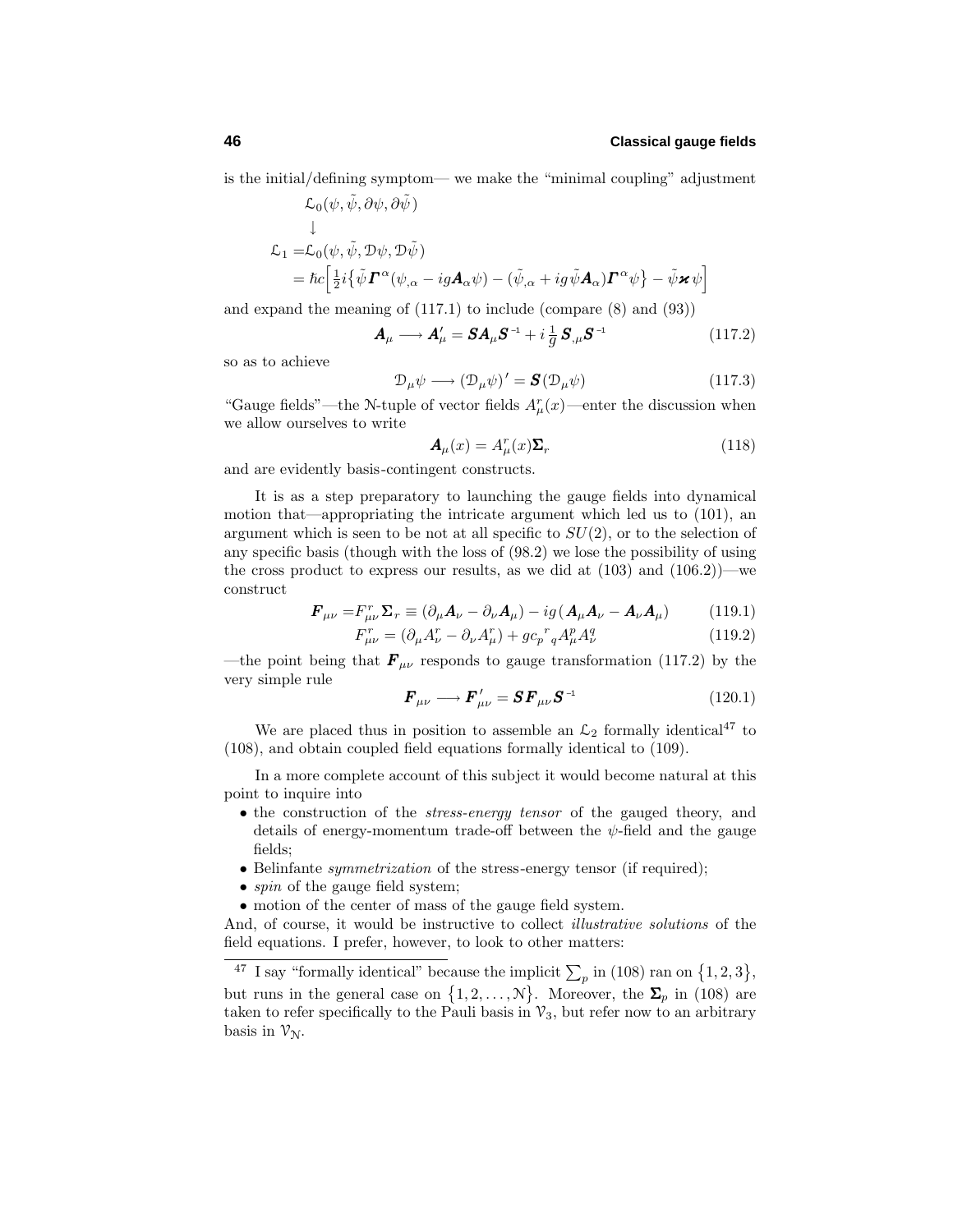is the initial/defining symptom— we make the "minimal coupling" adjustment

$$
\begin{aligned}
&\mathcal{L}_0(\psi,\tilde{\psi},\partial\psi,\partial\tilde{\psi})\\
&\quad\downarrow\\
\mathcal{L}_1 =&\mathcal{L}_0(\psi,\tilde{\psi},\mathcal{D}\psi,\mathcal{D}\tilde{\psi})\\
=&\hbar c\Big[\tfrac{1}{2}i\big\{\tilde{\psi}\boldsymbol{\Gamma}^\alpha(\psi_{,\alpha}-ig\boldsymbol{A}_\alpha\psi)-(\tilde{\psi}_{,\alpha}+ig\tilde{\psi}\boldsymbol{A}_\alpha)\boldsymbol{\Gamma}^\alpha\psi\big\}-\tilde{\psi}\boldsymbol{\varkappa}\psi\Big]
\end{aligned}
$$

and expand the meaning of (117.1) to include (compare (8) and (93))

$$
\boldsymbol{A}_\mu \longrightarrow \boldsymbol{A}'_\mu = \boldsymbol{S}\boldsymbol{A}_\mu\boldsymbol{S}^{-1} + i\,\tfrac{1}{g}\,\boldsymbol{S}_{,\mu}\boldsymbol{S}^{-1} \tag{117.2}
$$

so as to achieve

$$
\mathcal{D}_\mu\psi \longrightarrow (\mathcal{D}_\mu\psi)' = \boldsymbol{S}(\mathcal{D}_\mu\psi) \tag{117.3}
$$

"Gauge fields"—the $\mathcal{N}$-tuple of vector fields $A^r_\mu(x)$—enter the discussion when we allow ourselves to write

$$
\boldsymbol{A}_\mu(x) = A^r_\mu(x)\boldsymbol{\Sigma}_r \tag{118}
$$

and are evidently basis-contingent constructs.

It is as a step preparatory to launching the gauge fields into dynamical motion that—appropriating the intricate argument which led us to (101), an argument which is seen to be not at all specific to $SU(2)$, or to the selection of any specific basis (though with the loss of (98.2) we lose the possibility of using the cross product to express our results, as we did at (103) and (106.2))—we construct

$$
\boldsymbol{F}_{\mu\nu} = F^r_{\mu\nu}\boldsymbol{\Sigma}_r \equiv (\partial_\mu\boldsymbol{A}_\nu - \partial_\nu\boldsymbol{A}_\mu) - ig(\boldsymbol{A}_\mu\boldsymbol{A}_\nu - \boldsymbol{A}_\nu\boldsymbol{A}_\mu) \tag{119.1}
$$

$$
F^r_{\mu\nu} = (\partial_\mu A^r_\nu - \partial_\nu A^r_\mu) + gc_p{}^r{}_q A^p_\mu A^q_\nu \tag{119.2}
$$

—the point being that $\boldsymbol{F}_{\mu\nu}$ responds to gauge transformation (117.2) by the very simple rule

$$
\boldsymbol{F}_{\mu\nu} \longrightarrow \boldsymbol{F}'_{\mu\nu} = \boldsymbol{S}\boldsymbol{F}_{\mu\nu}\boldsymbol{S}^{-1} \tag{120.1}
$$

We are placed thus in position to assemble an $\mathcal{L}_2$ formally identical[47] to (108), and obtain coupled field equations formally identical to (109).

In a more complete account of this subject it would become natural at this point to inquire into

- the construction of the *stress-energy tensor* of the gauged theory, and details of energy-momentum trade-off between the $\psi$-field and the gauge fields;
- Belinfante *symmetrization* of the stress-energy tensor (if required);
- *spin* of the gauge field system;
- motion of the center of mass of the gauge field system.

And, of course, it would be instructive to collect *illustrative solutions* of the field equations. I prefer, however, to look to other matters:

---

[47] I say "formally identical" because the implicit $\sum_p$ in (108) ran on $\{1,2,3\}$, but runs in the general case on $\{1,2,\ldots,\mathcal{N}\}$. Moreover, the $\boldsymbol{\Sigma}_p$ in (108) are taken to refer specifically to the Pauli basis in $\mathcal{V}_3$, but refer now to an arbitrary basis in $\mathcal{V}_\mathcal{N}$.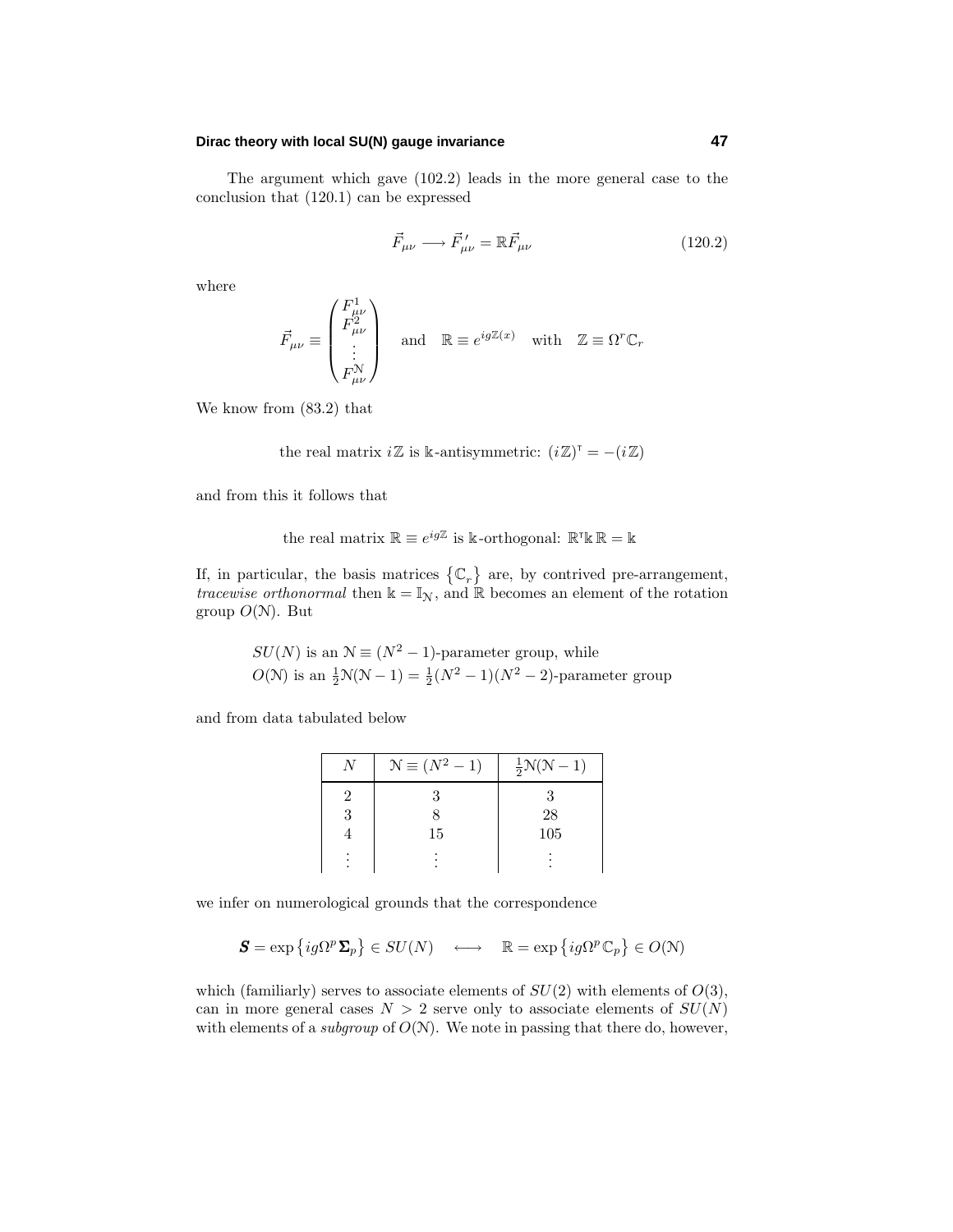The argument which gave (102.2) leads in the more general case to the conclusion that (120.1) can be expressed

$$\vec{F}_{\mu\nu} \longrightarrow \vec{F}'_{\mu\nu} = \mathbb{R}\vec{F}_{\mu\nu} \tag{120.2}$$

where

$$\vec{F}_{\mu\nu} \equiv \begin{pmatrix} F^1_{\mu\nu} \\ F^2_{\mu\nu} \\ \vdots \\ F^{\mathcal{N}}_{\mu\nu} \end{pmatrix} \quad \text{and} \quad \mathbb{R} \equiv e^{ig\mathbb{Z}(x)} \quad \text{with} \quad \mathbb{Z} \equiv \Omega^r \mathbb{C}_r$$

We know from (83.2) that

$$\text{the real matrix } i\mathbb{Z} \text{ is } \Bbbk\text{-antisymmetric: } (i\mathbb{Z})^{\mathsf{T}} = -(i\mathbb{Z})$$

and from this it follows that

$$\text{the real matrix } \mathbb{R} \equiv e^{ig\mathbb{Z}} \text{ is } \Bbbk\text{-orthogonal: } \mathbb{R}^{\mathsf{T}}\Bbbk\,\mathbb{R} = \Bbbk$$

If, in particular, the basis matrices $\{\mathbb{C}_r\}$ are, by contrived pre-arrangement, *tracewise orthonormal* then $\Bbbk = \mathbb{I}_{\mathcal{N}}$, and $\mathbb{R}$ becomes an element of the rotation group $O(\mathcal{N})$. But

$SU(N)$ is an $\mathcal{N} \equiv (N^2-1)$-parameter group, while
$O(\mathcal{N})$ is an $\frac{1}{2}\mathcal{N}(\mathcal{N}-1) = \frac{1}{2}(N^2-1)(N^2-2)$-parameter group

and from data tabulated below

| $N$ | $\mathcal{N} \equiv (N^2-1)$ | $\frac{1}{2}\mathcal{N}(\mathcal{N}-1)$ |
|---|---|---|
| 2 | 3 | 3 |
| 3 | 8 | 28 |
| 4 | 15 | 105 |
| $\vdots$ | $\vdots$ | $\vdots$ |

we infer on numerological grounds that the correspondence

$$\boldsymbol{S} = \exp\{ig\Omega^p\boldsymbol{\Sigma}_p\} \in SU(N) \quad \longleftrightarrow \quad \mathbb{R} = \exp\{ig\Omega^p\mathbb{C}_p\} \in O(\mathcal{N})$$

which (familiarly) serves to associate elements of $SU(2)$ with elements of $O(3)$, can in more general cases $N > 2$ serve only to associate elements of $SU(N)$ with elements of a *subgroup* of $O(\mathcal{N})$. We note in passing that there do, however,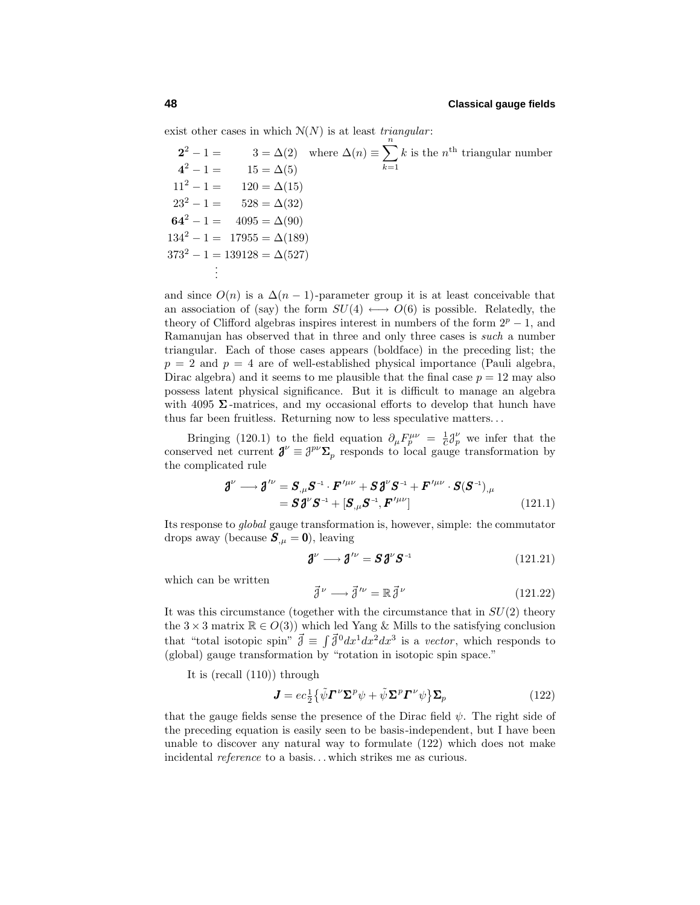exist other cases in which $\mathcal{N}(N)$ is at least *triangular*:

$$
\begin{aligned}
\mathbf{2}^2-1 &= 3 = \Delta(2) \quad \text{where } \Delta(n) \equiv \sum_{k=1}^{n} k \text{ is the } n^{\text{th}} \text{ triangular number}\\
\mathbf{4}^2-1 &= 15 = \Delta(5)\\
11^2-1 &= 120 = \Delta(15)\\
23^2-1 &= 528 = \Delta(32)\\
\mathbf{64}^2-1 &= 4095 = \Delta(90)\\
134^2-1 &= 17955 = \Delta(189)\\
373^2-1 &= 139128 = \Delta(527)\\
&\vdots
\end{aligned}
$$

and since $O(n)$ is a $\Delta(n-1)$-parameter group it is at least conceivable that an association of (say) the form $SU(4) \longleftrightarrow O(6)$ is possible. Relatedly, the theory of Clifford algebras inspires interest in numbers of the form $2^p - 1$, and Ramanujan has observed that in three and only three cases is *such* a number triangular. Each of those cases appears (boldface) in the preceding list; the $p = 2$ and $p = 4$ are of well-established physical importance (Pauli algebra, Dirac algebra) and it seems to me plausible that the final case $p = 12$ may also possess latent physical significance. But it is difficult to manage an algebra with 4095 $\boldsymbol{\Sigma}$-matrices, and my occasional efforts to develop that hunch have thus far been fruitless. Returning now to less speculative matters...

Bringing (120.1) to the field equation $\partial_\mu F_p^{\mu\nu} = \frac{1}{c}\mathcal{J}_p^\nu$ we infer that the conserved net current $\boldsymbol{\mathcal{J}}^\nu \equiv \mathcal{J}^{p\nu}\boldsymbol{\Sigma}_p$ responds to local gauge transformation by the complicated rule

$$
\begin{aligned}
\boldsymbol{\mathcal{J}}^\nu \longrightarrow \boldsymbol{\mathcal{J}}'^\nu &= \boldsymbol{S}_{,\mu}\boldsymbol{S}^{-1}\cdot \boldsymbol{F}'^{\mu\nu} + \boldsymbol{S}\boldsymbol{\mathcal{J}}^\nu\boldsymbol{S}^{-1} + \boldsymbol{F}'^{\mu\nu}\cdot \boldsymbol{S}(\boldsymbol{S}^{-1})_{,\mu}\\
&= \boldsymbol{S}\boldsymbol{\mathcal{J}}^\nu\boldsymbol{S}^{-1} + [\boldsymbol{S}_{,\mu}\boldsymbol{S}^{-1}, \boldsymbol{F}'^{\mu\nu}]
\end{aligned}
\tag{121.1}
$$

Its response to *global* gauge transformation is, however, simple: the commutator drops away (because $\boldsymbol{S}_{,\mu} = \boldsymbol{0}$), leaving

$$
\boldsymbol{\mathcal{J}}^\nu \longrightarrow \boldsymbol{\mathcal{J}}'^\nu = \boldsymbol{S}\boldsymbol{\mathcal{J}}^\nu\boldsymbol{S}^{-1} \tag{121.21}
$$

which can be written

$$
\vec{\mathcal{J}}^{\,\nu} \longrightarrow \vec{\mathcal{J}}'^{\nu} = \mathbb{R}\,\vec{\mathcal{J}}^{\,\nu} \tag{121.22}
$$

It was this circumstance (together with the circumstance that in $SU(2)$ theory the $3\times 3$ matrix $\mathbb{R} \in O(3)$) which led Yang & Mills to the satisfying conclusion that "total isotopic spin" $\vec{\mathcal{J}} \equiv \int \vec{\mathcal{J}}^{0} dx^1 dx^2 dx^3$ is a *vector*, which responds to (global) gauge transformation by "rotation in isotopic spin space."

It is (recall (110)) through

$$
\boldsymbol{J} = ec\tfrac{1}{2}\big\{\tilde{\psi}\boldsymbol{\Gamma}^\nu\boldsymbol{\Sigma}^p\psi + \tilde{\psi}\boldsymbol{\Sigma}^p\boldsymbol{\Gamma}^\nu\psi\big\}\boldsymbol{\Sigma}_p \tag{122}
$$

that the gauge fields sense the presence of the Dirac field $\psi$. The right side of the preceding equation is easily seen to be basis-independent, but I have been unable to discover any natural way to formulate (122) which does not make incidental *reference* to a basis... which strikes me as curious.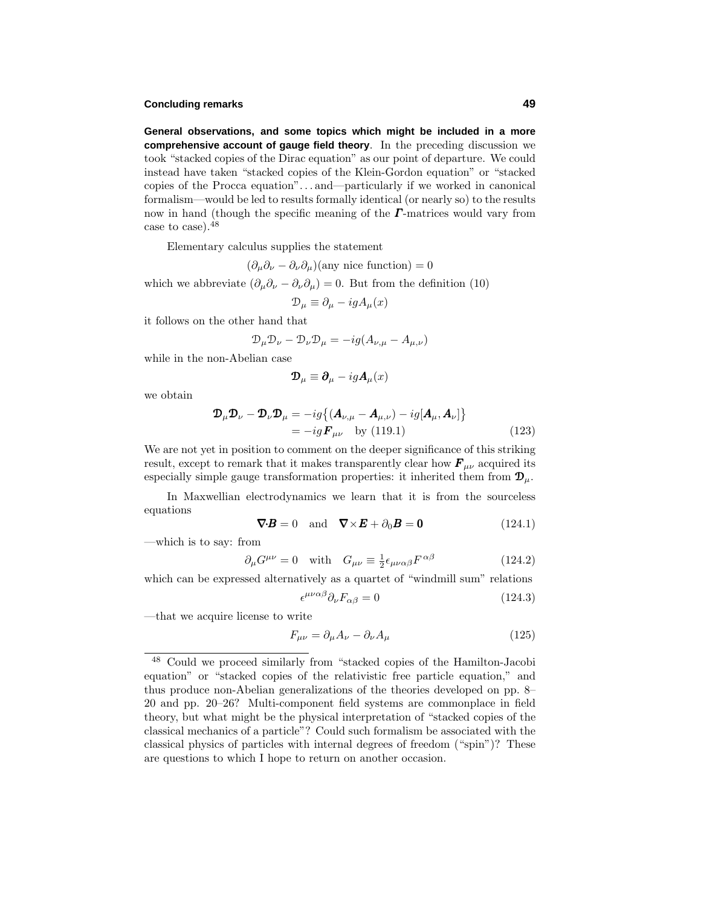**General observations, and some topics which might be included in a more comprehensive account of gauge field theory**. In the preceding discussion we took "stacked copies of the Dirac equation" as our point of departure. We could instead have taken "stacked copies of the Klein-Gordon equation" or "stacked copies of the Procca equation"... and—particularly if we worked in canonical formalism—would be led to results formally identical (or nearly so) to the results now in hand (though the specific meaning of the $\boldsymbol{\Gamma}$-matrices would vary from case to case).[48]

Elementary calculus supplies the statement

$$(\partial_\mu \partial_\nu - \partial_\nu \partial_\mu)(\text{any nice function}) = 0$$

which we abbreviate $(\partial_\mu \partial_\nu - \partial_\nu \partial_\mu) = 0$. But from the definition (10)

$$\mathcal{D}_\mu \equiv \partial_\mu - igA_\mu(x)$$

it follows on the other hand that

$$\mathcal{D}_\mu \mathcal{D}_\nu - \mathcal{D}_\nu \mathcal{D}_\mu = -ig(A_{\nu,\mu} - A_{\mu,\nu})$$

while in the non-Abelian case

$$\boldsymbol{\mathcal{D}}_\mu \equiv \boldsymbol{\partial}_\mu - ig\boldsymbol{A}_\mu(x)$$

we obtain

$$\begin{aligned}\boldsymbol{\mathcal{D}}_\mu \boldsymbol{\mathcal{D}}_\nu - \boldsymbol{\mathcal{D}}_\nu \boldsymbol{\mathcal{D}}_\mu &= -ig\big\{(\boldsymbol{A}_{\nu,\mu} - \boldsymbol{A}_{\mu,\nu}) - ig[\boldsymbol{A}_\mu, \boldsymbol{A}_\nu]\big\} \\ &= -ig\boldsymbol{F}_{\mu\nu} \quad \text{by (119.1)}\end{aligned} \tag{123}$$

We are not yet in position to comment on the deeper significance of this striking result, except to remark that it makes transparently clear how $\boldsymbol{F}_{\mu\nu}$ acquired its especially simple gauge transformation properties: it inherited them from $\boldsymbol{\mathcal{D}}_\mu$.

In Maxwellian electrodynamics we learn that it is from the sourceless equations

$$\boldsymbol{\nabla}\cdot\boldsymbol{B} = 0 \quad \text{and} \quad \boldsymbol{\nabla}\times\boldsymbol{E} + \partial_0 \boldsymbol{B} = \boldsymbol{0} \tag{124.1}$$

—which is to say: from

$$\partial_\mu G^{\mu\nu} = 0 \quad \text{with} \quad G_{\mu\nu} \equiv \tfrac{1}{2}\epsilon_{\mu\nu\alpha\beta}F^{\alpha\beta} \tag{124.2}$$

which can be expressed alternatively as a quartet of "windmill sum" relations

$$\epsilon^{\mu\nu\alpha\beta}\partial_\nu F_{\alpha\beta} = 0 \tag{124.3}$$

—that we acquire license to write

$$F_{\mu\nu} = \partial_\mu A_\nu - \partial_\nu A_\mu \tag{125}$$

---

[48] Could we proceed similarly from "stacked copies of the Hamilton-Jacobi equation" or "stacked copies of the relativistic free particle equation," and thus produce non-Abelian generalizations of the theories developed on pp. 8–20 and pp. 20–26? Multi-component field systems are commonplace in field theory, but what might be the physical interpretation of "stacked copies of the classical mechanics of a particle"? Could such formalism be associated with the classical physics of particles with internal degrees of freedom ("spin")? These are questions to which I hope to return on another occasion.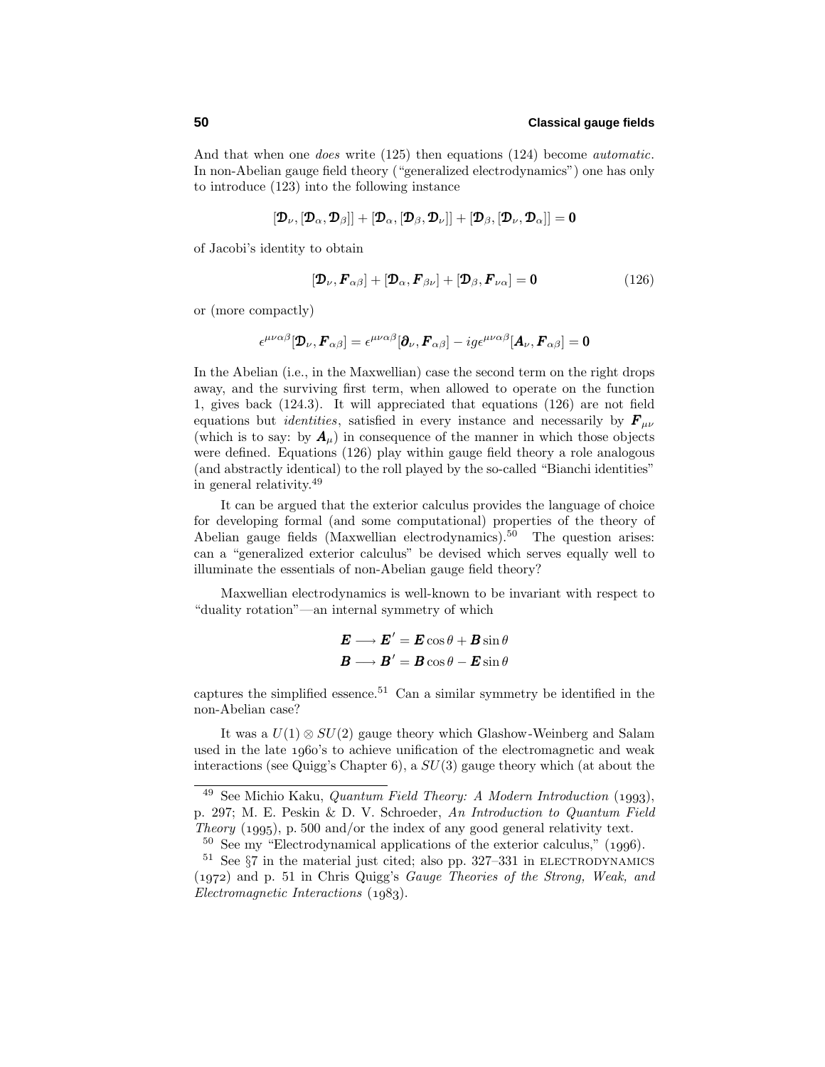And that when one *does* write (125) then equations (124) become *automatic*. In non-Abelian gauge field theory ("generalized electrodynamics") one has only to introduce (123) into the following instance

$$[\boldsymbol{\mathfrak{D}}_\nu, [\boldsymbol{\mathfrak{D}}_\alpha, \boldsymbol{\mathfrak{D}}_\beta]] + [\boldsymbol{\mathfrak{D}}_\alpha, [\boldsymbol{\mathfrak{D}}_\beta, \boldsymbol{\mathfrak{D}}_\nu]] + [\boldsymbol{\mathfrak{D}}_\beta, [\boldsymbol{\mathfrak{D}}_\nu, \boldsymbol{\mathfrak{D}}_\alpha]] = \mathbf{0}$$

of Jacobi's identity to obtain

$$[\boldsymbol{\mathfrak{D}}_\nu, \boldsymbol{F}_{\alpha\beta}] + [\boldsymbol{\mathfrak{D}}_\alpha, \boldsymbol{F}_{\beta\nu}] + [\boldsymbol{\mathfrak{D}}_\beta, \boldsymbol{F}_{\nu\alpha}] = \mathbf{0} \tag{126}$$

or (more compactly)

$$\epsilon^{\mu\nu\alpha\beta}[\boldsymbol{\mathfrak{D}}_\nu, \boldsymbol{F}_{\alpha\beta}] = \epsilon^{\mu\nu\alpha\beta}[\boldsymbol{\partial}_\nu, \boldsymbol{F}_{\alpha\beta}] - ig\epsilon^{\mu\nu\alpha\beta}[\boldsymbol{A}_\nu, \boldsymbol{F}_{\alpha\beta}] = \mathbf{0}$$

In the Abelian (i.e., in the Maxwellian) case the second term on the right drops away, and the surviving first term, when allowed to operate on the function 1, gives back (124.3). It will appreciated that equations (126) are not field equations but *identities*, satisfied in every instance and necessarily by $\boldsymbol{F}_{\mu\nu}$ (which is to say: by $\boldsymbol{A}_\mu$) in consequence of the manner in which those objects were defined. Equations (126) play within gauge field theory a role analogous (and abstractly identical) to the roll played by the so-called "Bianchi identities" in general relativity.[49]

It can be argued that the exterior calculus provides the language of choice for developing formal (and some computational) properties of the theory of Abelian gauge fields (Maxwellian electrodynamics).[50] The question arises: can a "generalized exterior calculus" be devised which serves equally well to illuminate the essentials of non-Abelian gauge field theory?

Maxwellian electrodynamics is well-known to be invariant with respect to "duality rotation"—an internal symmetry of which

$$\begin{aligned}
\boldsymbol{E} \longrightarrow \boldsymbol{E}' &= \boldsymbol{E}\cos\theta + \boldsymbol{B}\sin\theta \\
\boldsymbol{B} \longrightarrow \boldsymbol{B}' &= \boldsymbol{B}\cos\theta - \boldsymbol{E}\sin\theta
\end{aligned}$$

captures the simplified essence.[51] Can a similar symmetry be identified in the non-Abelian case?

It was a $U(1) \otimes SU(2)$ gauge theory which Glashow-Weinberg and Salam used in the late 1960's to achieve unification of the electromagnetic and weak interactions (see Quigg's Chapter 6), a $SU(3)$ gauge theory which (at about the

---

[49] See Michio Kaku, *Quantum Field Theory: A Modern Introduction* (1993), p. 297; M. E. Peskin & D. V. Schroeder, *An Introduction to Quantum Field Theory* (1995), p. 500 and/or the index of any good general relativity text.

[50] See my "Electrodynamical applications of the exterior calculus," (1996).

[51] See §7 in the material just cited; also pp. 327–331 in ELECTRODYNAMICS (1972) and p. 51 in Chris Quigg's *Gauge Theories of the Strong, Weak, and Electromagnetic Interactions* (1983).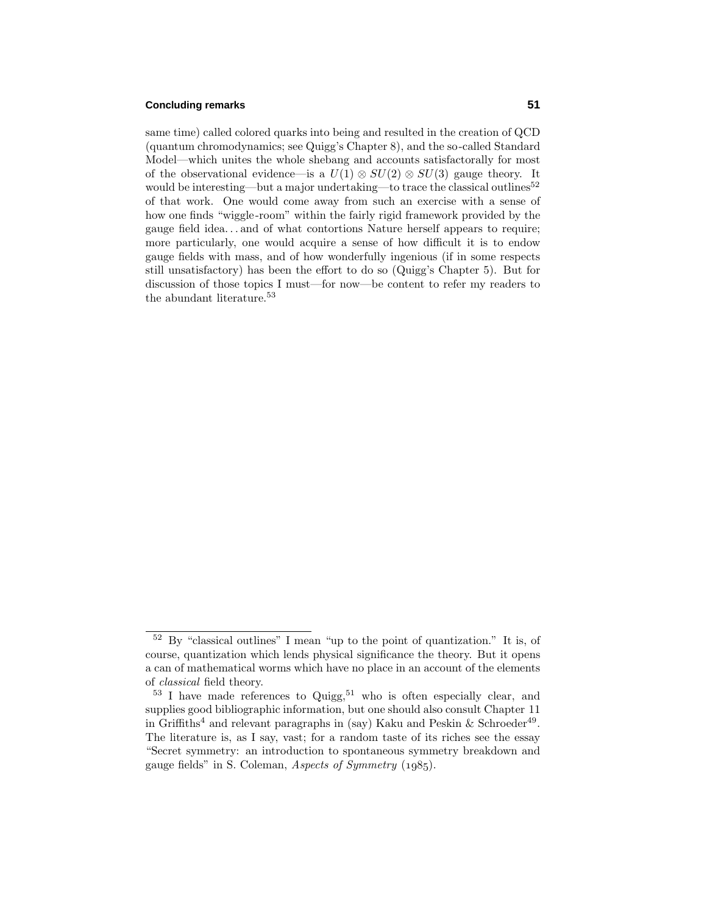same time) called colored quarks into being and resulted in the creation of QCD (quantum chromodynamics; see Quigg's Chapter 8), and the so-called Standard Model—which unites the whole shebang and accounts satisfactorally for most of the observational evidence—is a $U(1) \otimes SU(2) \otimes SU(3)$ gauge theory. It would be interesting—but a major undertaking—to trace the classical outlines[52] of that work. One would come away from such an exercise with a sense of how one finds "wiggle-room" within the fairly rigid framework provided by the gauge field idea. . . and of what contortions Nature herself appears to require; more particularly, one would acquire a sense of how difficult it is to endow gauge fields with mass, and of how wonderfully ingenious (if in some respects still unsatisfactory) has been the effort to do so (Quigg's Chapter 5). But for discussion of those topics I must—for now—be content to refer my readers to the abundant literature.[53]

---

[52] By "classical outlines" I mean "up to the point of quantization." It is, of course, quantization which lends physical significance the theory. But it opens a can of mathematical worms which have no place in an account of the elements of *classical* field theory.

[53] I have made references to Quigg,[51] who is often especially clear, and supplies good bibliographic information, but one should also consult Chapter 11 in Griffiths[4] and relevant paragraphs in (say) Kaku and Peskin & Schroeder[49]. The literature is, as I say, vast; for a random taste of its riches see the essay "Secret symmetry: an introduction to spontaneous symmetry breakdown and gauge fields" in S. Coleman, *Aspects of Symmetry* (1985).